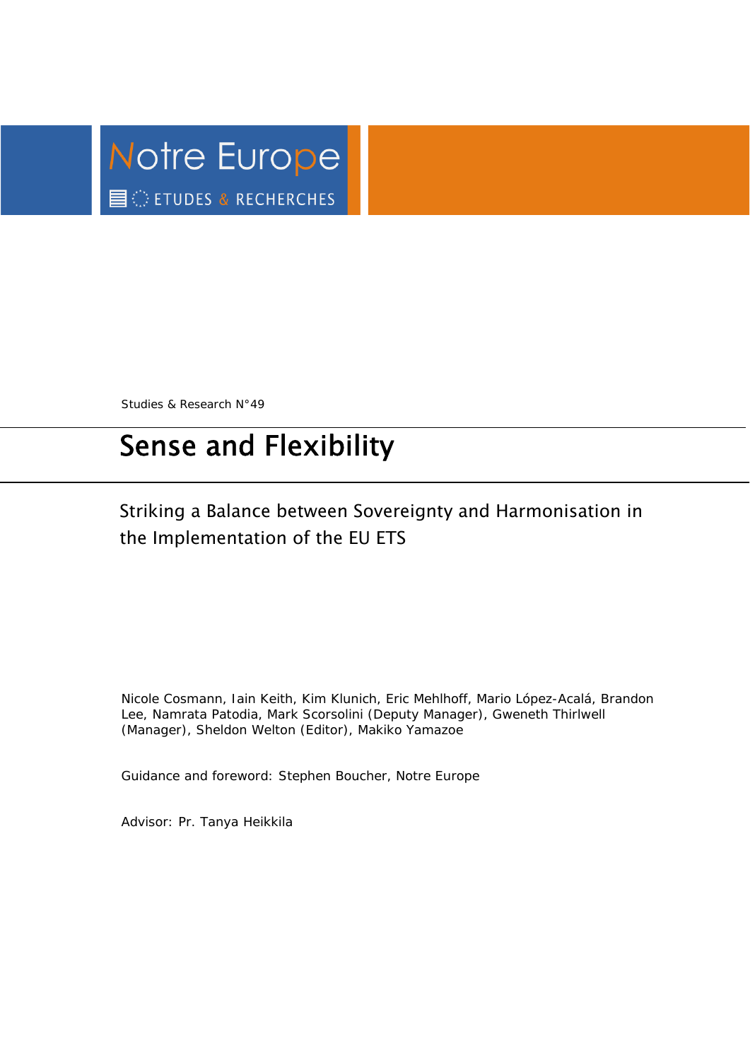Notre Europe

ETUDES & RECHERCHES

Studies & Research N°49

# Sense and Flexibility

## Striking a Balance between Sovereignty and Harmonisation in the Implementation of the EU ETS

Nicole Cosmann, Iain Keith, Kim Klunich, Eric Mehlhoff, Mario López-Acalá, Brandon Lee, Namrata Patodia, Mark Scorsolini (Deputy Manager), Gweneth Thirlwell (Manager), Sheldon Welton (Editor), Makiko Yamazoe

Guidance and foreword: Stephen Boucher, Notre Europe

Advisor: Pr. Tanya Heikkila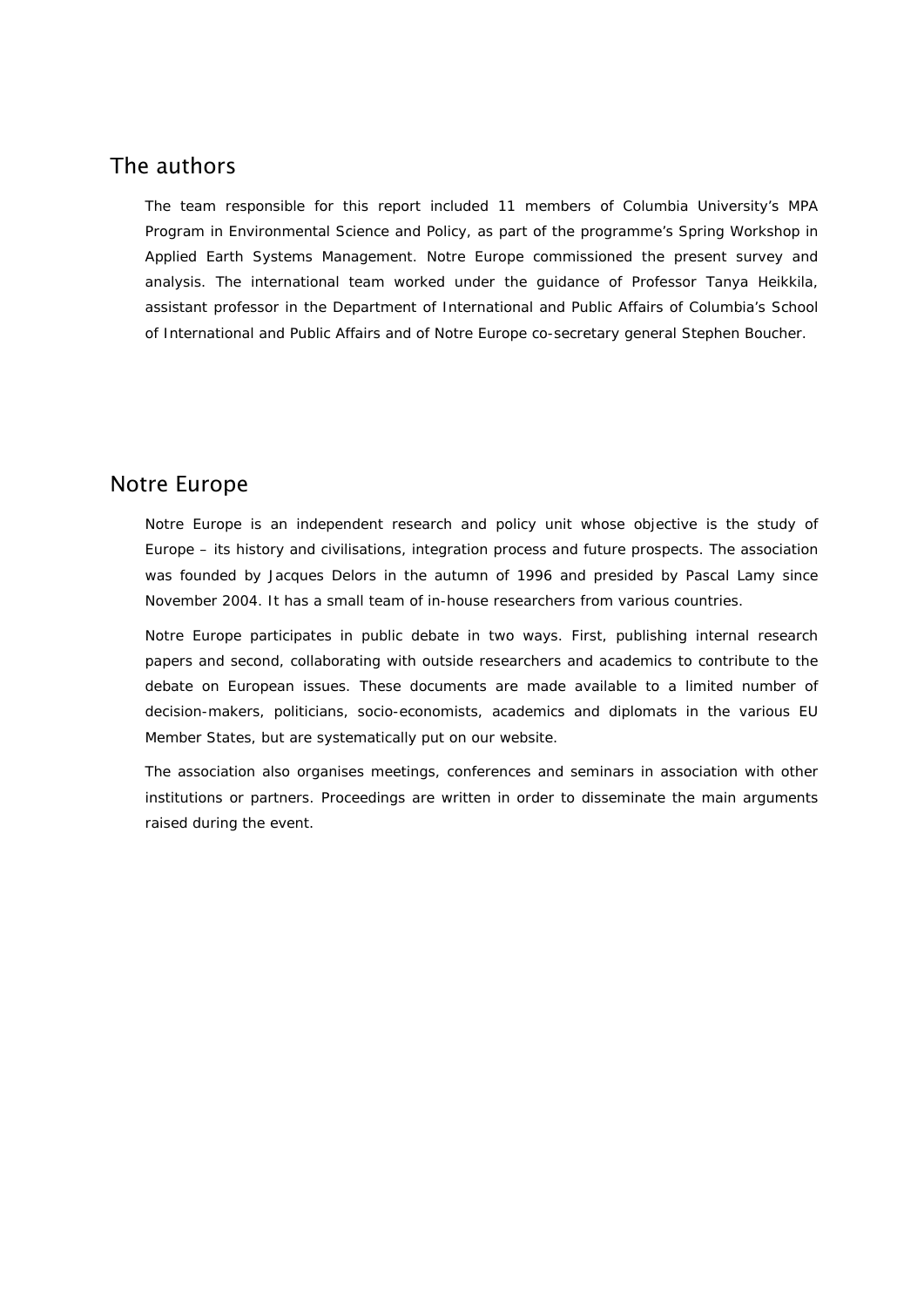## The authors

The team responsible for this report included 11 members of Columbia University's MPA Program in Environmental Science and Policy, as part of the programme's Spring Workshop in Applied Earth Systems Management. Notre Europe commissioned the present survey and analysis. The international team worked under the guidance of Professor Tanya Heikkila, assistant professor in the Department of International and Public Affairs of Columbia's School of International and Public Affairs and of Notre Europe co-secretary general Stephen Boucher.

## Notre Europe

Notre Europe is an independent research and policy unit whose objective is the study of Europe – its history and civilisations, integration process and future prospects. The association was founded by Jacques Delors in the autumn of 1996 and presided by Pascal Lamy since November 2004. It has a small team of in-house researchers from various countries.

Notre Europe participates in public debate in two ways. First, publishing internal research papers and second, collaborating with outside researchers and academics to contribute to the debate on European issues. These documents are made available to a limited number of decision-makers, politicians, socio-economists, academics and diplomats in the various EU Member States, but are systematically put on our website.

The association also organises meetings, conferences and seminars in association with other institutions or partners. Proceedings are written in order to disseminate the main arguments raised during the event.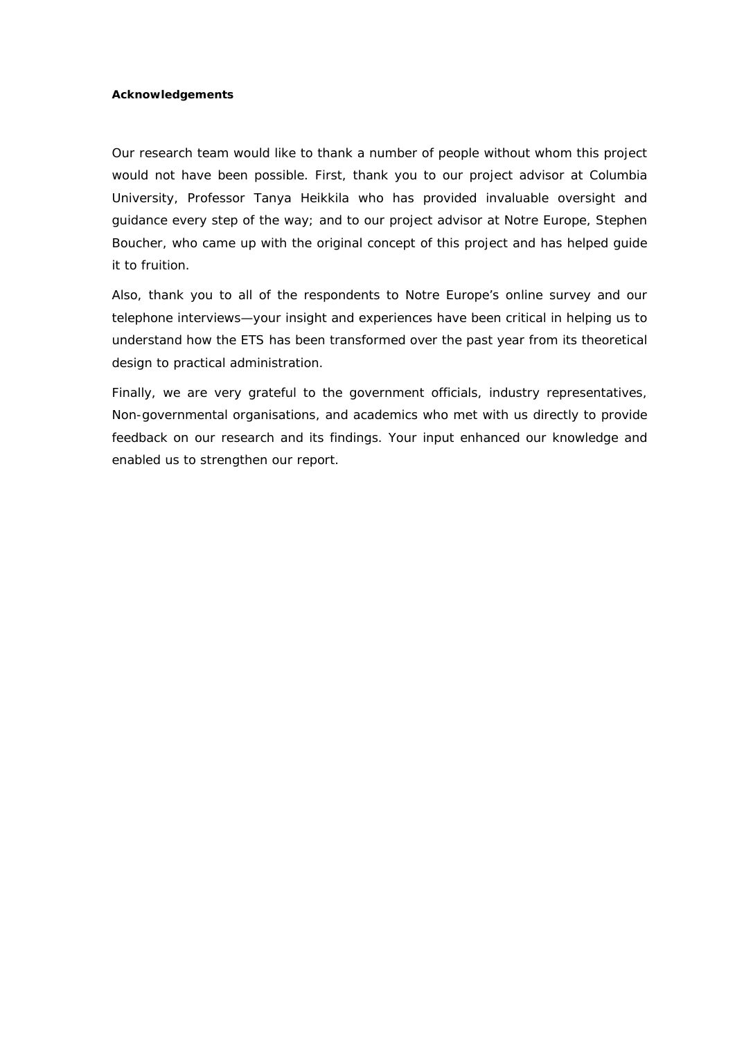**Acknowledgements**

Our research team would like to thank a number of people without whom this project would not have been possible. First, thank you to our project advisor at Columbia University, Professor Tanya Heikkila who has provided invaluable oversight and guidance every step of the way; and to our project advisor at Notre Europe, Stephen Boucher, who came up with the original concept of this project and has helped guide it to fruition.

Also, thank you to all of the respondents to Notre Europe's online survey and our telephone interviews—your insight and experiences have been critical in helping us to understand how the ETS has been transformed over the past year from its theoretical design to practical administration.

Finally, we are very grateful to the government officials, industry representatives, Non-governmental organisations, and academics who met with us directly to provide feedback on our research and its findings. Your input enhanced our knowledge and enabled us to strengthen our report.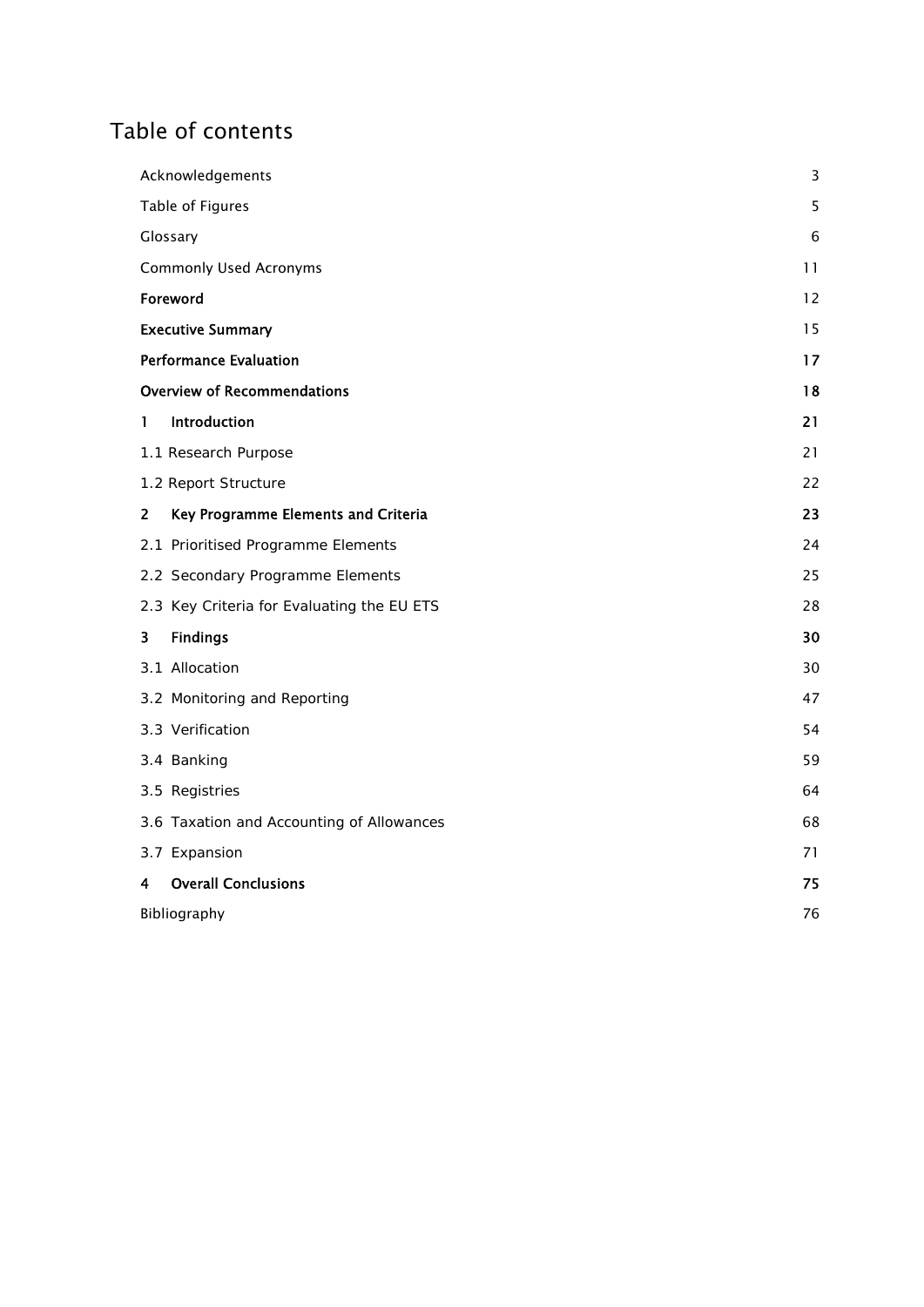# Table of contents

| | |
|---|---|
| Acknowledgements | 3 |
| Table of Figures | 5 |
| Glossary | 6 |
| Commonly Used Acronyms | 11 |
| **Foreword** | 12 |
| **Executive Summary** | 15 |
| **Performance Evaluation** | **17** |
| **Overview of Recommendations** | **18** |
| **1 Introduction** | **21** |
| 1.1 Research Purpose | 21 |
| 1.2 Report Structure | 22 |
| **2 Key Programme Elements and Criteria** | **23** |
| 2.1 Prioritised Programme Elements | 24 |
| 2.2 Secondary Programme Elements | 25 |
| 2.3 Key Criteria for Evaluating the EU ETS | 28 |
| **3 Findings** | **30** |
| 3.1 Allocation | 30 |
| 3.2 Monitoring and Reporting | 47 |
| 3.3 Verification | 54 |
| 3.4 Banking | 59 |
| 3.5 Registries | 64 |
| 3.6 Taxation and Accounting of Allowances | 68 |
| 3.7 Expansion | 71 |
| **4 Overall Conclusions** | **75** |
| Bibliography | 76 |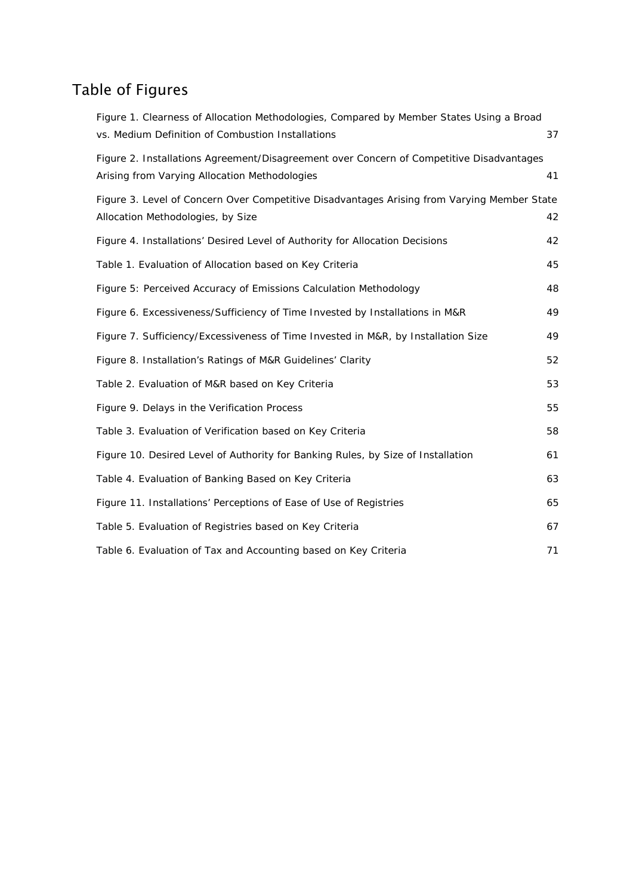# Table of Figures

Figure 1. Clearness of Allocation Methodologies, Compared by Member States Using a Broad vs. Medium Definition of Combustion Installations 37

Figure 2. Installations Agreement/Disagreement over Concern of Competitive Disadvantages Arising from Varying Allocation Methodologies 41

Figure 3. Level of Concern Over Competitive Disadvantages Arising from Varying Member State Allocation Methodologies, by Size 42

Figure 4. Installations' Desired Level of Authority for Allocation Decisions 42

Table 1. Evaluation of Allocation based on Key Criteria 45

Figure 5: Perceived Accuracy of Emissions Calculation Methodology 48

Figure 6. Excessiveness/Sufficiency of Time Invested by Installations in M&R 49

Figure 7. Sufficiency/Excessiveness of Time Invested in M&R, by Installation Size 49

Figure 8. Installation's Ratings of M&R Guidelines' Clarity 52

Table 2. Evaluation of M&R based on Key Criteria 53

Figure 9. Delays in the Verification Process 55

Table 3. Evaluation of Verification based on Key Criteria 58

Figure 10. Desired Level of Authority for Banking Rules, by Size of Installation 61

Table 4. Evaluation of Banking Based on Key Criteria 63

Figure 11. Installations' Perceptions of Ease of Use of Registries 65

Table 5. Evaluation of Registries based on Key Criteria 67

Table 6. Evaluation of Tax and Accounting based on Key Criteria 71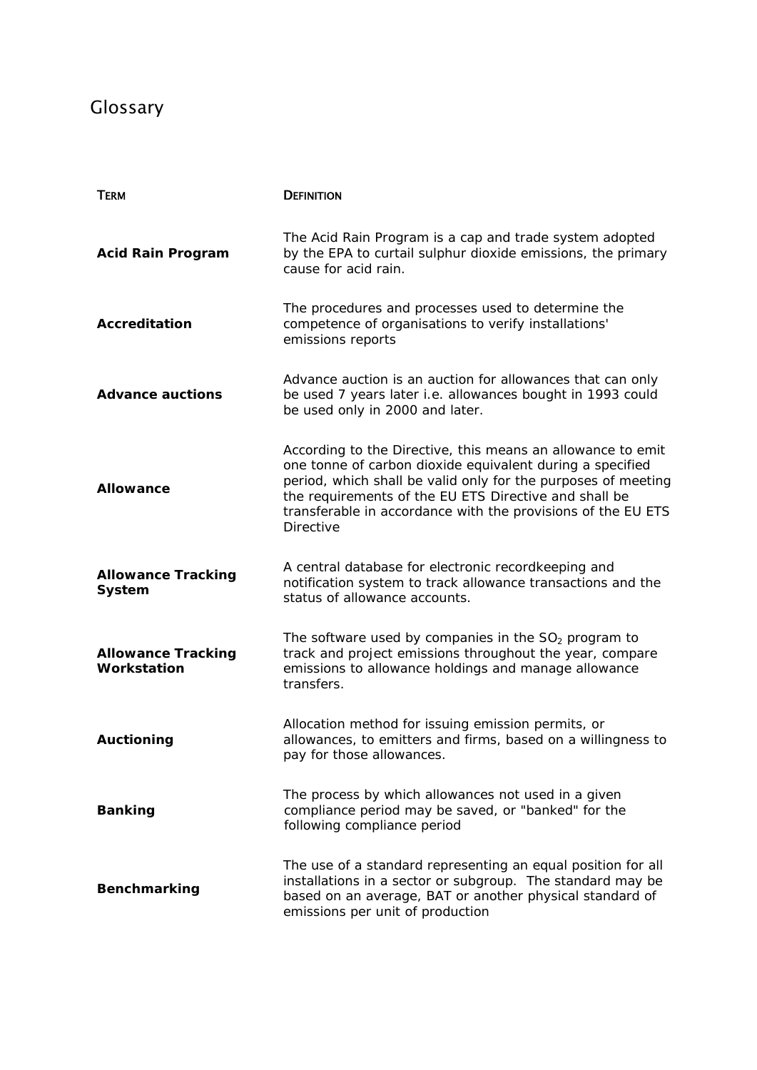# Glossary

| TERM | DEFINITION |
|---|---|
| **Acid Rain Program** | The Acid Rain Program is a cap and trade system adopted by the EPA to curtail sulphur dioxide emissions, the primary cause for acid rain. |
| **Accreditation** | The procedures and processes used to determine the competence of organisations to verify installations' emissions reports |
| **Advance auctions** | Advance auction is an auction for allowances that can only be used 7 years later i.e. allowances bought in 1993 could be used only in 2000 and later. |
| **Allowance** | According to the Directive, this means an allowance to emit one tonne of carbon dioxide equivalent during a specified period, which shall be valid only for the purposes of meeting the requirements of the EU ETS Directive and shall be transferable in accordance with the provisions of the EU ETS Directive |
| **Allowance Tracking System** | A central database for electronic recordkeeping and notification system to track allowance transactions and the status of allowance accounts. |
| **Allowance Tracking Workstation** | The software used by companies in the $SO_2$ program to track and project emissions throughout the year, compare emissions to allowance holdings and manage allowance transfers. |
| **Auctioning** | Allocation method for issuing emission permits, or allowances, to emitters and firms, based on a willingness to pay for those allowances. |
| **Banking** | The process by which allowances not used in a given compliance period may be saved, or "banked" for the following compliance period |
| **Benchmarking** | The use of a standard representing an equal position for all installations in a sector or subgroup. The standard may be based on an average, BAT or another physical standard of emissions per unit of production |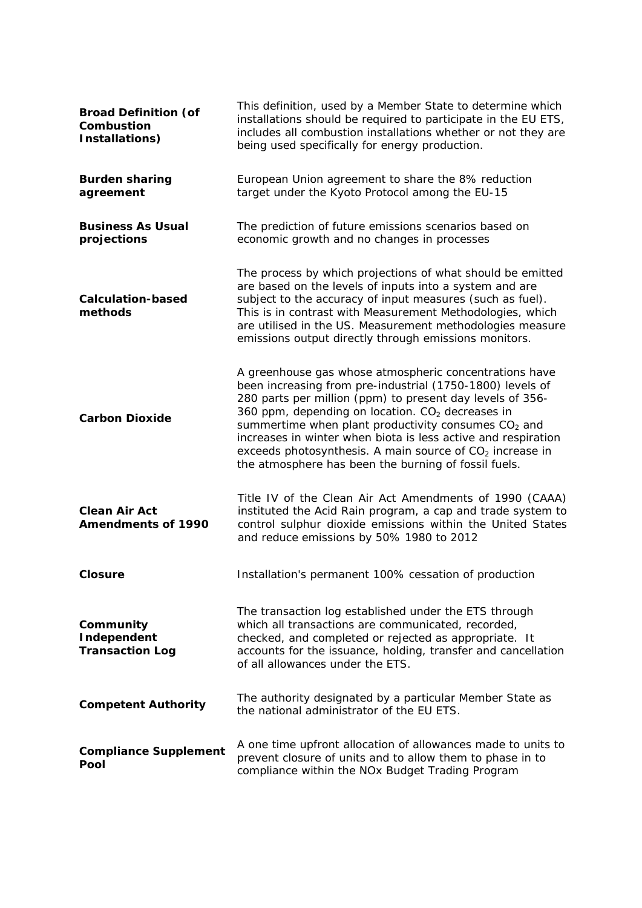| | |
|---|---|
| **Broad Definition (of Combustion Installations)** | This definition, used by a Member State to determine which installations should be required to participate in the EU ETS, includes all combustion installations whether or not they are being used specifically for energy production. |
| **Burden sharing agreement** | European Union agreement to share the 8% reduction target under the Kyoto Protocol among the EU-15 |
| **Business As Usual projections** | The prediction of future emissions scenarios based on economic growth and no changes in processes |
| **Calculation-based methods** | The process by which projections of what should be emitted are based on the levels of inputs into a system and are subject to the accuracy of input measures (such as fuel). This is in contrast with Measurement Methodologies, which are utilised in the US. Measurement methodologies measure emissions output directly through emissions monitors. |
| **Carbon Dioxide** | A greenhouse gas whose atmospheric concentrations have been increasing from pre-industrial (1750-1800) levels of 280 parts per million (ppm) to present day levels of 356-360 ppm, depending on location. $CO_2$ decreases in summertime when plant productivity consumes $CO_2$ and increases in winter when biota is less active and respiration exceeds photosynthesis. A main source of $CO_2$ increase in the atmosphere has been the burning of fossil fuels. |
| **Clean Air Act Amendments of 1990** | Title IV of the Clean Air Act Amendments of 1990 (CAAA) instituted the Acid Rain program, a cap and trade system to control sulphur dioxide emissions within the United States and reduce emissions by 50% 1980 to 2012 |
| **Closure** | Installation's permanent 100% cessation of production |
| **Community Independent Transaction Log** | The transaction log established under the ETS through which all transactions are communicated, recorded, checked, and completed or rejected as appropriate. It accounts for the issuance, holding, transfer and cancellation of all allowances under the ETS. |
| **Competent Authority** | The authority designated by a particular Member State as the national administrator of the EU ETS. |
| **Compliance Supplement Pool** | A one time upfront allocation of allowances made to units to prevent closure of units and to allow them to phase in to compliance within the NOx Budget Trading Program |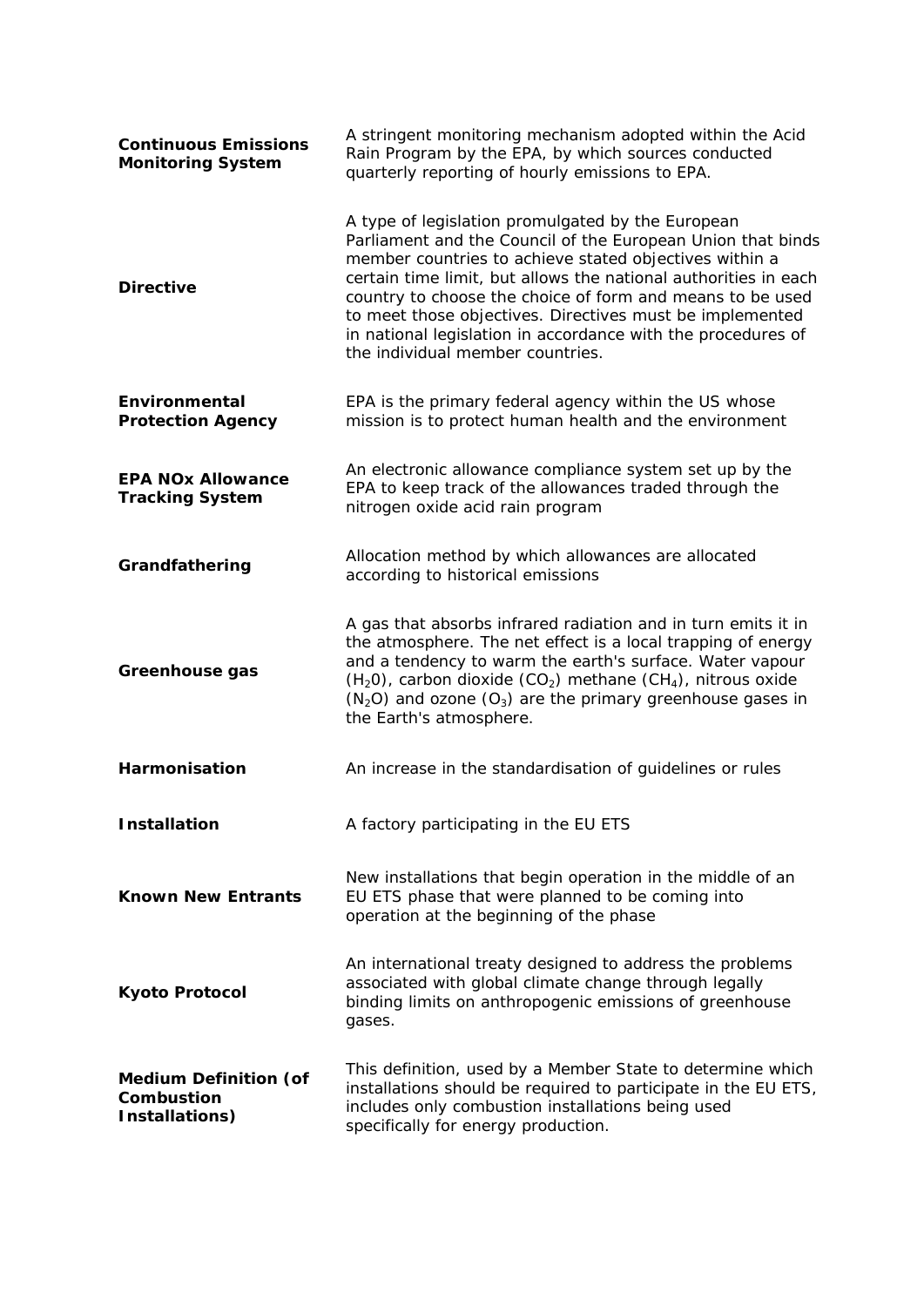| | |
|---|---|
| **Continuous Emissions Monitoring System** | A stringent monitoring mechanism adopted within the Acid Rain Program by the EPA, by which sources conducted quarterly reporting of hourly emissions to EPA. |
| **Directive** | A type of legislation promulgated by the European Parliament and the Council of the European Union that binds member countries to achieve stated objectives within a certain time limit, but allows the national authorities in each country to choose the choice of form and means to be used to meet those objectives. Directives must be implemented in national legislation in accordance with the procedures of the individual member countries. |
| **Environmental Protection Agency** | EPA is the primary federal agency within the US whose mission is to protect human health and the environment |
| **EPA NOx Allowance Tracking System** | An electronic allowance compliance system set up by the EPA to keep track of the allowances traded through the nitrogen oxide acid rain program |
| **Grandfathering** | Allocation method by which allowances are allocated according to historical emissions |
| **Greenhouse gas** | A gas that absorbs infrared radiation and in turn emits it in the atmosphere. The net effect is a local trapping of energy and a tendency to warm the earth's surface. Water vapour ($H_20$), carbon dioxide ($CO_2$) methane ($CH_4$), nitrous oxide ($N_2O$) and ozone ($O_3$) are the primary greenhouse gases in the Earth's atmosphere. |
| **Harmonisation** | An increase in the standardisation of guidelines or rules |
| **Installation** | A factory participating in the EU ETS |
| **Known New Entrants** | New installations that begin operation in the middle of an EU ETS phase that were planned to be coming into operation at the beginning of the phase |
| **Kyoto Protocol** | An international treaty designed to address the problems associated with global climate change through legally binding limits on anthropogenic emissions of greenhouse gases. |
| **Medium Definition (of Combustion Installations)** | This definition, used by a Member State to determine which installations should be required to participate in the EU ETS, includes only combustion installations being used specifically for energy production. |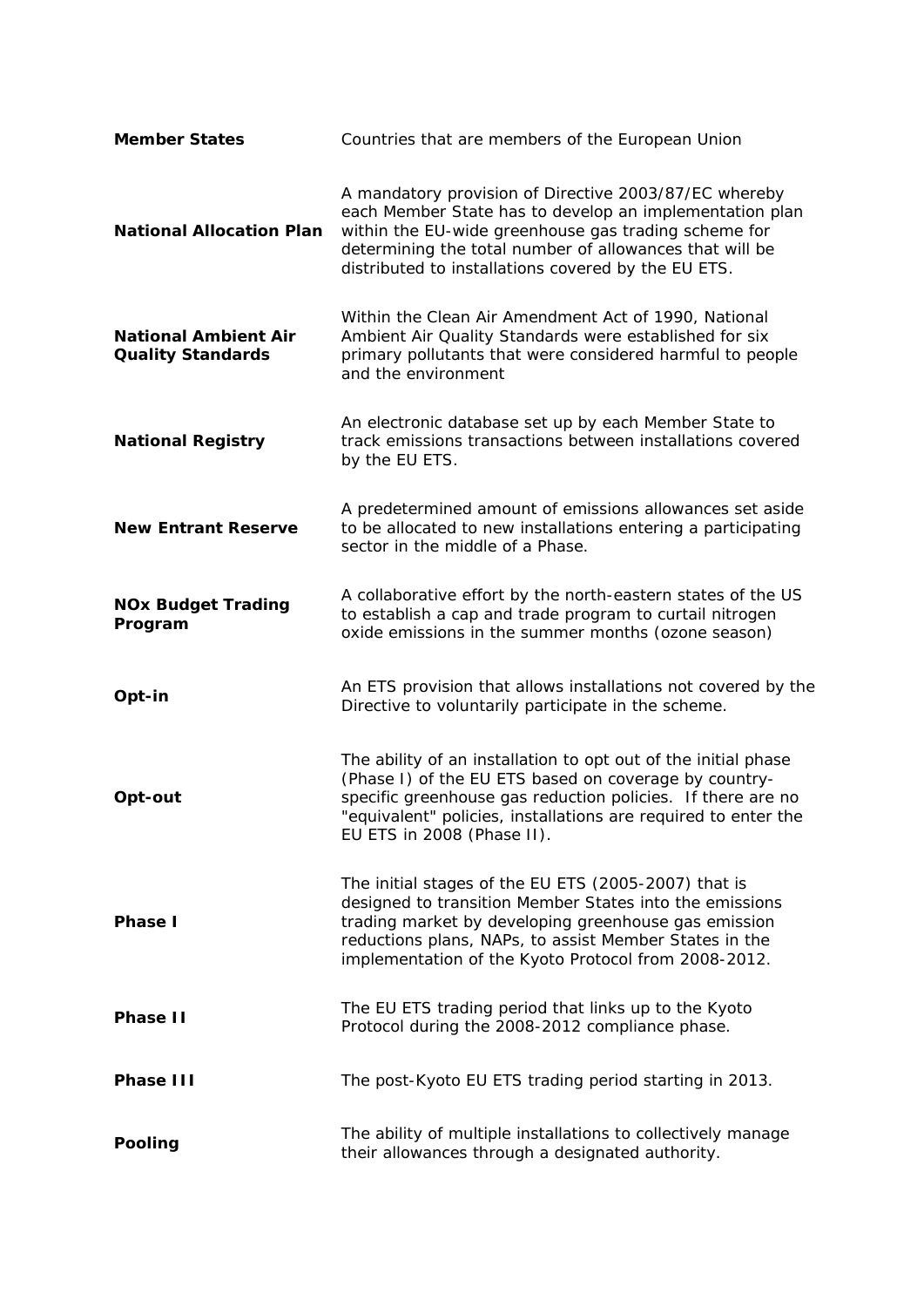| | |
|---|---|
| **Member States** | Countries that are members of the European Union |
| **National Allocation Plan** | A mandatory provision of Directive 2003/87/EC whereby each Member State has to develop an implementation plan within the EU-wide greenhouse gas trading scheme for determining the total number of allowances that will be distributed to installations covered by the EU ETS. |
| **National Ambient Air Quality Standards** | Within the Clean Air Amendment Act of 1990, National Ambient Air Quality Standards were established for six primary pollutants that were considered harmful to people and the environment |
| **National Registry** | An electronic database set up by each Member State to track emissions transactions between installations covered by the EU ETS. |
| **New Entrant Reserve** | A predetermined amount of emissions allowances set aside to be allocated to new installations entering a participating sector in the middle of a Phase. |
| **NOx Budget Trading Program** | A collaborative effort by the north-eastern states of the US to establish a cap and trade program to curtail nitrogen oxide emissions in the summer months (ozone season) |
| **Opt-in** | An ETS provision that allows installations not covered by the Directive to voluntarily participate in the scheme. |
| **Opt-out** | The ability of an installation to opt out of the initial phase (Phase I) of the EU ETS based on coverage by country-specific greenhouse gas reduction policies. If there are no "equivalent" policies, installations are required to enter the EU ETS in 2008 (Phase II). |
| **Phase I** | The initial stages of the EU ETS (2005-2007) that is designed to transition Member States into the emissions trading market by developing greenhouse gas emission reductions plans, NAPs, to assist Member States in the implementation of the Kyoto Protocol from 2008-2012. |
| **Phase II** | The EU ETS trading period that links up to the Kyoto Protocol during the 2008-2012 compliance phase. |
| **Phase III** | The post-Kyoto EU ETS trading period starting in 2013. |
| **Pooling** | The ability of multiple installations to collectively manage their allowances through a designated authority. |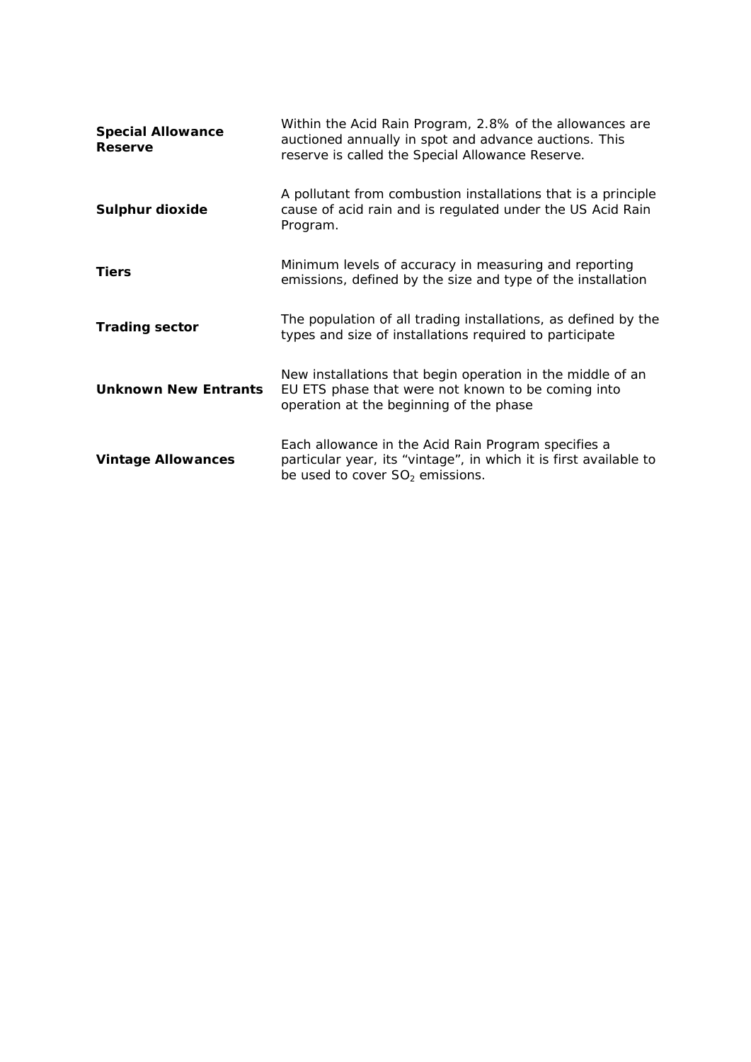| | |
|---|---|
| **Special Allowance Reserve** | Within the Acid Rain Program, 2.8% of the allowances are auctioned annually in spot and advance auctions. This reserve is called the Special Allowance Reserve. |
| **Sulphur dioxide** | A pollutant from combustion installations that is a principle cause of acid rain and is regulated under the US Acid Rain Program. |
| **Tiers** | Minimum levels of accuracy in measuring and reporting emissions, defined by the size and type of the installation |
| **Trading sector** | The population of all trading installations, as defined by the types and size of installations required to participate |
| **Unknown New Entrants** | New installations that begin operation in the middle of an EU ETS phase that were not known to be coming into operation at the beginning of the phase |
| **Vintage Allowances** | Each allowance in the Acid Rain Program specifies a particular year, its "vintage", in which it is first available to be used to cover $SO_2$ emissions. |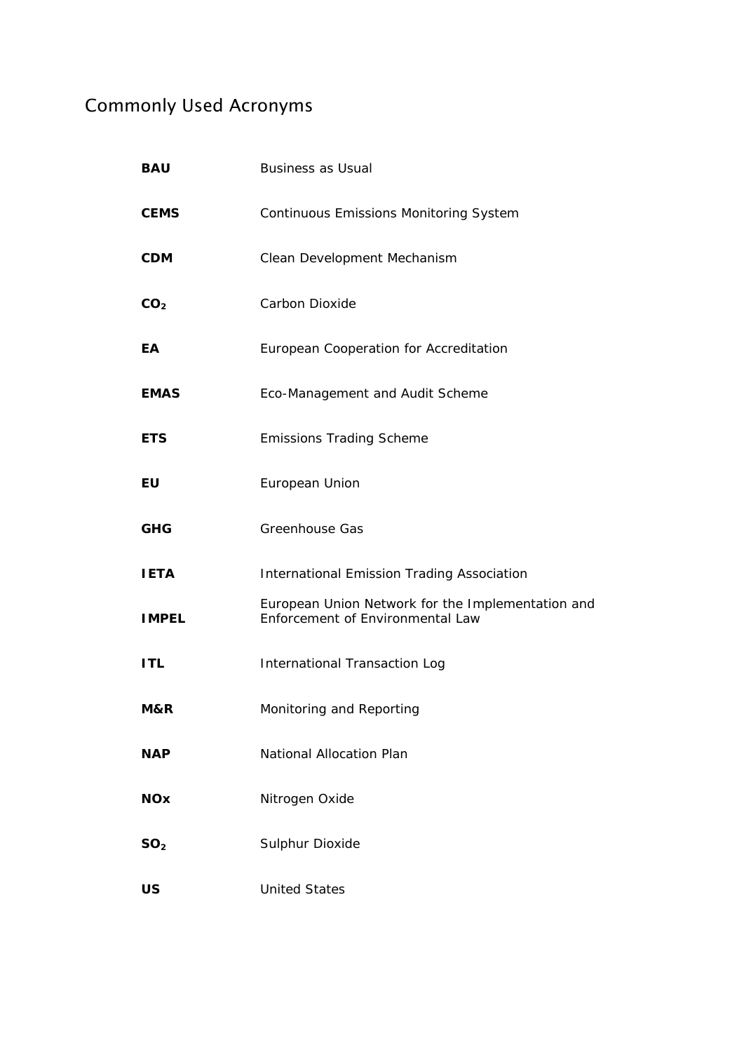# Commonly Used Acronyms

| | |
|---|---|
| **BAU** | Business as Usual |
| **CEMS** | Continuous Emissions Monitoring System |
| **CDM** | Clean Development Mechanism |
| **$CO_2$** | Carbon Dioxide |
| **EA** | European Cooperation for Accreditation |
| **EMAS** | Eco-Management and Audit Scheme |
| **ETS** | Emissions Trading Scheme |
| **EU** | European Union |
| **GHG** | Greenhouse Gas |
| **IETA** | International Emission Trading Association |
| **IMPEL** | European Union Network for the Implementation and Enforcement of Environmental Law |
| **ITL** | International Transaction Log |
| **M&R** | Monitoring and Reporting |
| **NAP** | National Allocation Plan |
| **NOx** | Nitrogen Oxide |
| **$SO_2$** | Sulphur Dioxide |
| **US** | United States |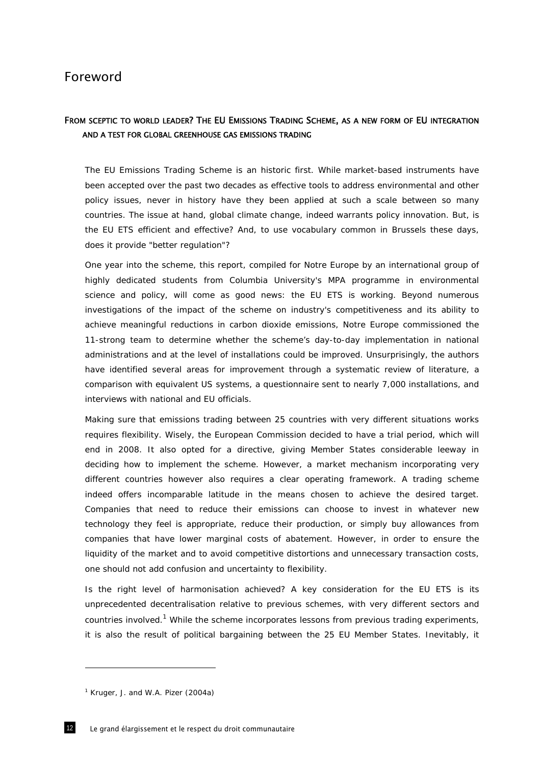# Foreword

## FROM SCEPTIC TO WORLD LEADER? THE EU EMISSIONS TRADING SCHEME, AS A NEW FORM OF EU INTEGRATION AND A TEST FOR GLOBAL GREENHOUSE GAS EMISSIONS TRADING

The EU Emissions Trading Scheme is an historic first. While market-based instruments have been accepted over the past two decades as effective tools to address environmental and other policy issues, never in history have they been applied at such a scale between so many countries. The issue at hand, global climate change, indeed warrants policy innovation. But, is the EU ETS efficient and effective? And, to use vocabulary common in Brussels these days, does it provide "better regulation"?

One year into the scheme, this report, compiled for Notre Europe by an international group of highly dedicated students from Columbia University's MPA programme in environmental science and policy, will come as good news: the EU ETS is working. Beyond numerous investigations of the impact of the scheme on industry's competitiveness and its ability to achieve meaningful reductions in carbon dioxide emissions, Notre Europe commissioned the 11-strong team to determine whether the scheme's day-to-day implementation in national administrations and at the level of installations could be improved. Unsurprisingly, the authors have identified several areas for improvement through a systematic review of literature, a comparison with equivalent US systems, a questionnaire sent to nearly 7,000 installations, and interviews with national and EU officials.

Making sure that emissions trading between 25 countries with very different situations works requires flexibility. Wisely, the European Commission decided to have a trial period, which will end in 2008. It also opted for a directive, giving Member States considerable leeway in deciding how to implement the scheme. However, a market mechanism incorporating very different countries however also requires a clear operating framework. A trading scheme indeed offers incomparable latitude in the means chosen to achieve the desired target. Companies that need to reduce their emissions can choose to invest in whatever new technology they feel is appropriate, reduce their production, or simply buy allowances from companies that have lower marginal costs of abatement. However, in order to ensure the liquidity of the market and to avoid competitive distortions and unnecessary transaction costs, one should not add confusion and uncertainty to flexibility.

Is the right level of harmonisation achieved? A key consideration for the EU ETS is its unprecedented decentralisation relative to previous schemes, with very different sectors and countries involved.[1] While the scheme incorporates lessons from previous trading experiments, it is also the result of political bargaining between the 25 EU Member States. Inevitably, it

---

[1] Kruger, J. and W.A. Pizer (2004a)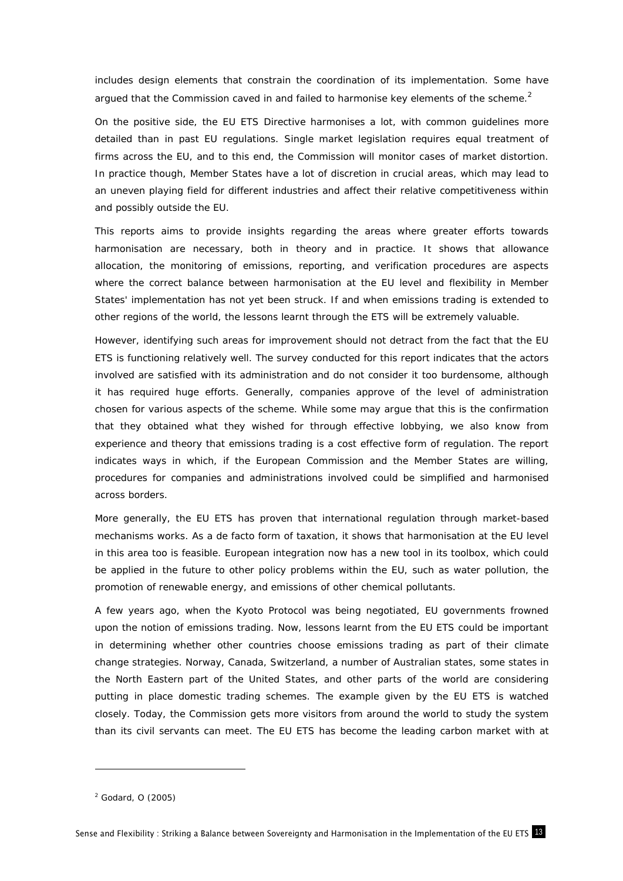includes design elements that constrain the coordination of its implementation. Some have argued that the Commission caved in and failed to harmonise key elements of the scheme.[2]

On the positive side, the EU ETS Directive harmonises a lot, with common guidelines more detailed than in past EU regulations. Single market legislation requires equal treatment of firms across the EU, and to this end, the Commission will monitor cases of market distortion. In practice though, Member States have a lot of discretion in crucial areas, which may lead to an uneven playing field for different industries and affect their relative competitiveness within and possibly outside the EU.

This reports aims to provide insights regarding the areas where greater efforts towards harmonisation are necessary, both in theory and in practice. It shows that allowance allocation, the monitoring of emissions, reporting, and verification procedures are aspects where the correct balance between harmonisation at the EU level and flexibility in Member States' implementation has not yet been struck. If and when emissions trading is extended to other regions of the world, the lessons learnt through the ETS will be extremely valuable.

However, identifying such areas for improvement should not detract from the fact that the EU ETS is functioning relatively well. The survey conducted for this report indicates that the actors involved are satisfied with its administration and do not consider it too burdensome, although it has required huge efforts. Generally, companies approve of the level of administration chosen for various aspects of the scheme. While some may argue that this is the confirmation that they obtained what they wished for through effective lobbying, we also know from experience and theory that emissions trading is a cost effective form of regulation. The report indicates ways in which, if the European Commission and the Member States are willing, procedures for companies and administrations involved could be simplified and harmonised across borders.

More generally, the EU ETS has proven that international regulation through market-based mechanisms works. As a de facto form of taxation, it shows that harmonisation at the EU level in this area too is feasible. European integration now has a new tool in its toolbox, which could be applied in the future to other policy problems within the EU, such as water pollution, the promotion of renewable energy, and emissions of other chemical pollutants.

A few years ago, when the Kyoto Protocol was being negotiated, EU governments frowned upon the notion of emissions trading. Now, lessons learnt from the EU ETS could be important in determining whether other countries choose emissions trading as part of their climate change strategies. Norway, Canada, Switzerland, a number of Australian states, some states in the North Eastern part of the United States, and other parts of the world are considering putting in place domestic trading schemes. The example given by the EU ETS is watched closely. Today, the Commission gets more visitors from around the world to study the system than its civil servants can meet. The EU ETS has become the leading carbon market with at

[2] Godard, O (2005)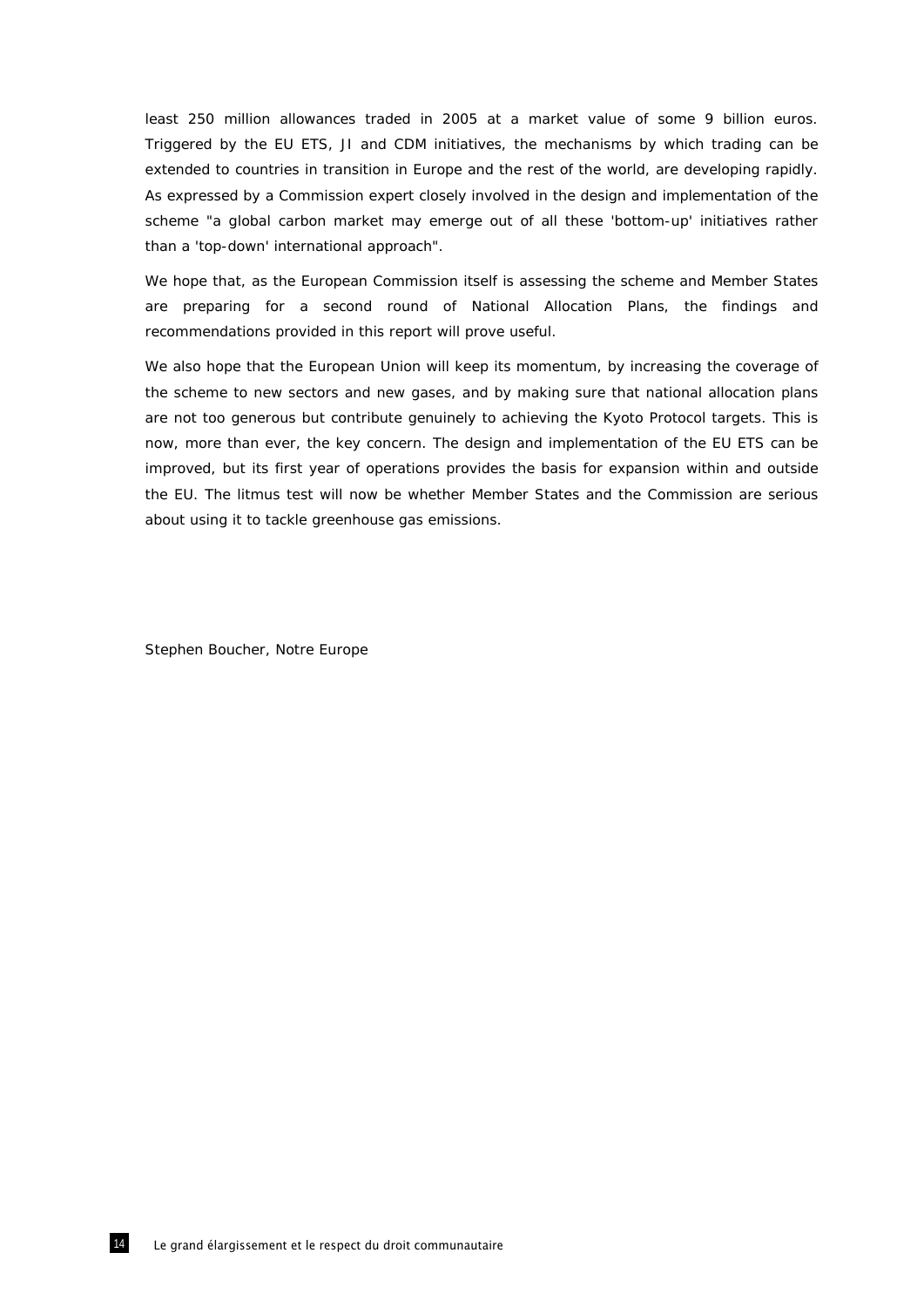least 250 million allowances traded in 2005 at a market value of some 9 billion euros. Triggered by the EU ETS, JI and CDM initiatives, the mechanisms by which trading can be extended to countries in transition in Europe and the rest of the world, are developing rapidly. As expressed by a Commission expert closely involved in the design and implementation of the scheme "a global carbon market may emerge out of all these 'bottom-up' initiatives rather than a 'top-down' international approach".

We hope that, as the European Commission itself is assessing the scheme and Member States are preparing for a second round of National Allocation Plans, the findings and recommendations provided in this report will prove useful.

We also hope that the European Union will keep its momentum, by increasing the coverage of the scheme to new sectors and new gases, and by making sure that national allocation plans are not too generous but contribute genuinely to achieving the Kyoto Protocol targets. This is now, more than ever, the key concern. The design and implementation of the EU ETS can be improved, but its first year of operations provides the basis for expansion within and outside the EU. The litmus test will now be whether Member States and the Commission are serious about using it to tackle greenhouse gas emissions.

Stephen Boucher, Notre Europe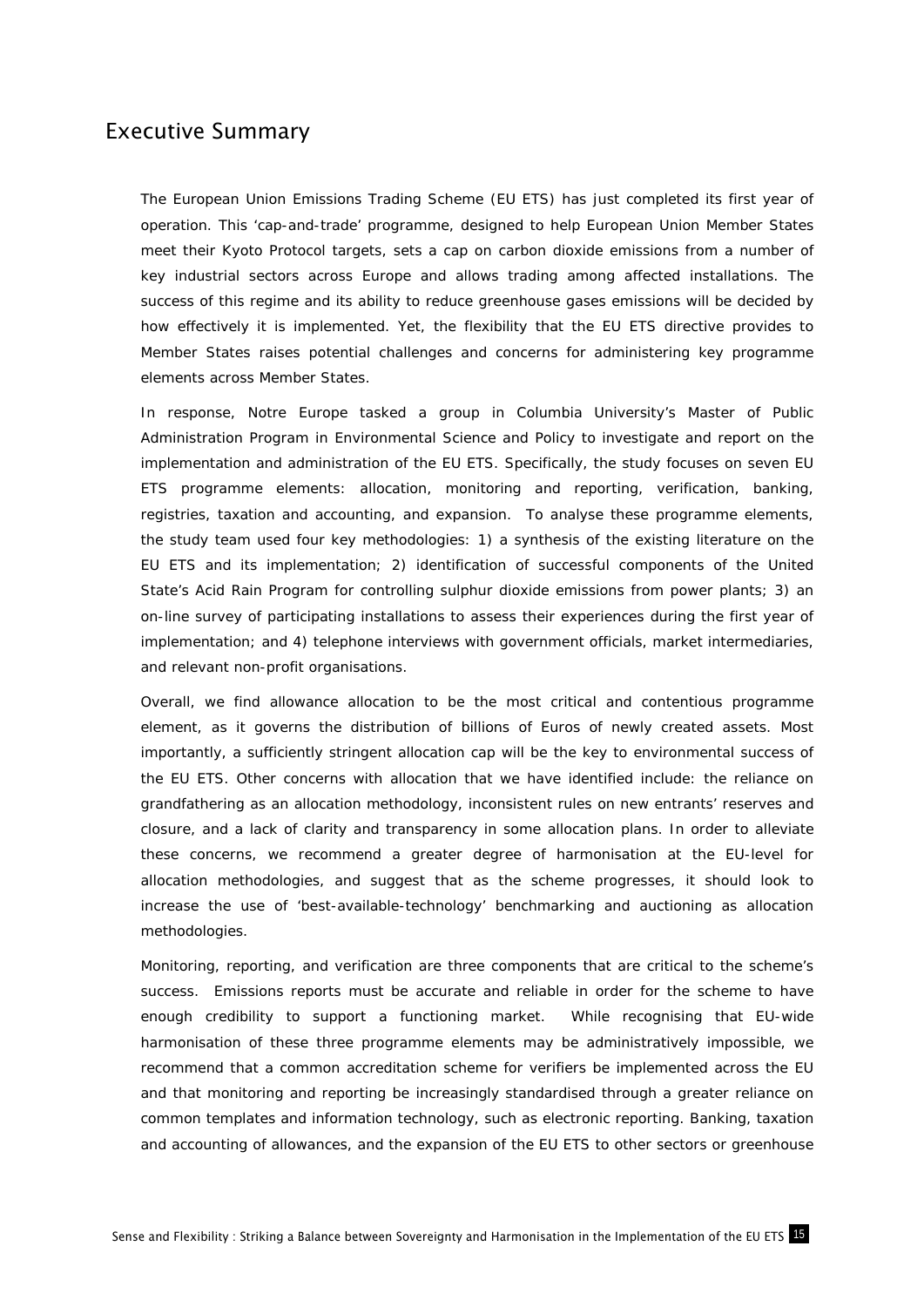## Executive Summary

The European Union Emissions Trading Scheme (EU ETS) has just completed its first year of operation. This 'cap-and-trade' programme, designed to help European Union Member States meet their Kyoto Protocol targets, sets a cap on carbon dioxide emissions from a number of key industrial sectors across Europe and allows trading among affected installations. The success of this regime and its ability to reduce greenhouse gases emissions will be decided by how effectively it is implemented. Yet, the flexibility that the EU ETS directive provides to Member States raises potential challenges and concerns for administering key programme elements across Member States.

In response, Notre Europe tasked a group in Columbia University's Master of Public Administration Program in Environmental Science and Policy to investigate and report on the implementation and administration of the EU ETS. Specifically, the study focuses on seven EU ETS programme elements: allocation, monitoring and reporting, verification, banking, registries, taxation and accounting, and expansion. To analyse these programme elements, the study team used four key methodologies: 1) a synthesis of the existing literature on the EU ETS and its implementation; 2) identification of successful components of the United State's Acid Rain Program for controlling sulphur dioxide emissions from power plants; 3) an on-line survey of participating installations to assess their experiences during the first year of implementation; and 4) telephone interviews with government officials, market intermediaries, and relevant non-profit organisations.

Overall, we find allowance allocation to be the most critical and contentious programme element, as it governs the distribution of billions of Euros of newly created assets. Most importantly, a sufficiently stringent allocation cap will be the key to environmental success of the EU ETS. Other concerns with allocation that we have identified include: the reliance on grandfathering as an allocation methodology, inconsistent rules on new entrants' reserves and closure, and a lack of clarity and transparency in some allocation plans. In order to alleviate these concerns, we recommend a greater degree of harmonisation at the EU-level for allocation methodologies, and suggest that as the scheme progresses, it should look to increase the use of 'best-available-technology' benchmarking and auctioning as allocation methodologies.

Monitoring, reporting, and verification are three components that are critical to the scheme's success. Emissions reports must be accurate and reliable in order for the scheme to have enough credibility to support a functioning market. While recognising that EU-wide harmonisation of these three programme elements may be administratively impossible, we recommend that a common accreditation scheme for verifiers be implemented across the EU and that monitoring and reporting be increasingly standardised through a greater reliance on common templates and information technology, such as electronic reporting. Banking, taxation and accounting of allowances, and the expansion of the EU ETS to other sectors or greenhouse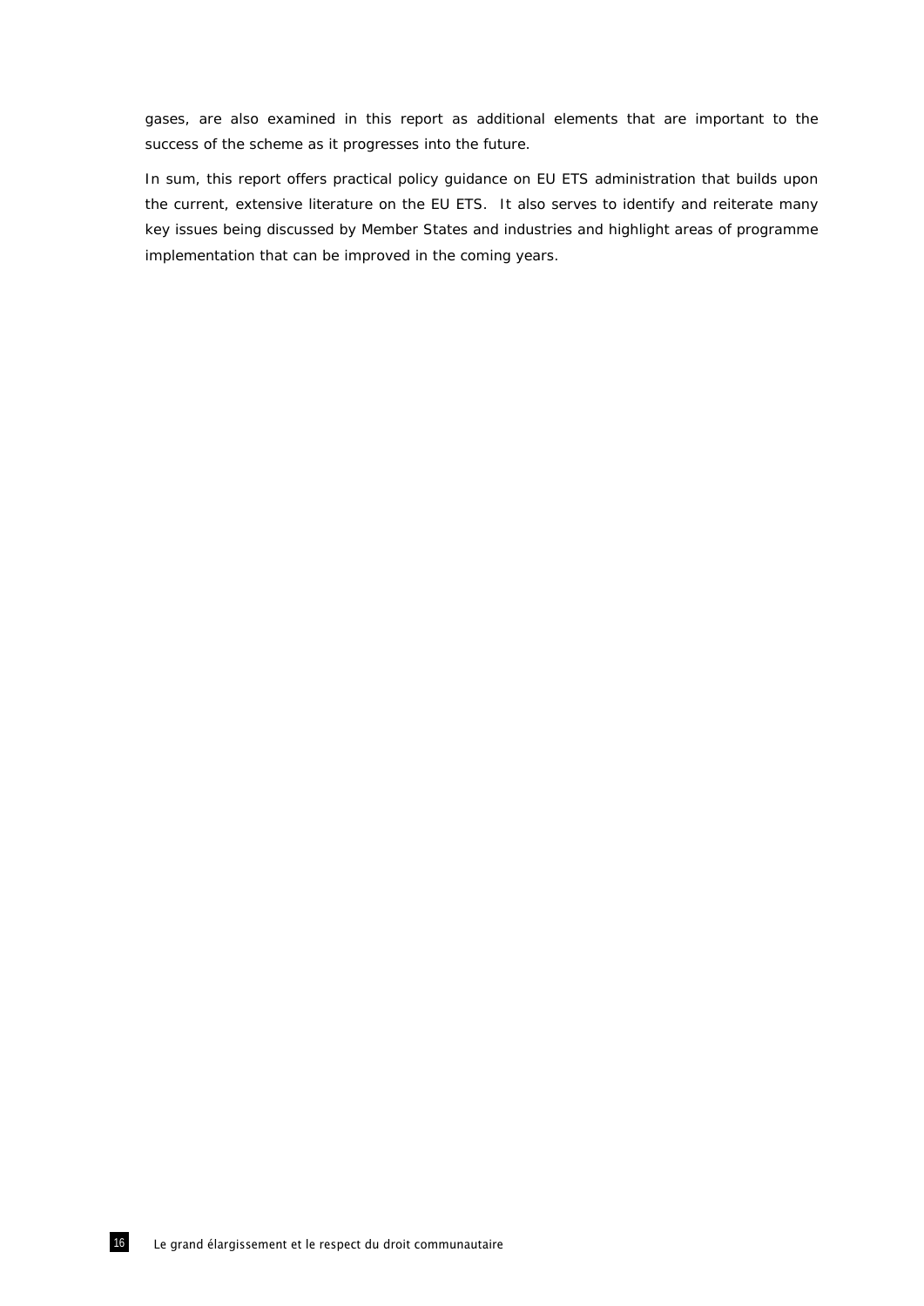gases, are also examined in this report as additional elements that are important to the success of the scheme as it progresses into the future.

In sum, this report offers practical policy guidance on EU ETS administration that builds upon the current, extensive literature on the EU ETS. It also serves to identify and reiterate many key issues being discussed by Member States and industries and highlight areas of programme implementation that can be improved in the coming years.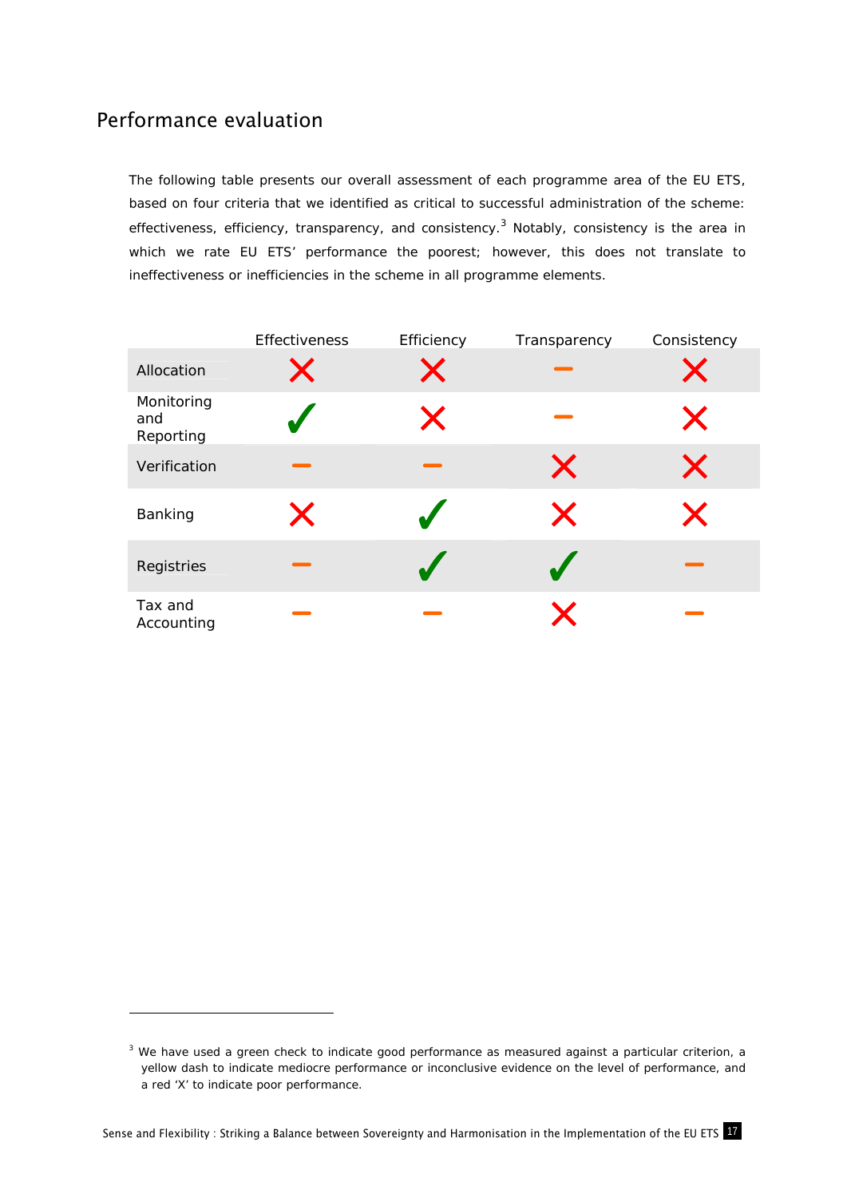## Performance evaluation

The following table presents our overall assessment of each programme area of the EU ETS, based on four criteria that we identified as critical to successful administration of the scheme: effectiveness, efficiency, transparency, and consistency.[3] Notably, consistency is the area in which we rate EU ETS' performance the poorest; however, this does not translate to ineffectiveness or inefficiencies in the scheme in all programme elements.

| | Effectiveness | Efficiency | Transparency | Consistency |
|---|---|---|---|---|
| Allocation | ✗ | ✗ | – | ✗ |
| Monitoring and Reporting | ✓ | ✗ | – | ✗ |
| Verification | – | – | ✗ | ✗ |
| Banking | ✗ | ✓ | ✗ | ✗ |
| Registries | – | ✓ | ✓ | – |
| Tax and Accounting | – | – | ✗ | – |

[3] We have used a green check to indicate good performance as measured against a particular criterion, a yellow dash to indicate mediocre performance or inconclusive evidence on the level of performance, and a red 'X' to indicate poor performance.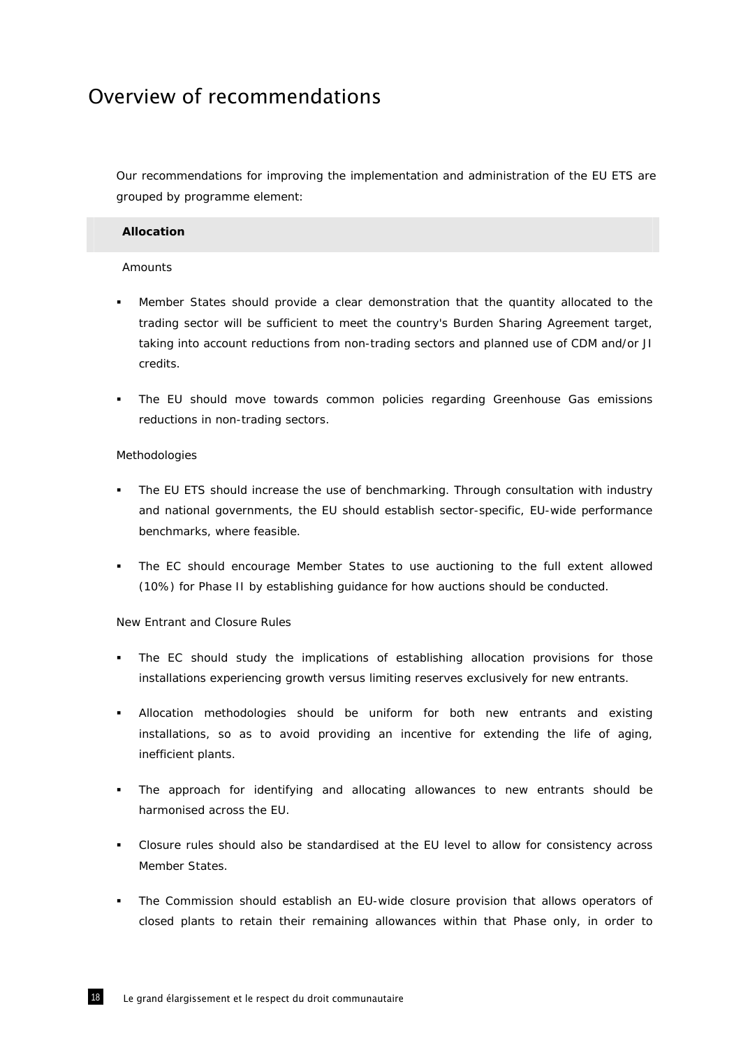# Overview of recommendations

Our recommendations for improving the implementation and administration of the EU ETS are grouped by programme element:

### Allocation

Amounts

- Member States should provide a clear demonstration that the quantity allocated to the trading sector will be sufficient to meet the country's Burden Sharing Agreement target, taking into account reductions from non-trading sectors and planned use of CDM and/or JI credits.
- The EU should move towards common policies regarding Greenhouse Gas emissions reductions in non-trading sectors.

Methodologies

- The EU ETS should increase the use of benchmarking. Through consultation with industry and national governments, the EU should establish sector-specific, EU-wide performance benchmarks, where feasible.
- The EC should encourage Member States to use auctioning to the full extent allowed (10%) for Phase II by establishing guidance for how auctions should be conducted.

New Entrant and Closure Rules

- The EC should study the implications of establishing allocation provisions for those installations experiencing growth versus limiting reserves exclusively for new entrants.
- Allocation methodologies should be uniform for both new entrants and existing installations, so as to avoid providing an incentive for extending the life of aging, inefficient plants.
- The approach for identifying and allocating allowances to new entrants should be harmonised across the EU.
- Closure rules should also be standardised at the EU level to allow for consistency across Member States.
- The Commission should establish an EU-wide closure provision that allows operators of closed plants to retain their remaining allowances within that Phase only, in order to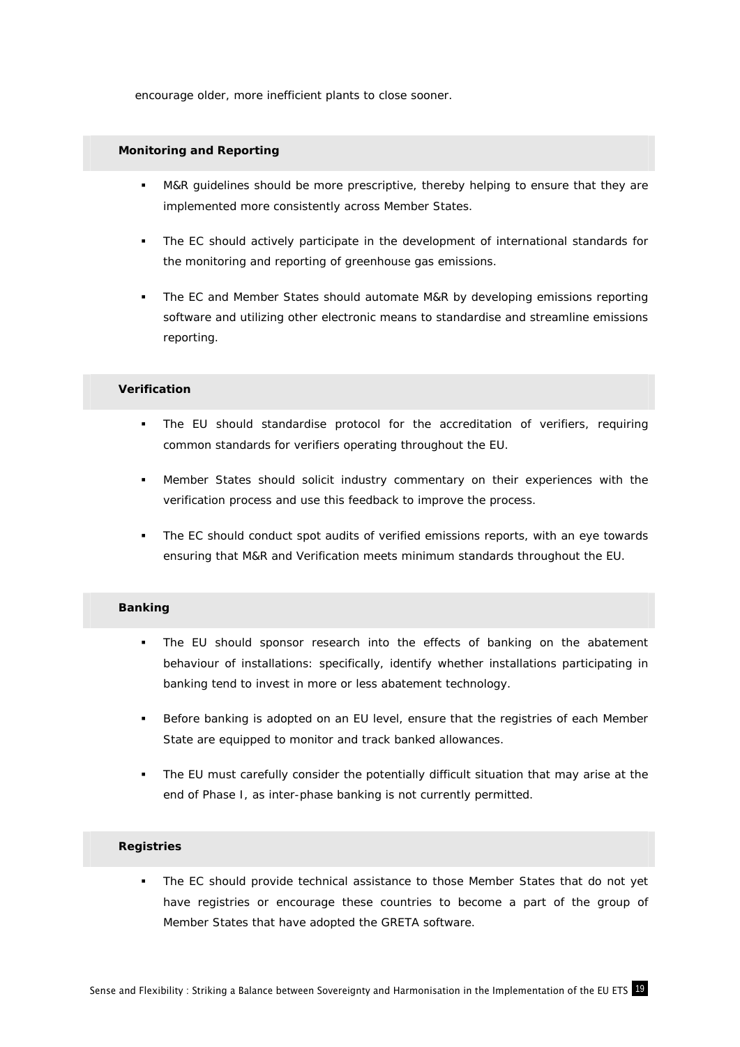encourage older, more inefficient plants to close sooner.

**Monitoring and Reporting**

- M&R guidelines should be more prescriptive, thereby helping to ensure that they are implemented more consistently across Member States.
- The EC should actively participate in the development of international standards for the monitoring and reporting of greenhouse gas emissions.
- The EC and Member States should automate M&R by developing emissions reporting software and utilizing other electronic means to standardise and streamline emissions reporting.

**Verification**

- The EU should standardise protocol for the accreditation of verifiers, requiring common standards for verifiers operating throughout the EU.
- Member States should solicit industry commentary on their experiences with the verification process and use this feedback to improve the process.
- The EC should conduct spot audits of verified emissions reports, with an eye towards ensuring that M&R and Verification meets minimum standards throughout the EU.

**Banking**

- The EU should sponsor research into the effects of banking on the abatement behaviour of installations: specifically, identify whether installations participating in banking tend to invest in more or less abatement technology.
- Before banking is adopted on an EU level, ensure that the registries of each Member State are equipped to monitor and track banked allowances.
- The EU must carefully consider the potentially difficult situation that may arise at the end of Phase I, as inter-phase banking is not currently permitted.

**Registries**

- The EC should provide technical assistance to those Member States that do not yet have registries or encourage these countries to become a part of the group of Member States that have adopted the GRETA software.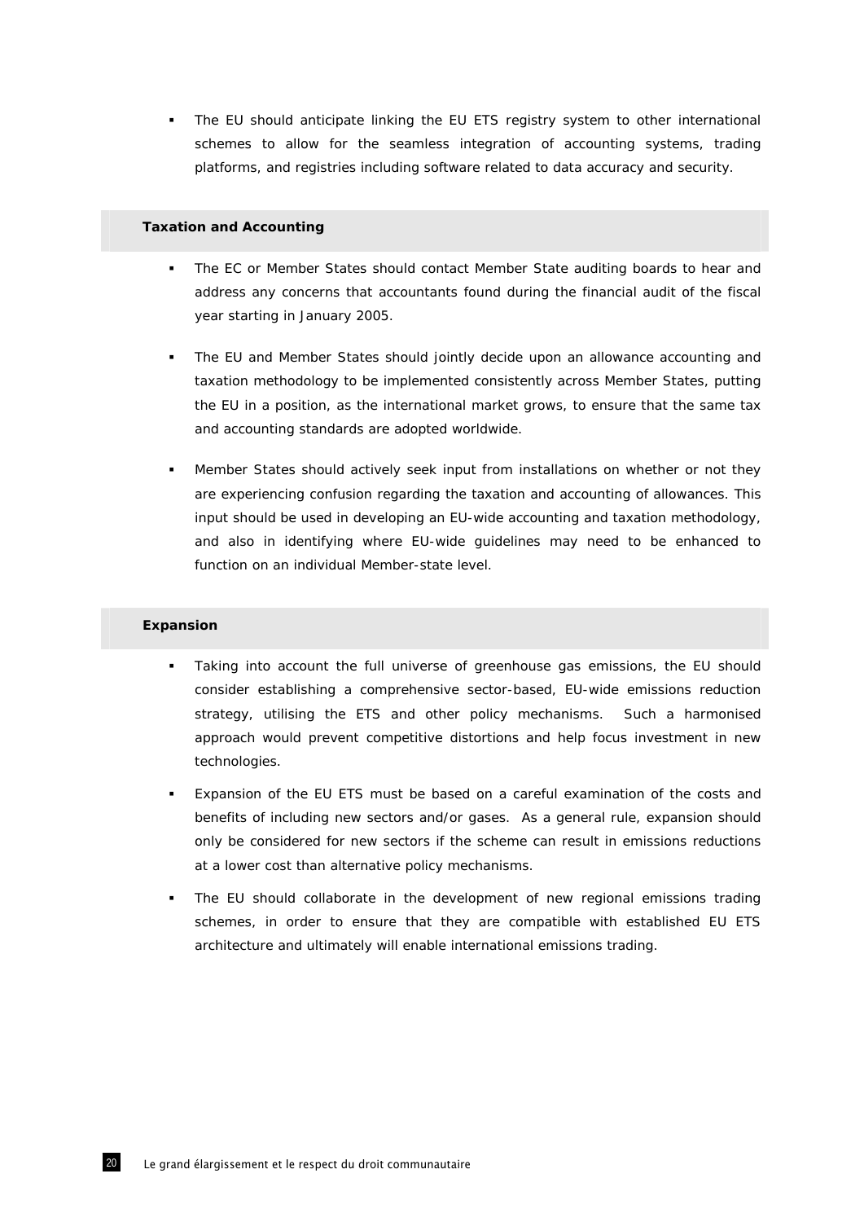- The EU should anticipate linking the EU ETS registry system to other international schemes to allow for the seamless integration of accounting systems, trading platforms, and registries including software related to data accuracy and security.

### Taxation and Accounting

- The EC or Member States should contact Member State auditing boards to hear and address any concerns that accountants found during the financial audit of the fiscal year starting in January 2005.
- The EU and Member States should jointly decide upon an allowance accounting and taxation methodology to be implemented consistently across Member States, putting the EU in a position, as the international market grows, to ensure that the same tax and accounting standards are adopted worldwide.
- Member States should actively seek input from installations on whether or not they are experiencing confusion regarding the taxation and accounting of allowances. This input should be used in developing an EU-wide accounting and taxation methodology, and also in identifying where EU-wide guidelines may need to be enhanced to function on an individual Member-state level.

### Expansion

- Taking into account the full universe of greenhouse gas emissions, the EU should consider establishing a comprehensive sector-based, EU-wide emissions reduction strategy, utilising the ETS and other policy mechanisms. Such a harmonised approach would prevent competitive distortions and help focus investment in new technologies.
- Expansion of the EU ETS must be based on a careful examination of the costs and benefits of including new sectors and/or gases. As a general rule, expansion should only be considered for new sectors if the scheme can result in emissions reductions at a lower cost than alternative policy mechanisms.
- The EU should collaborate in the development of new regional emissions trading schemes, in order to ensure that they are compatible with established EU ETS architecture and ultimately will enable international emissions trading.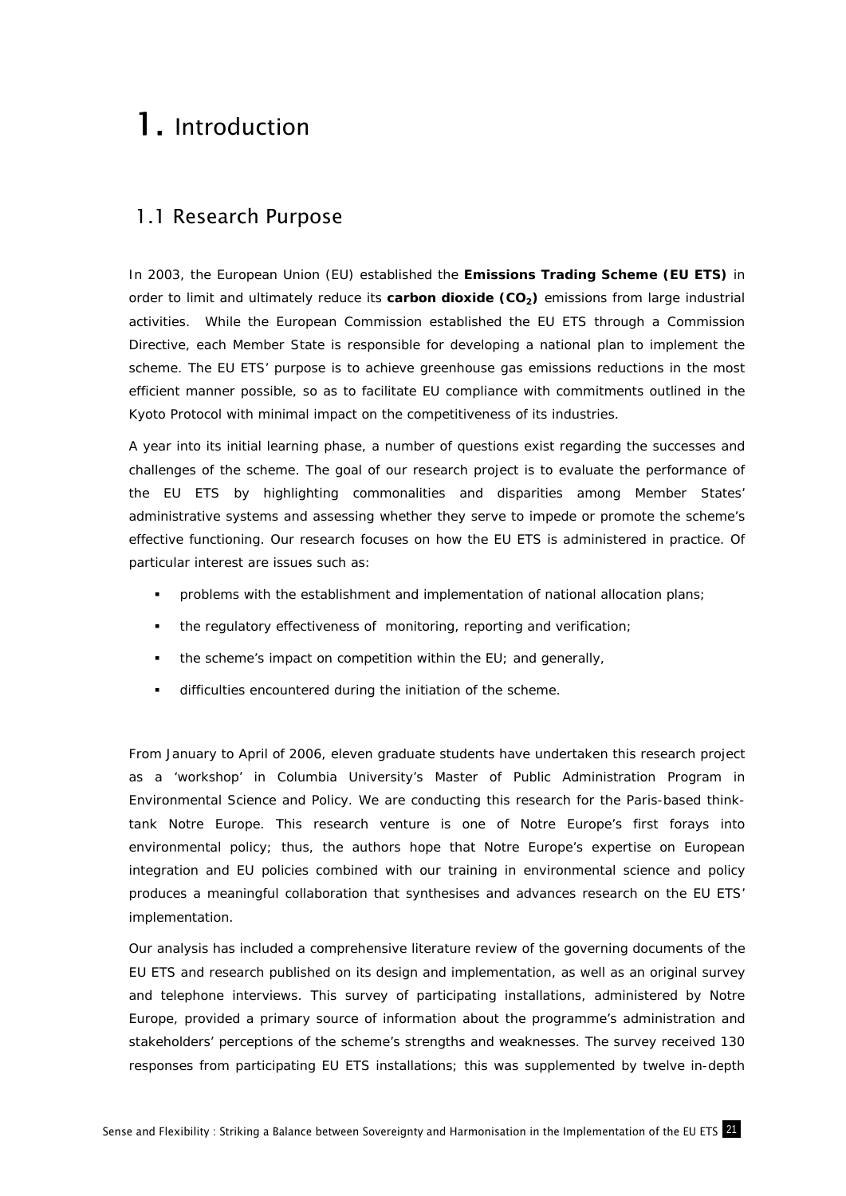# 1. Introduction

## 1.1 Research Purpose

In 2003, the European Union (EU) established the **Emissions Trading Scheme (EU ETS)** in order to limit and ultimately reduce its **carbon dioxide ($CO_2$)** emissions from large industrial activities. While the European Commission established the EU ETS through a Commission Directive, each Member State is responsible for developing a national plan to implement the scheme. The EU ETS' purpose is to achieve greenhouse gas emissions reductions in the most efficient manner possible, so as to facilitate EU compliance with commitments outlined in the Kyoto Protocol with minimal impact on the competitiveness of its industries.

A year into its initial learning phase, a number of questions exist regarding the successes and challenges of the scheme. The goal of our research project is to evaluate the performance of the EU ETS by highlighting commonalities and disparities among Member States' administrative systems and assessing whether they serve to impede or promote the scheme's effective functioning. Our research focuses on how the EU ETS is administered in practice. Of particular interest are issues such as:

- problems with the establishment and implementation of national allocation plans;
- the regulatory effectiveness of monitoring, reporting and verification;
- the scheme's impact on competition within the EU; and generally,
- difficulties encountered during the initiation of the scheme.

From January to April of 2006, eleven graduate students have undertaken this research project as a 'workshop' in Columbia University's Master of Public Administration Program in Environmental Science and Policy. We are conducting this research for the Paris-based think-tank Notre Europe. This research venture is one of Notre Europe's first forays into environmental policy; thus, the authors hope that Notre Europe's expertise on European integration and EU policies combined with our training in environmental science and policy produces a meaningful collaboration that synthesises and advances research on the EU ETS' implementation.

Our analysis has included a comprehensive literature review of the governing documents of the EU ETS and research published on its design and implementation, as well as an original survey and telephone interviews. This survey of participating installations, administered by Notre Europe, provided a primary source of information about the programme's administration and stakeholders' perceptions of the scheme's strengths and weaknesses. The survey received 130 responses from participating EU ETS installations; this was supplemented by twelve in-depth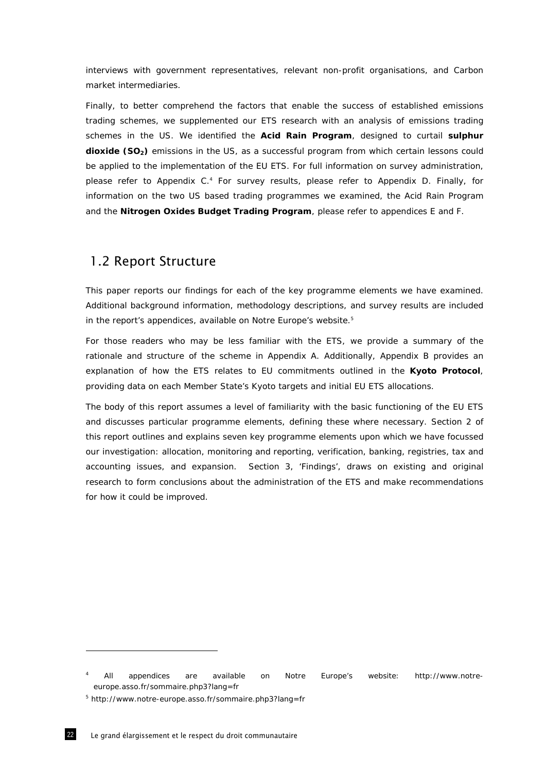interviews with government representatives, relevant non-profit organisations, and Carbon market intermediaries.

Finally, to better comprehend the factors that enable the success of established emissions trading schemes, we supplemented our ETS research with an analysis of emissions trading schemes in the US. We identified the **Acid Rain Program**, designed to curtail **sulphur dioxide ($SO_2$)** emissions in the US, as a successful program from which certain lessons could be applied to the implementation of the EU ETS. For full information on survey administration, please refer to Appendix C.[4] For survey results, please refer to Appendix D. Finally, for information on the two US based trading programmes we examined, the Acid Rain Program and the **Nitrogen Oxides Budget Trading Program**, please refer to appendices E and F.

## 1.2 Report Structure

This paper reports our findings for each of the key programme elements we have examined. Additional background information, methodology descriptions, and survey results are included in the report's appendices, available on Notre Europe's website.[5]

For those readers who may be less familiar with the ETS, we provide a summary of the rationale and structure of the scheme in Appendix A. Additionally, Appendix B provides an explanation of how the ETS relates to EU commitments outlined in the **Kyoto Protocol**, providing data on each Member State's Kyoto targets and initial EU ETS allocations.

The body of this report assumes a level of familiarity with the basic functioning of the EU ETS and discusses particular programme elements, defining these where necessary. Section 2 of this report outlines and explains seven key programme elements upon which we have focussed our investigation: allocation, monitoring and reporting, verification, banking, registries, tax and accounting issues, and expansion. Section 3, 'Findings', draws on existing and original research to form conclusions about the administration of the ETS and make recommendations for how it could be improved.

---

[4] All appendices are available on Notre Europe's website: http://www.notre-europe.asso.fr/sommaire.php3?lang=fr

[5] http://www.notre-europe.asso.fr/sommaire.php3?lang=fr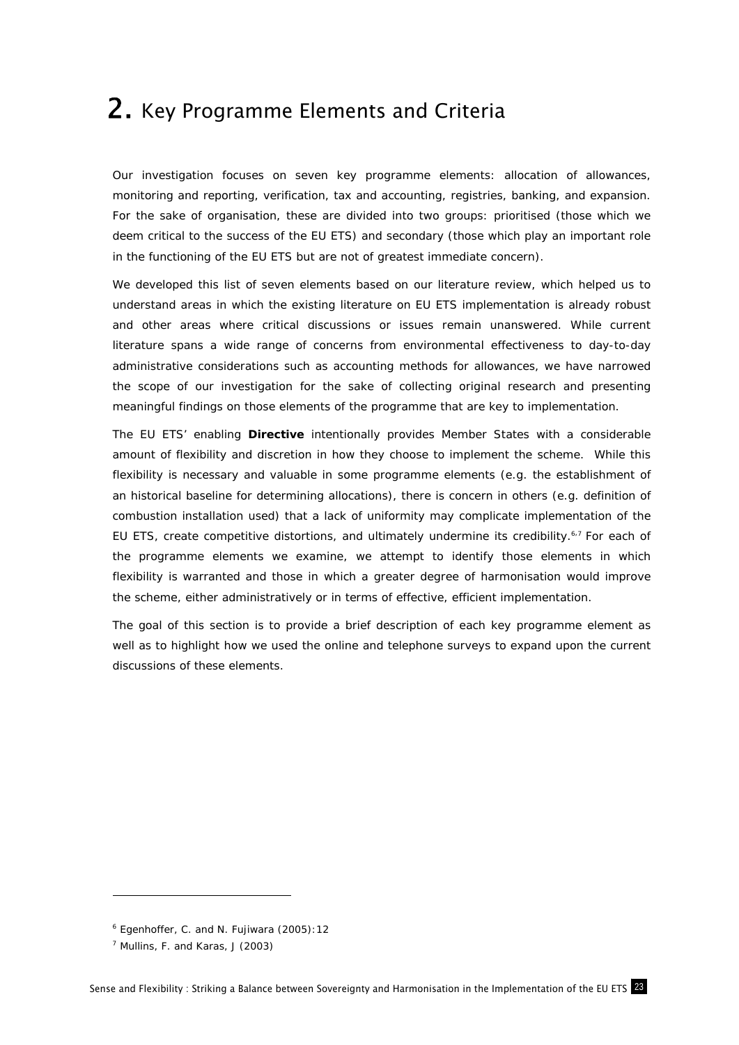# 2. Key Programme Elements and Criteria

Our investigation focuses on seven key programme elements: allocation of allowances, monitoring and reporting, verification, tax and accounting, registries, banking, and expansion. For the sake of organisation, these are divided into two groups: prioritised (those which we deem critical to the success of the EU ETS) and secondary (those which play an important role in the functioning of the EU ETS but are not of greatest immediate concern).

We developed this list of seven elements based on our literature review, which helped us to understand areas in which the existing literature on EU ETS implementation is already robust and other areas where critical discussions or issues remain unanswered. While current literature spans a wide range of concerns from environmental effectiveness to day-to-day administrative considerations such as accounting methods for allowances, we have narrowed the scope of our investigation for the sake of collecting original research and presenting meaningful findings on those elements of the programme that are key to implementation.

The EU ETS' enabling **Directive** intentionally provides Member States with a considerable amount of flexibility and discretion in how they choose to implement the scheme. While this flexibility is necessary and valuable in some programme elements (e.g. the establishment of an historical baseline for determining allocations), there is concern in others (e.g. definition of combustion installation used) that a lack of uniformity may complicate implementation of the EU ETS, create competitive distortions, and ultimately undermine its credibility.[6,7] For each of the programme elements we examine, we attempt to identify those elements in which flexibility is warranted and those in which a greater degree of harmonisation would improve the scheme, either administratively or in terms of effective, efficient implementation.

The goal of this section is to provide a brief description of each key programme element as well as to highlight how we used the online and telephone surveys to expand upon the current discussions of these elements.

---

[6] Egenhoffer, C. and N. Fujiwara (2005):12

[7] Mullins, F. and Karas, J (2003)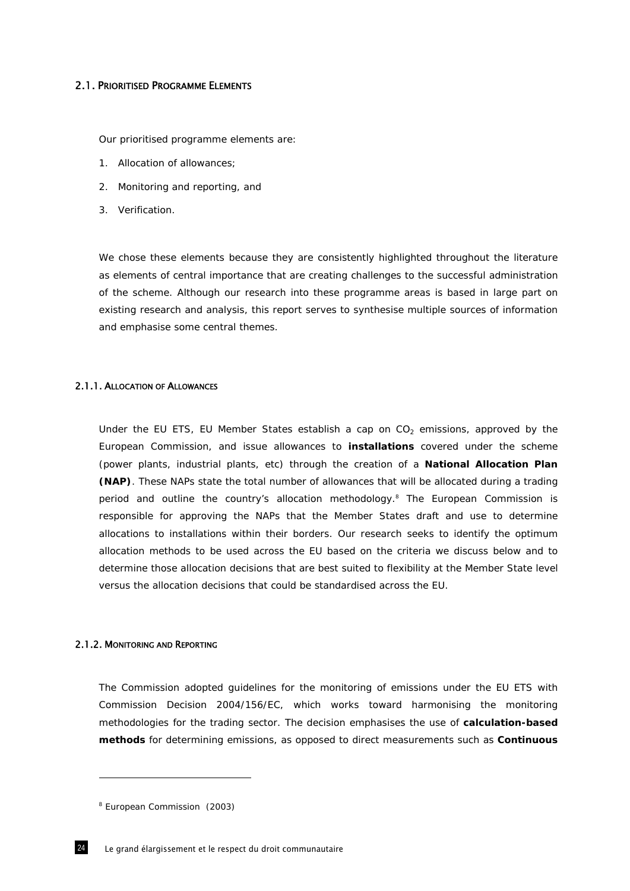## 2.1. Prioritised Programme Elements

Our prioritised programme elements are:

1. Allocation of allowances;
2. Monitoring and reporting, and
3. Verification.

We chose these elements because they are consistently highlighted throughout the literature as elements of central importance that are creating challenges to the successful administration of the scheme. Although our research into these programme areas is based in large part on existing research and analysis, this report serves to synthesise multiple sources of information and emphasise some central themes.

### 2.1.1. Allocation of Allowances

Under the EU ETS, EU Member States establish a cap on $CO_2$ emissions, approved by the European Commission, and issue allowances to **installations** covered under the scheme (power plants, industrial plants, etc) through the creation of a **National Allocation Plan (NAP)**. These NAPs state the total number of allowances that will be allocated during a trading period and outline the country's allocation methodology.[8] The European Commission is responsible for approving the NAPs that the Member States draft and use to determine allocations to installations within their borders. Our research seeks to identify the optimum allocation methods to be used across the EU based on the criteria we discuss below and to determine those allocation decisions that are best suited to flexibility at the Member State level versus the allocation decisions that could be standardised across the EU.

### 2.1.2. Monitoring and Reporting

The Commission adopted guidelines for the monitoring of emissions under the EU ETS with Commission Decision 2004/156/EC, which works toward harmonising the monitoring methodologies for the trading sector. The decision emphasises the use of **calculation-based methods** for determining emissions, as opposed to direct measurements such as **Continuous**

---

[8] European Commission (2003)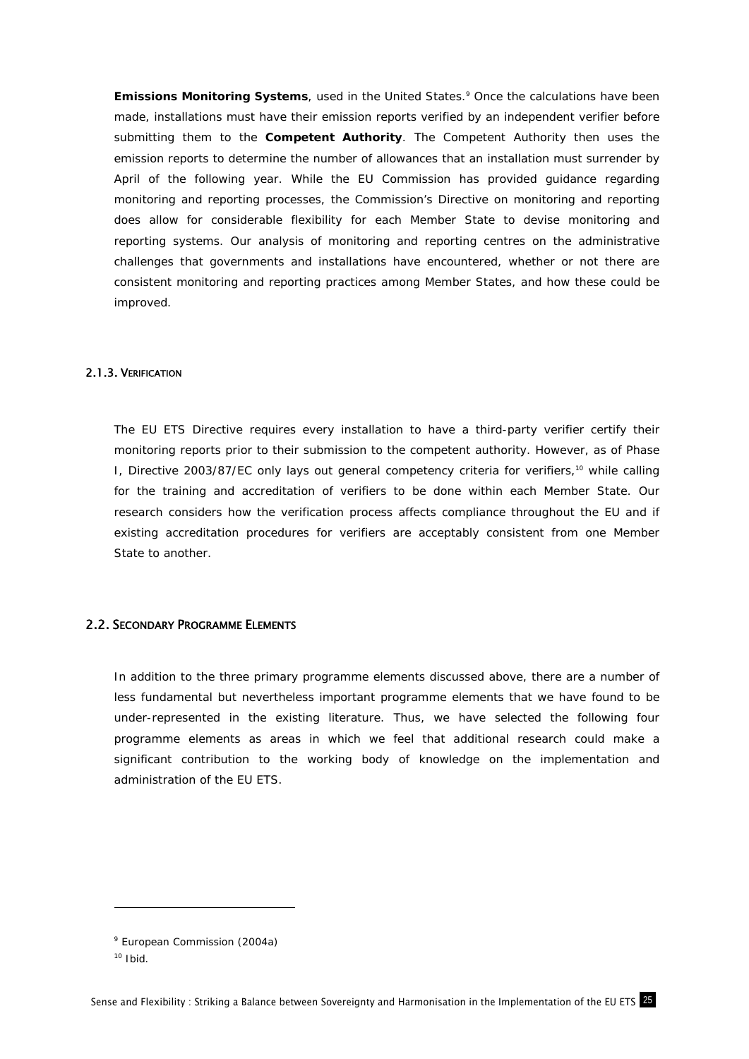**Emissions Monitoring Systems**, used in the United States.[9] Once the calculations have been made, installations must have their emission reports verified by an independent verifier before submitting them to the **Competent Authority**. The Competent Authority then uses the emission reports to determine the number of allowances that an installation must surrender by April of the following year. While the EU Commission has provided guidance regarding monitoring and reporting processes, the Commission's Directive on monitoring and reporting does allow for considerable flexibility for each Member State to devise monitoring and reporting systems. Our analysis of monitoring and reporting centres on the administrative challenges that governments and installations have encountered, whether or not there are consistent monitoring and reporting practices among Member States, and how these could be improved.

### 2.1.3. Verification

The EU ETS Directive requires every installation to have a third-party verifier certify their monitoring reports prior to their submission to the competent authority. However, as of Phase I, Directive 2003/87/EC only lays out general competency criteria for verifiers,[10] while calling for the training and accreditation of verifiers to be done within each Member State. Our research considers how the verification process affects compliance throughout the EU and if existing accreditation procedures for verifiers are acceptably consistent from one Member State to another.

## 2.2. Secondary Programme Elements

In addition to the three primary programme elements discussed above, there are a number of less fundamental but nevertheless important programme elements that we have found to be under-represented in the existing literature. Thus, we have selected the following four programme elements as areas in which we feel that additional research could make a significant contribution to the working body of knowledge on the implementation and administration of the EU ETS.

---

[9] European Commission (2004a)

[10] Ibid.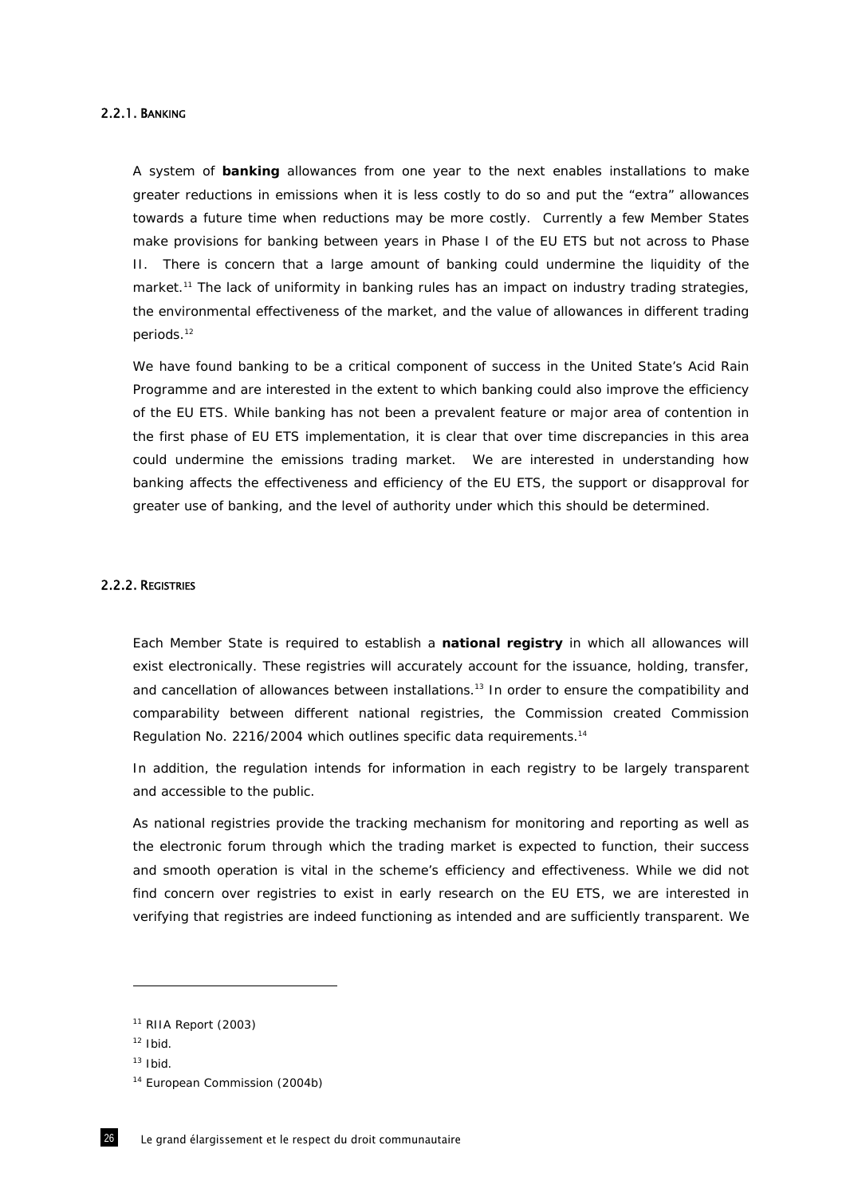#### 2.2.1. Banking

A system of **banking** allowances from one year to the next enables installations to make greater reductions in emissions when it is less costly to do so and put the "extra" allowances towards a future time when reductions may be more costly. Currently a few Member States make provisions for banking between years in Phase I of the EU ETS but not across to Phase II. There is concern that a large amount of banking could undermine the liquidity of the market.[11] The lack of uniformity in banking rules has an impact on industry trading strategies, the environmental effectiveness of the market, and the value of allowances in different trading periods.[12]

We have found banking to be a critical component of success in the United State's Acid Rain Programme and are interested in the extent to which banking could also improve the efficiency of the EU ETS. While banking has not been a prevalent feature or major area of contention in the first phase of EU ETS implementation, it is clear that over time discrepancies in this area could undermine the emissions trading market. We are interested in understanding how banking affects the effectiveness and efficiency of the EU ETS, the support or disapproval for greater use of banking, and the level of authority under which this should be determined.

#### 2.2.2. Registries

Each Member State is required to establish a **national registry** in which all allowances will exist electronically. These registries will accurately account for the issuance, holding, transfer, and cancellation of allowances between installations.[13] In order to ensure the compatibility and comparability between different national registries, the Commission created Commission Regulation No. 2216/2004 which outlines specific data requirements.[14]

In addition, the regulation intends for information in each registry to be largely transparent and accessible to the public.

As national registries provide the tracking mechanism for monitoring and reporting as well as the electronic forum through which the trading market is expected to function, their success and smooth operation is vital in the scheme's efficiency and effectiveness. While we did not find concern over registries to exist in early research on the EU ETS, we are interested in verifying that registries are indeed functioning as intended and are sufficiently transparent. We

---

[11] RIIA Report (2003)

[12] Ibid.

[13] Ibid.

[14] European Commission (2004b)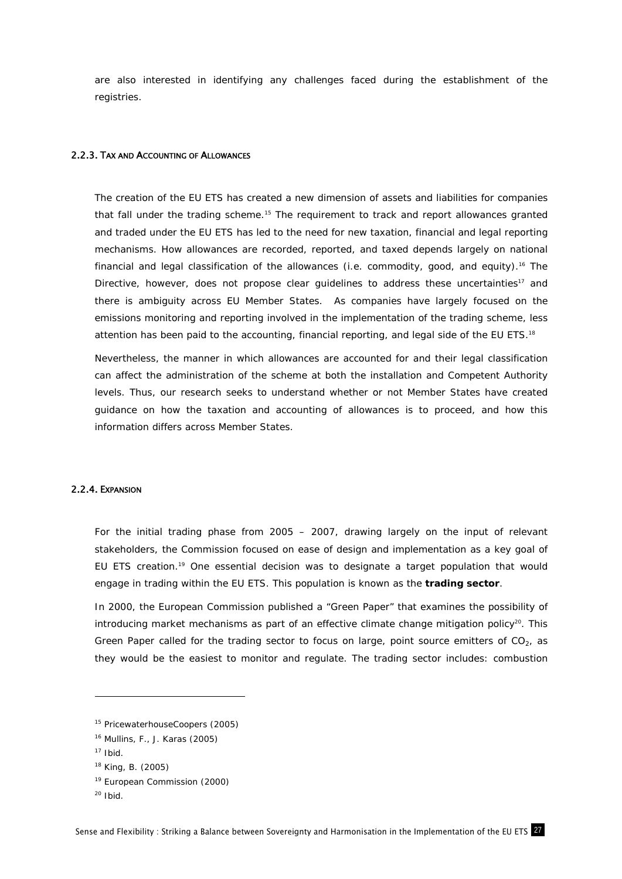are also interested in identifying any challenges faced during the establishment of the registries.

#### 2.2.3. Tax and Accounting of Allowances

The creation of the EU ETS has created a new dimension of assets and liabilities for companies that fall under the trading scheme.[15] The requirement to track and report allowances granted and traded under the EU ETS has led to the need for new taxation, financial and legal reporting mechanisms. How allowances are recorded, reported, and taxed depends largely on national financial and legal classification of the allowances (i.e. commodity, good, and equity).[16] The Directive, however, does not propose clear guidelines to address these uncertainties[17] and there is ambiguity across EU Member States. As companies have largely focused on the emissions monitoring and reporting involved in the implementation of the trading scheme, less attention has been paid to the accounting, financial reporting, and legal side of the EU ETS.[18]

Nevertheless, the manner in which allowances are accounted for and their legal classification can affect the administration of the scheme at both the installation and Competent Authority levels. Thus, our research seeks to understand whether or not Member States have created guidance on how the taxation and accounting of allowances is to proceed, and how this information differs across Member States.

#### 2.2.4. Expansion

For the initial trading phase from 2005 – 2007, drawing largely on the input of relevant stakeholders, the Commission focused on ease of design and implementation as a key goal of EU ETS creation.[19] One essential decision was to designate a target population that would engage in trading within the EU ETS. This population is known as the **trading sector**.

In 2000, the European Commission published a "Green Paper" that examines the possibility of introducing market mechanisms as part of an effective climate change mitigation policy[20]. This Green Paper called for the trading sector to focus on large, point source emitters of $CO_2$, as they would be the easiest to monitor and regulate. The trading sector includes: combustion

---

[15] PricewaterhouseCoopers (2005)

[16] Mullins, F., J. Karas (2005)

[17] Ibid.

[18] King, B. (2005)

[19] European Commission (2000)

[20] Ibid.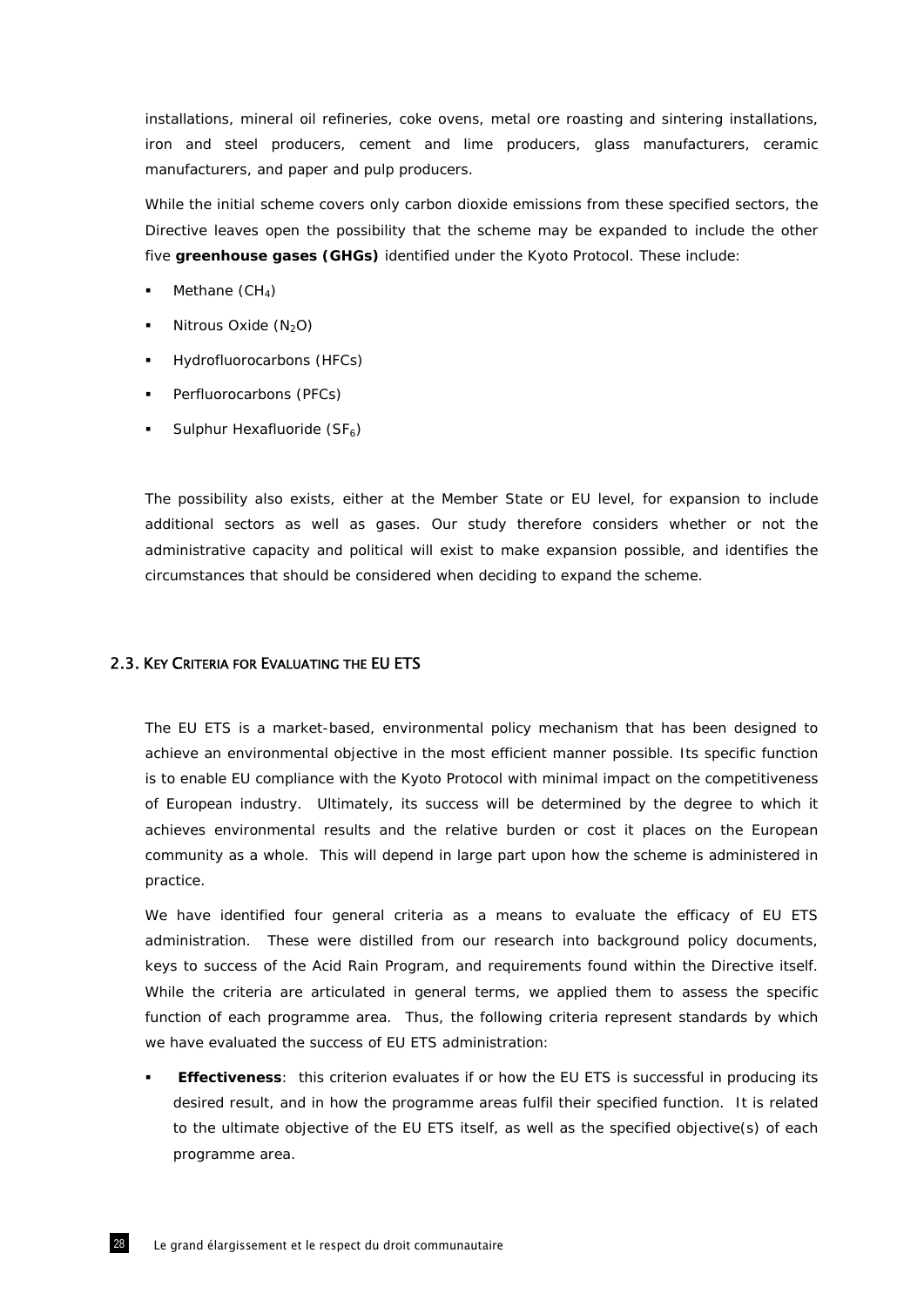installations, mineral oil refineries, coke ovens, metal ore roasting and sintering installations, iron and steel producers, cement and lime producers, glass manufacturers, ceramic manufacturers, and paper and pulp producers.

While the initial scheme covers only carbon dioxide emissions from these specified sectors, the Directive leaves open the possibility that the scheme may be expanded to include the other five **greenhouse gases (GHGs)** identified under the Kyoto Protocol. These include:

- Methane ($CH_4$)
- Nitrous Oxide ($N_2O$)
- Hydrofluorocarbons (HFCs)
- Perfluorocarbons (PFCs)
- Sulphur Hexafluoride ($SF_6$)

The possibility also exists, either at the Member State or EU level, for expansion to include additional sectors as well as gases. Our study therefore considers whether or not the administrative capacity and political will exist to make expansion possible, and identifies the circumstances that should be considered when deciding to expand the scheme.

## 2.3. Key Criteria for Evaluating the EU ETS

The EU ETS is a market-based, environmental policy mechanism that has been designed to achieve an environmental objective in the most efficient manner possible. Its specific function is to enable EU compliance with the Kyoto Protocol with minimal impact on the competitiveness of European industry. Ultimately, its success will be determined by the degree to which it achieves environmental results and the relative burden or cost it places on the European community as a whole. This will depend in large part upon how the scheme is administered in practice.

We have identified four general criteria as a means to evaluate the efficacy of EU ETS administration. These were distilled from our research into background policy documents, keys to success of the Acid Rain Program, and requirements found within the Directive itself. While the criteria are articulated in general terms, we applied them to assess the specific function of each programme area. Thus, the following criteria represent standards by which we have evaluated the success of EU ETS administration:

- **Effectiveness**: this criterion evaluates if or how the EU ETS is successful in producing its desired result, and in how the programme areas fulfil their specified function. It is related to the ultimate objective of the EU ETS itself, as well as the specified objective(s) of each programme area.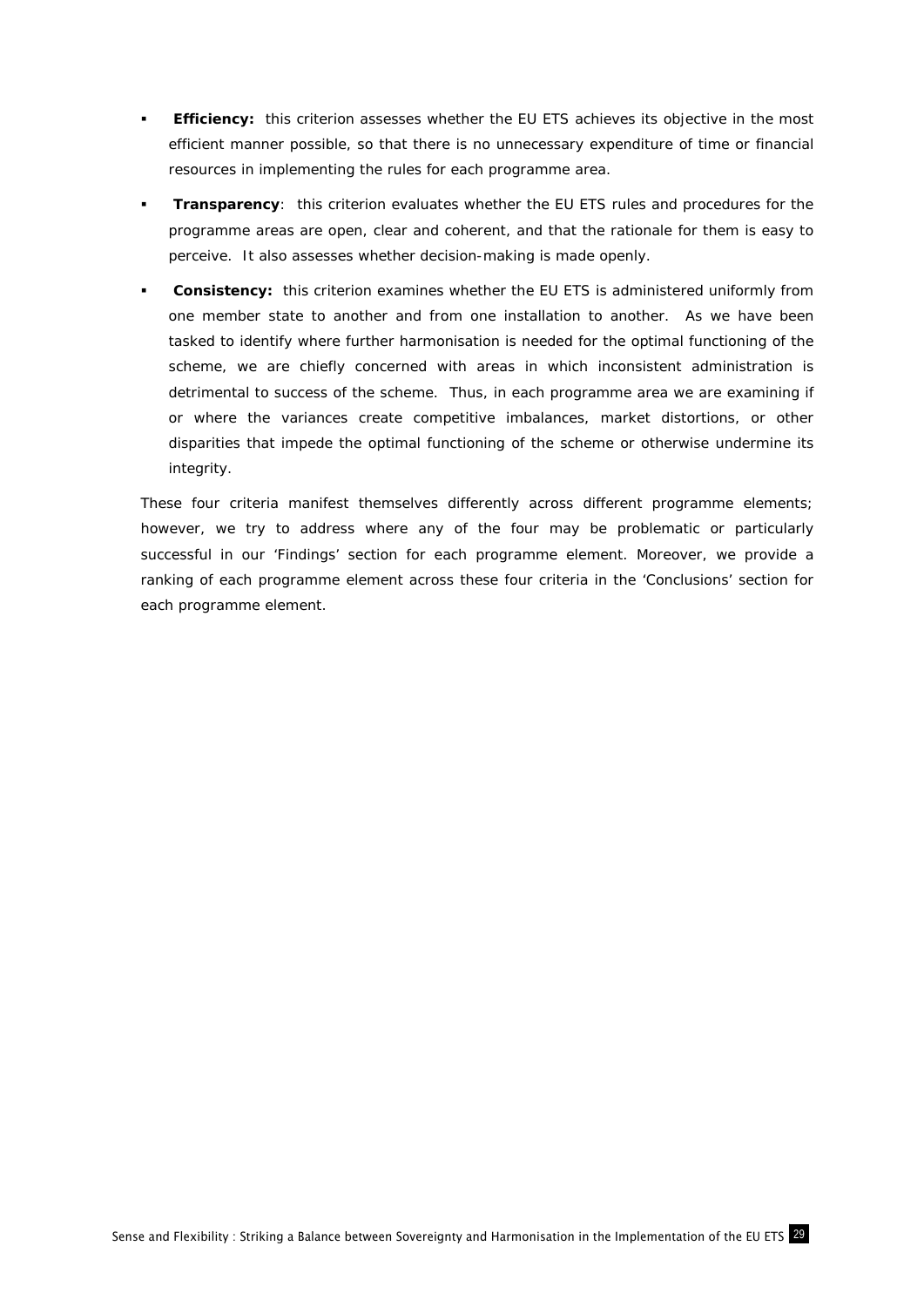- **Efficiency:** this criterion assesses whether the EU ETS achieves its objective in the most efficient manner possible, so that there is no unnecessary expenditure of time or financial resources in implementing the rules for each programme area.
- **Transparency**: this criterion evaluates whether the EU ETS rules and procedures for the programme areas are open, clear and coherent, and that the rationale for them is easy to perceive. It also assesses whether decision-making is made openly.
- **Consistency:** this criterion examines whether the EU ETS is administered uniformly from one member state to another and from one installation to another. As we have been tasked to identify where further harmonisation is needed for the optimal functioning of the scheme, we are chiefly concerned with areas in which inconsistent administration is detrimental to success of the scheme. Thus, in each programme area we are examining if or where the variances create competitive imbalances, market distortions, or other disparities that impede the optimal functioning of the scheme or otherwise undermine its integrity.

These four criteria manifest themselves differently across different programme elements; however, we try to address where any of the four may be problematic or particularly successful in our 'Findings' section for each programme element. Moreover, we provide a ranking of each programme element across these four criteria in the 'Conclusions' section for each programme element.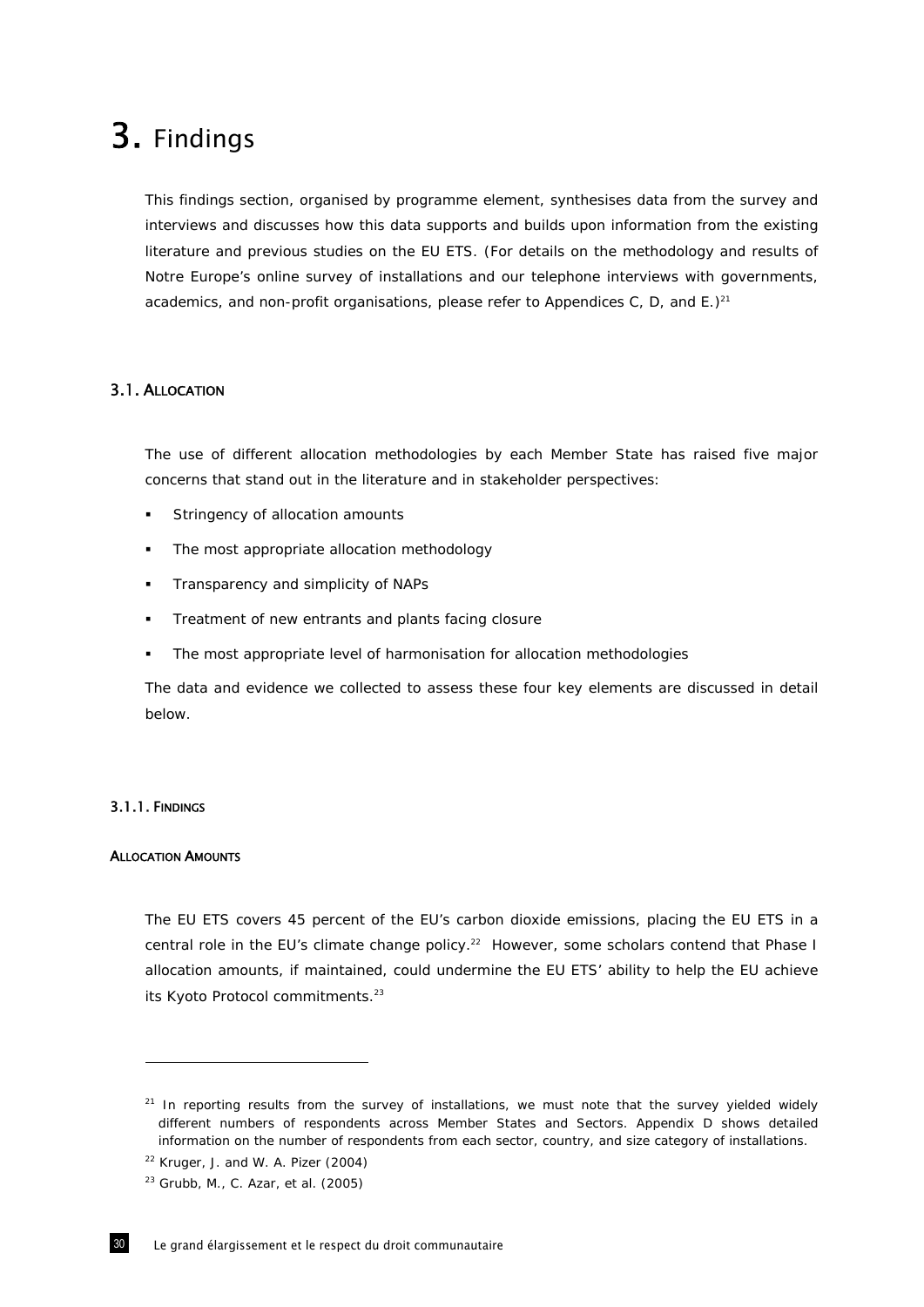# 3. Findings

This findings section, organised by programme element, synthesises data from the survey and interviews and discusses how this data supports and builds upon information from the existing literature and previous studies on the EU ETS. (For details on the methodology and results of Notre Europe's online survey of installations and our telephone interviews with governments, academics, and non-profit organisations, please refer to Appendices C, D, and E.)[21]

## 3.1. Allocation

The use of different allocation methodologies by each Member State has raised five major concerns that stand out in the literature and in stakeholder perspectives:

- Stringency of allocation amounts
- The most appropriate allocation methodology
- Transparency and simplicity of NAPs
- Treatment of new entrants and plants facing closure
- The most appropriate level of harmonisation for allocation methodologies

The data and evidence we collected to assess these four key elements are discussed in detail below.

### 3.1.1. Findings

#### Allocation Amounts

The EU ETS covers 45 percent of the EU's carbon dioxide emissions, placing the EU ETS in a central role in the EU's climate change policy.[22] However, some scholars contend that Phase I allocation amounts, if maintained, could undermine the EU ETS' ability to help the EU achieve its Kyoto Protocol commitments.[23]

---

[21] In reporting results from the survey of installations, we must note that the survey yielded widely different numbers of respondents across Member States and Sectors. Appendix D shows detailed information on the number of respondents from each sector, country, and size category of installations.

[22] Kruger, J. and W. A. Pizer (2004)

[23] Grubb, M., C. Azar, et al. (2005)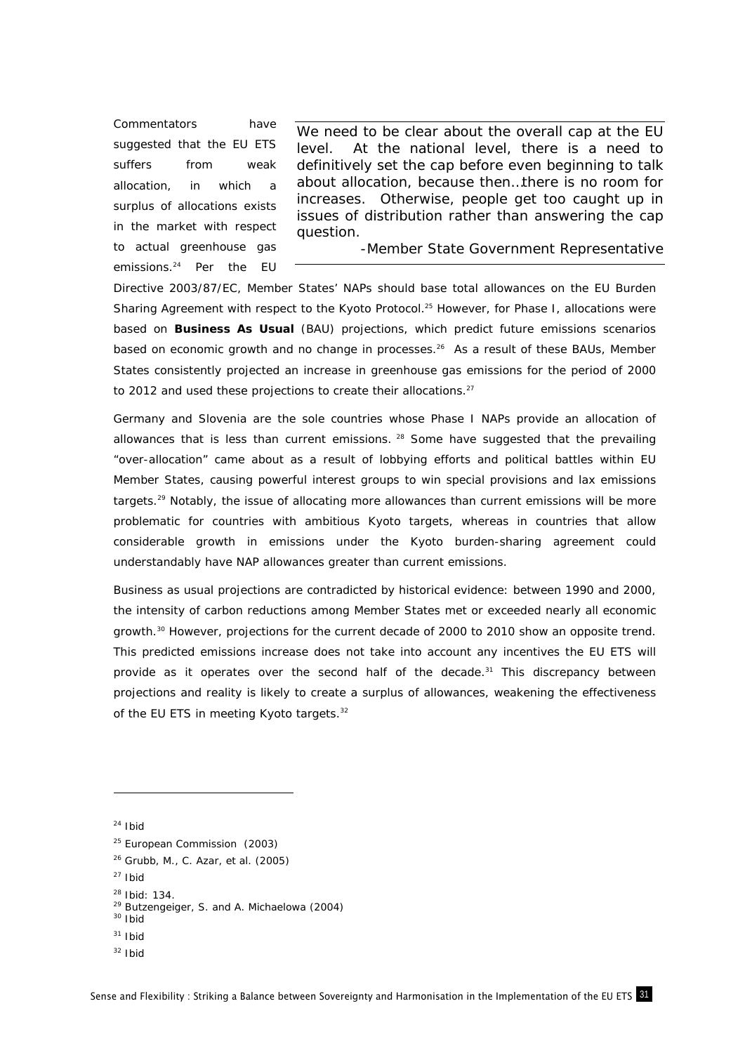> We need to be clear about the overall cap at the EU level. At the national level, there is a need to definitively set the cap before even beginning to talk about allocation, because then…there is no room for increases. Otherwise, people get too caught up in issues of distribution rather than answering the cap question.
>
> -Member State Government Representative

Commentators have suggested that the EU ETS suffers from weak allocation, in which a surplus of allocations exists in the market with respect to actual greenhouse gas emissions.[24] Per the EU Directive 2003/87/EC, Member States' NAPs should base total allowances on the EU Burden Sharing Agreement with respect to the Kyoto Protocol.[25] However, for Phase I, allocations were based on **Business As Usual** (BAU) projections, which predict future emissions scenarios based on economic growth and no change in processes.[26] As a result of these BAUs, Member States consistently projected an increase in greenhouse gas emissions for the period of 2000 to 2012 and used these projections to create their allocations.[27]

Germany and Slovenia are the sole countries whose Phase I NAPs provide an allocation of allowances that is less than current emissions.[28] Some have suggested that the prevailing "over-allocation" came about as a result of lobbying efforts and political battles within EU Member States, causing powerful interest groups to win special provisions and lax emissions targets.[29] Notably, the issue of allocating more allowances than current emissions will be more problematic for countries with ambitious Kyoto targets, whereas in countries that allow considerable growth in emissions under the Kyoto burden-sharing agreement could understandably have NAP allowances greater than current emissions.

Business as usual projections are contradicted by historical evidence: between 1990 and 2000, the intensity of carbon reductions among Member States met or exceeded nearly all economic growth.[30] However, projections for the current decade of 2000 to 2010 show an opposite trend. This predicted emissions increase does not take into account any incentives the EU ETS will provide as it operates over the second half of the decade.[31] This discrepancy between projections and reality is likely to create a surplus of allowances, weakening the effectiveness of the EU ETS in meeting Kyoto targets.[32]

---

[24] Ibid

[25] European Commission (2003)

[26] Grubb, M., C. Azar, et al. (2005)

[27] Ibid

[28] Ibid: 134.

[29] Butzengeiger, S. and A. Michaelowa (2004)

[30] Ibid

[31] Ibid

[32] Ibid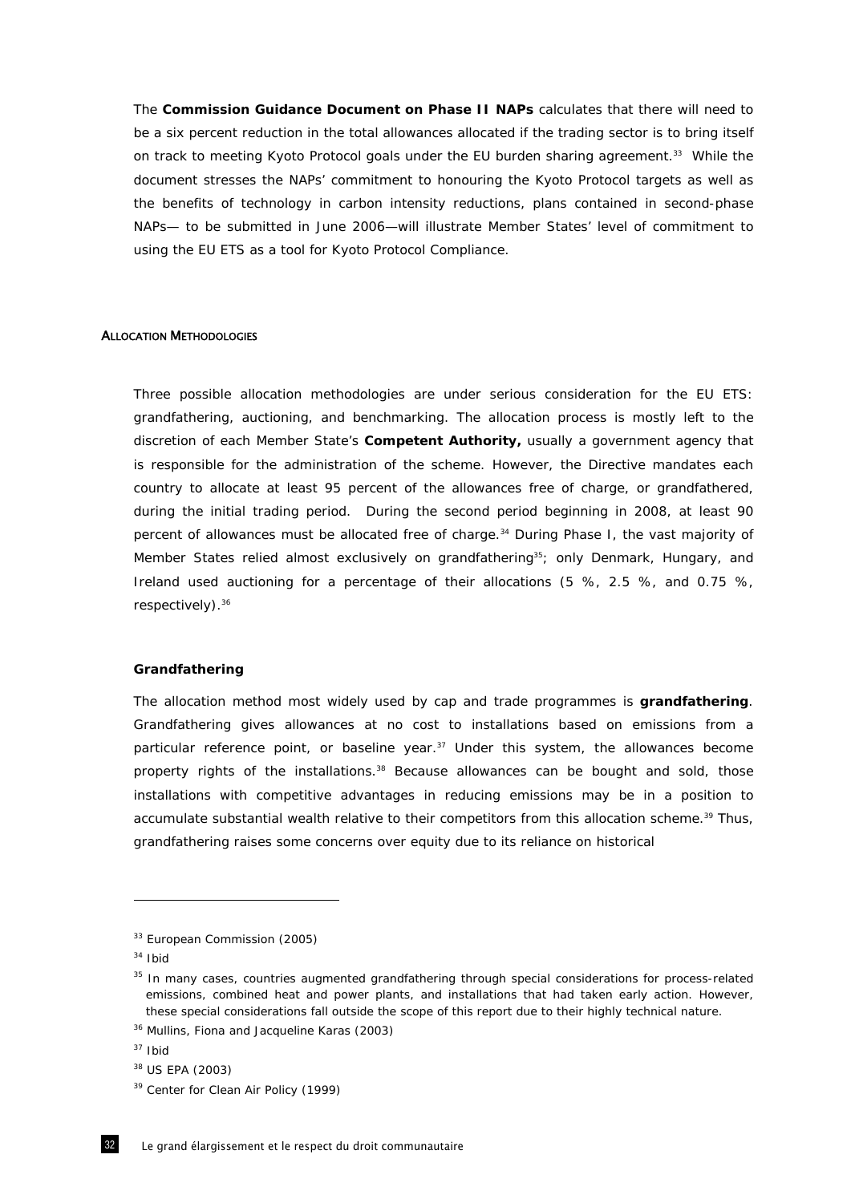The **Commission Guidance Document on Phase II NAPs** calculates that there will need to be a six percent reduction in the total allowances allocated if the trading sector is to bring itself on track to meeting Kyoto Protocol goals under the EU burden sharing agreement.[33] While the document stresses the NAPs' commitment to honouring the Kyoto Protocol targets as well as the benefits of technology in carbon intensity reductions, plans contained in second-phase NAPs— to be submitted in June 2006—will illustrate Member States' level of commitment to using the EU ETS as a tool for Kyoto Protocol Compliance.

## ALLOCATION METHODOLOGIES

Three possible allocation methodologies are under serious consideration for the EU ETS: grandfathering, auctioning, and benchmarking. The allocation process is mostly left to the discretion of each Member State's **Competent Authority,** usually a government agency that is responsible for the administration of the scheme. However, the Directive mandates each country to allocate at least 95 percent of the allowances free of charge, or grandfathered, during the initial trading period. During the second period beginning in 2008, at least 90 percent of allowances must be allocated free of charge.[34] During Phase I, the vast majority of Member States relied almost exclusively on grandfathering[35]; only Denmark, Hungary, and Ireland used auctioning for a percentage of their allocations (5 %, 2.5 %, and 0.75 %, respectively).[36]

### Grandfathering

The allocation method most widely used by cap and trade programmes is **grandfathering**. Grandfathering gives allowances at no cost to installations based on emissions from a particular reference point, or baseline year.[37] Under this system, the allowances become property rights of the installations.[38] Because allowances can be bought and sold, those installations with competitive advantages in reducing emissions may be in a position to accumulate substantial wealth relative to their competitors from this allocation scheme.[39] Thus, grandfathering raises some concerns over equity due to its reliance on historical

---

[33] European Commission (2005)

[34] Ibid

[35] In many cases, countries augmented grandfathering through special considerations for process-related emissions, combined heat and power plants, and installations that had taken early action. However, these special considerations fall outside the scope of this report due to their highly technical nature.

[36] Mullins, Fiona and Jacqueline Karas (2003)

[37] Ibid

[38] US EPA (2003)

[39] Center for Clean Air Policy (1999)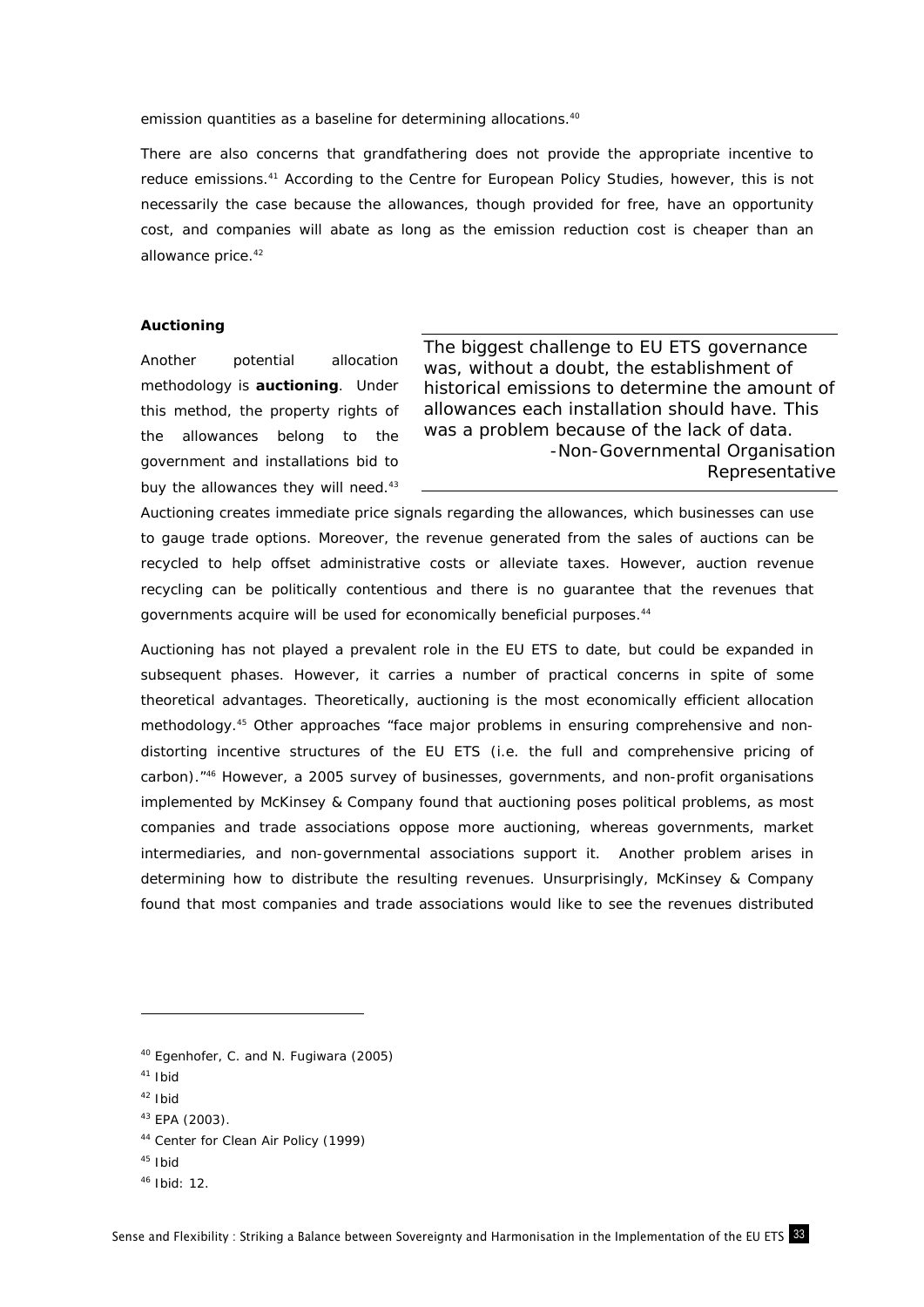emission quantities as a baseline for determining allocations.[40]

There are also concerns that grandfathering does not provide the appropriate incentive to reduce emissions.[41] According to the Centre for European Policy Studies, however, this is not necessarily the case because the allowances, though provided for free, have an opportunity cost, and companies will abate as long as the emission reduction cost is cheaper than an allowance price.[42]

**Auctioning**

Another potential allocation methodology is **auctioning**. Under this method, the property rights of the allowances belong to the government and installations bid to buy the allowances they will need.[43]

> The biggest challenge to EU ETS governance was, without a doubt, the establishment of historical emissions to determine the amount of allowances each installation should have. This was a problem because of the lack of data.
>
> -Non-Governmental Organisation Representative

Auctioning creates immediate price signals regarding the allowances, which businesses can use to gauge trade options. Moreover, the revenue generated from the sales of auctions can be recycled to help offset administrative costs or alleviate taxes. However, auction revenue recycling can be politically contentious and there is no guarantee that the revenues that governments acquire will be used for economically beneficial purposes.[44]

Auctioning has not played a prevalent role in the EU ETS to date, but could be expanded in subsequent phases. However, it carries a number of practical concerns in spite of some theoretical advantages. Theoretically, auctioning is the most economically efficient allocation methodology.[45] Other approaches "face major problems in ensuring comprehensive and non-distorting incentive structures of the EU ETS (i.e. the full and comprehensive pricing of carbon)."[46] However, a 2005 survey of businesses, governments, and non-profit organisations implemented by McKinsey & Company found that auctioning poses political problems, as most companies and trade associations oppose more auctioning, whereas governments, market intermediaries, and non-governmental associations support it. Another problem arises in determining how to distribute the resulting revenues. Unsurprisingly, McKinsey & Company found that most companies and trade associations would like to see the revenues distributed

---

[40] Egenhofer, C. and N. Fugiwara (2005)

[41] Ibid

[42] Ibid

[43] EPA (2003).

[44] Center for Clean Air Policy (1999)

[45] Ibid

[46] Ibid: 12.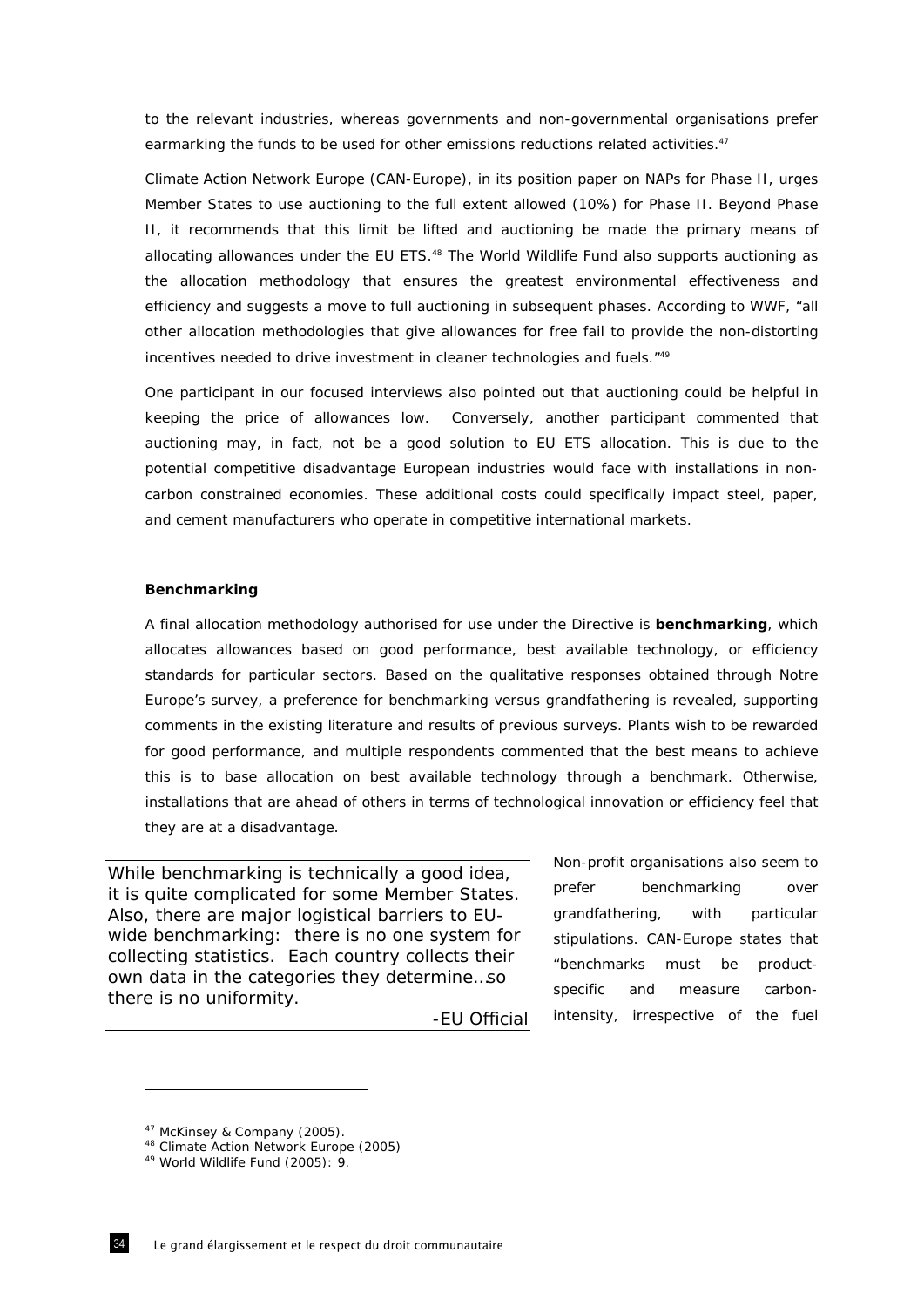to the relevant industries, whereas governments and non-governmental organisations prefer earmarking the funds to be used for other emissions reductions related activities.[47]

Climate Action Network Europe (CAN-Europe), in its position paper on NAPs for Phase II, urges Member States to use auctioning to the full extent allowed (10%) for Phase II. Beyond Phase II, it recommends that this limit be lifted and auctioning be made the primary means of allocating allowances under the EU ETS.[48] The World Wildlife Fund also supports auctioning as the allocation methodology that ensures the greatest environmental effectiveness and efficiency and suggests a move to full auctioning in subsequent phases. According to WWF, "all other allocation methodologies that give allowances for free fail to provide the non-distorting incentives needed to drive investment in cleaner technologies and fuels."[49]

One participant in our focused interviews also pointed out that auctioning could be helpful in keeping the price of allowances low. Conversely, another participant commented that auctioning may, in fact, not be a good solution to EU ETS allocation. This is due to the potential competitive disadvantage European industries would face with installations in non-carbon constrained economies. These additional costs could specifically impact steel, paper, and cement manufacturers who operate in competitive international markets.

**Benchmarking**

A final allocation methodology authorised for use under the Directive is **benchmarking**, which allocates allowances based on good performance, best available technology, or efficiency standards for particular sectors. Based on the qualitative responses obtained through Notre Europe's survey, a preference for benchmarking versus grandfathering is revealed, supporting comments in the existing literature and results of previous surveys. Plants wish to be rewarded for good performance, and multiple respondents commented that the best means to achieve this is to base allocation on best available technology through a benchmark. Otherwise, installations that are ahead of others in terms of technological innovation or efficiency feel that they are at a disadvantage.

> While benchmarking is technically a good idea, it is quite complicated for some Member States. Also, there are major logistical barriers to EU-wide benchmarking: there is no one system for collecting statistics. Each country collects their own data in the categories they determine…so there is no uniformity.
>
> -EU Official

Non-profit organisations also seem to prefer benchmarking over grandfathering, with particular stipulations. CAN-Europe states that "benchmarks must be product-specific and measure carbon-intensity, irrespective of the fuel

[47] McKinsey & Company (2005).
[48] Climate Action Network Europe (2005)
[49] World Wildlife Fund (2005): 9.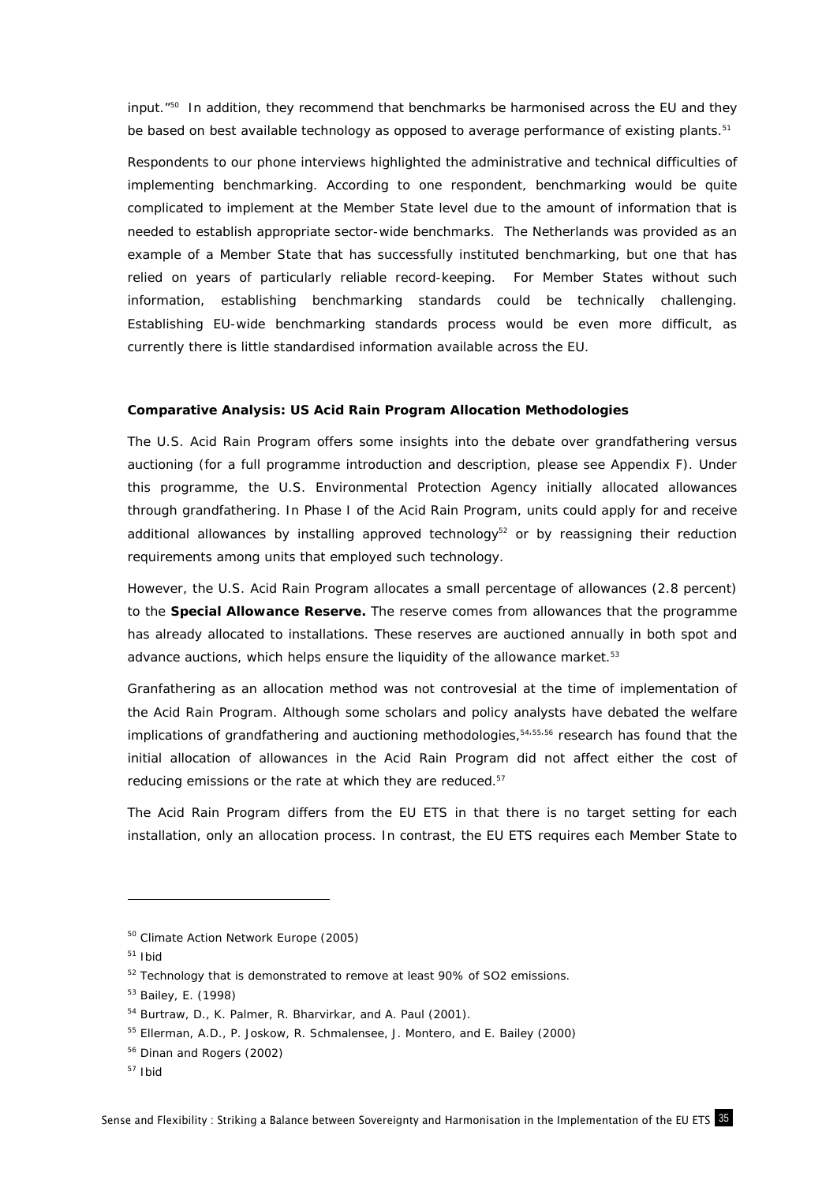input."[50] In addition, they recommend that benchmarks be harmonised across the EU and they be based on best available technology as opposed to average performance of existing plants.[51]

Respondents to our phone interviews highlighted the administrative and technical difficulties of implementing benchmarking. According to one respondent, benchmarking would be quite complicated to implement at the Member State level due to the amount of information that is needed to establish appropriate sector-wide benchmarks. The Netherlands was provided as an example of a Member State that has successfully instituted benchmarking, but one that has relied on years of particularly reliable record-keeping. For Member States without such information, establishing benchmarking standards could be technically challenging. Establishing EU-wide benchmarking standards process would be even more difficult, as currently there is little standardised information available across the EU.

**Comparative Analysis: US Acid Rain Program Allocation Methodologies**

The U.S. Acid Rain Program offers some insights into the debate over grandfathering versus auctioning (for a full programme introduction and description, please see Appendix F). Under this programme, the U.S. Environmental Protection Agency initially allocated allowances through grandfathering. In Phase I of the Acid Rain Program, units could apply for and receive additional allowances by installing approved technology[52] or by reassigning their reduction requirements among units that employed such technology.

However, the U.S. Acid Rain Program allocates a small percentage of allowances (2.8 percent) to the **Special Allowance Reserve.** The reserve comes from allowances that the programme has already allocated to installations. These reserves are auctioned annually in both spot and advance auctions, which helps ensure the liquidity of the allowance market.[53]

Granfathering as an allocation method was not controvesial at the time of implementation of the Acid Rain Program. Although some scholars and policy analysts have debated the welfare implications of grandfathering and auctioning methodologies,[54,55,56] research has found that the initial allocation of allowances in the Acid Rain Program did not affect either the cost of reducing emissions or the rate at which they are reduced.[57]

The Acid Rain Program differs from the EU ETS in that there is no target setting for each installation, only an allocation process. In contrast, the EU ETS requires each Member State to

---

[50] Climate Action Network Europe (2005)

[51] Ibid

[52] Technology that is demonstrated to remove at least 90% of $SO_2$ emissions.

[53] Bailey, E. (1998)

[54] Burtraw, D., K. Palmer, R. Bharvirkar, and A. Paul (2001).

[55] Ellerman, A.D., P. Joskow, R. Schmalensee, J. Montero, and E. Bailey (2000)

[56] Dinan and Rogers (2002)

[57] Ibid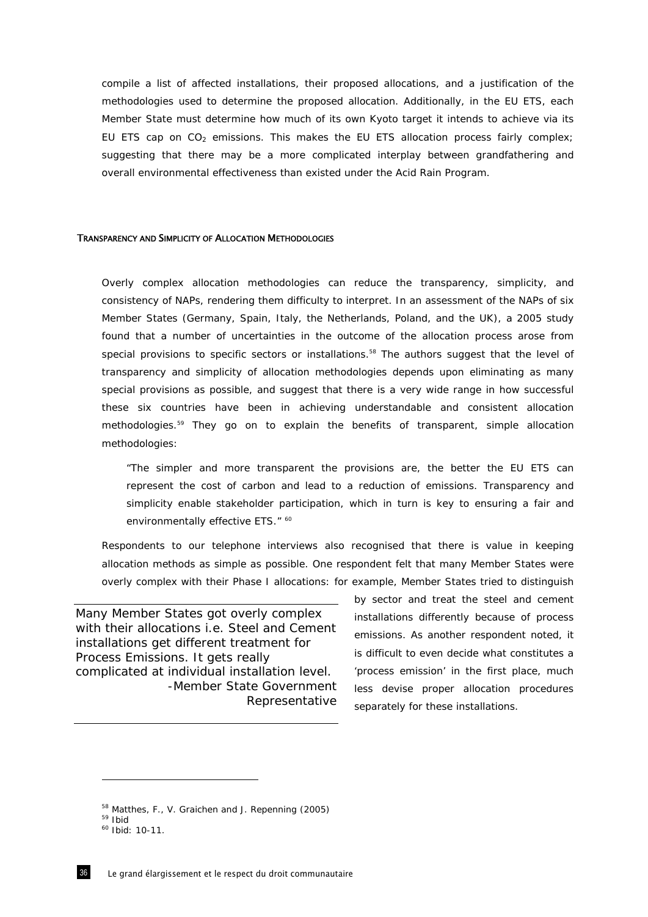compile a list of affected installations, their proposed allocations, and a justification of the methodologies used to determine the proposed allocation. Additionally, in the EU ETS, each Member State must determine how much of its own Kyoto target it intends to achieve via its EU ETS cap on $CO_2$ emissions. This makes the EU ETS allocation process fairly complex; suggesting that there may be a more complicated interplay between grandfathering and overall environmental effectiveness than existed under the Acid Rain Program.

### TRANSPARENCY AND SIMPLICITY OF ALLOCATION METHODOLOGIES

Overly complex allocation methodologies can reduce the transparency, simplicity, and consistency of NAPs, rendering them difficulty to interpret. In an assessment of the NAPs of six Member States (Germany, Spain, Italy, the Netherlands, Poland, and the UK), a 2005 study found that a number of uncertainties in the outcome of the allocation process arose from special provisions to specific sectors or installations.[58] The authors suggest that the level of transparency and simplicity of allocation methodologies depends upon eliminating as many special provisions as possible, and suggest that there is a very wide range in how successful these six countries have been in achieving understandable and consistent allocation methodologies.[59] They go on to explain the benefits of transparent, simple allocation methodologies:

> "The simpler and more transparent the provisions are, the better the EU ETS can represent the cost of carbon and lead to a reduction of emissions. Transparency and simplicity enable stakeholder participation, which in turn is key to ensuring a fair and environmentally effective ETS." [60]

Respondents to our telephone interviews also recognised that there is value in keeping allocation methods as simple as possible. One respondent felt that many Member States were overly complex with their Phase I allocations: for example, Member States tried to distinguish by sector and treat the steel and cement installations differently because of process emissions. As another respondent noted, it is difficult to even decide what constitutes a 'process emission' in the first place, much less devise proper allocation procedures separately for these installations.

> Many Member States got overly complex with their allocations i.e. Steel and Cement installations get different treatment for Process Emissions. It gets really complicated at individual installation level.
> -Member State Government Representative

---

[58] Matthes, F., V. Graichen and J. Repenning (2005)

[59] Ibid

[60] Ibid: 10-11.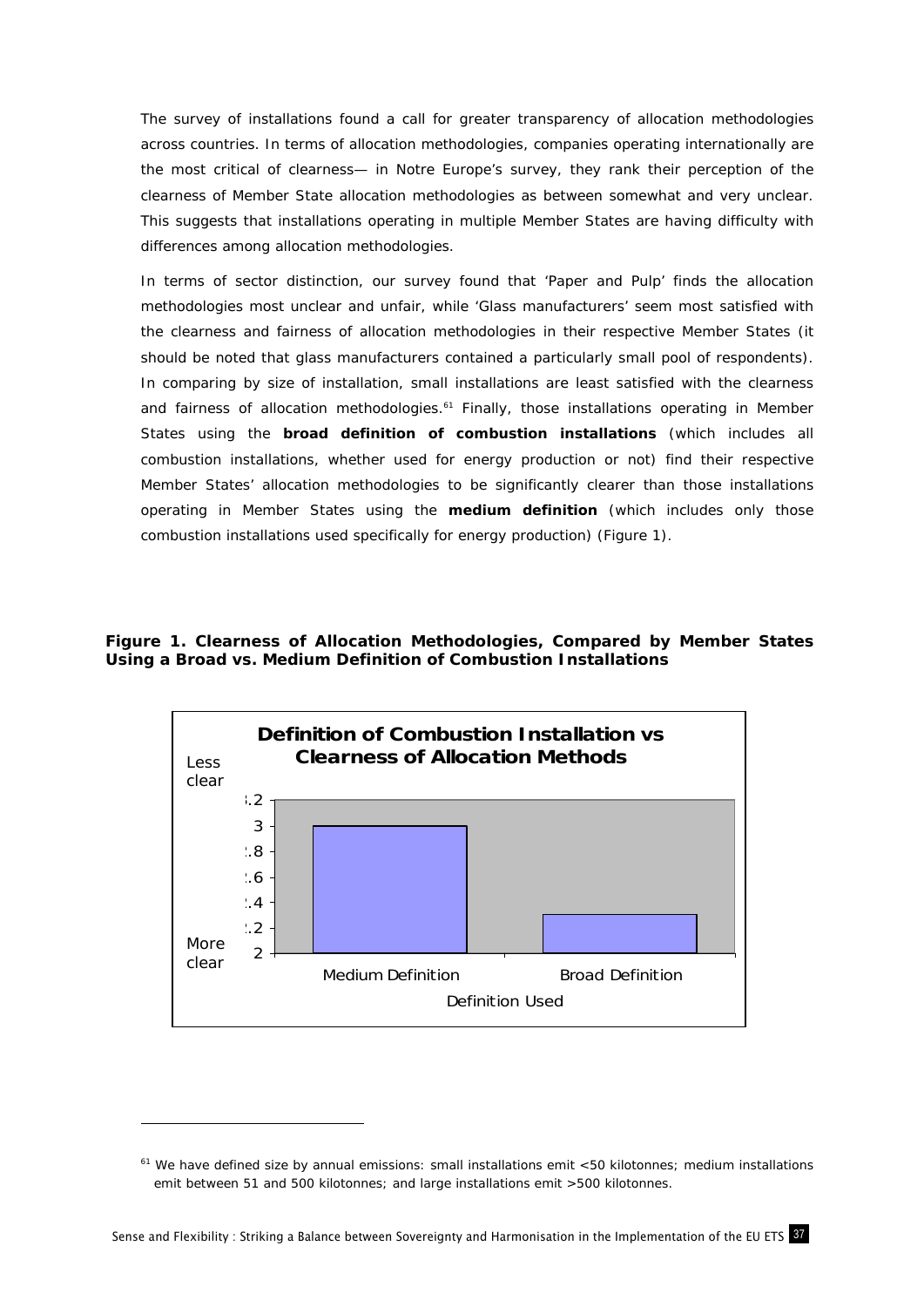The survey of installations found a call for greater transparency of allocation methodologies across countries. In terms of allocation methodologies, companies operating internationally are the most critical of clearness— in Notre Europe's survey, they rank their perception of the clearness of Member State allocation methodologies as between somewhat and very unclear. This suggests that installations operating in multiple Member States are having difficulty with differences among allocation methodologies.

In terms of sector distinction, our survey found that 'Paper and Pulp' finds the allocation methodologies most unclear and unfair, while 'Glass manufacturers' seem most satisfied with the clearness and fairness of allocation methodologies in their respective Member States (it should be noted that glass manufacturers contained a particularly small pool of respondents). In comparing by size of installation, small installations are least satisfied with the clearness and fairness of allocation methodologies.[61] Finally, those installations operating in Member States using the **broad definition of combustion installations** (which includes all combustion installations, whether used for energy production or not) find their respective Member States' allocation methodologies to be significantly clearer than those installations operating in Member States using the **medium definition** (which includes only those combustion installations used specifically for energy production) (Figure 1).

**Figure 1. Clearness of Allocation Methodologies, Compared by Member States Using a Broad vs. Medium Definition of Combustion Installations**

**Definition of Combustion Installation vs Clearness of Allocation Methods**

| Definition Used | Clearness (2 = More clear; 3.2 = Less clear) |
|---|---|
| Medium Definition | 3 |
| Broad Definition | 2.3 |

[61] We have defined size by annual emissions: small installations emit <50 kilotonnes; medium installations emit between 51 and 500 kilotonnes; and large installations emit >500 kilotonnes.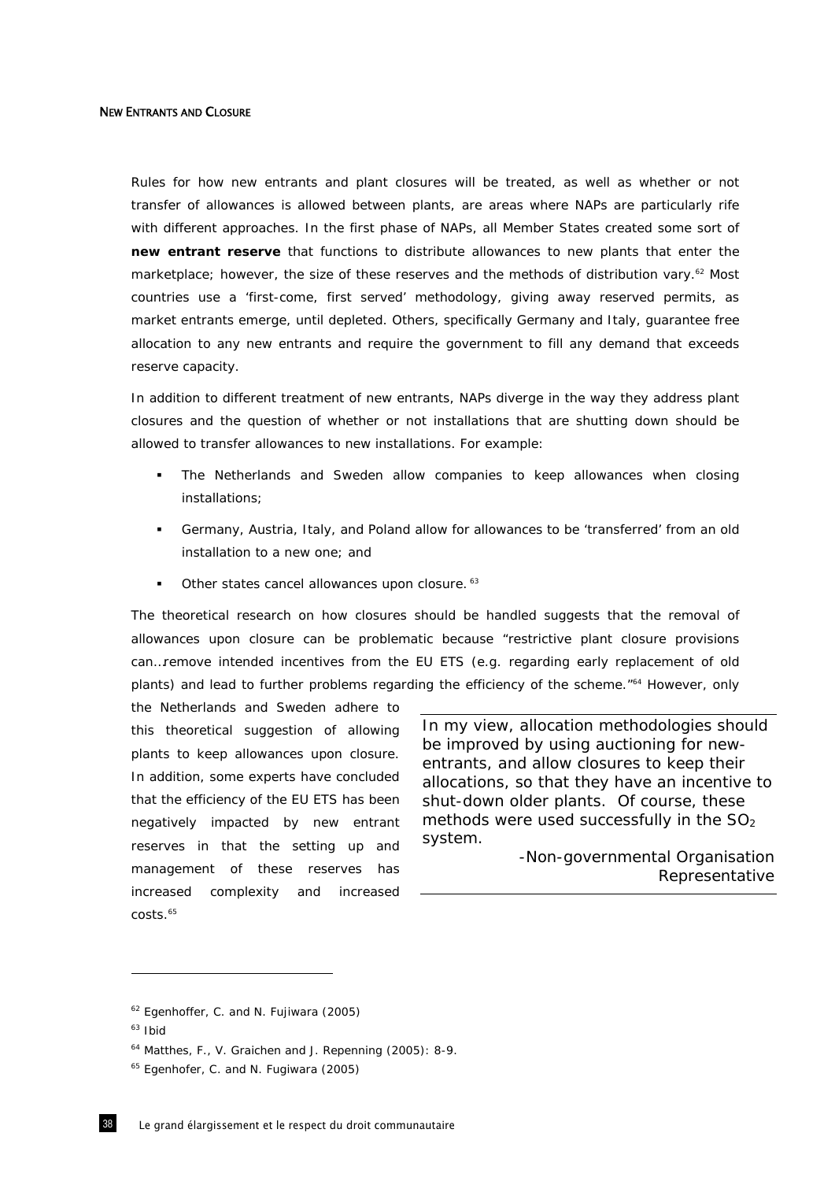## New Entrants and Closure

Rules for how new entrants and plant closures will be treated, as well as whether or not transfer of allowances is allowed between plants, are areas where NAPs are particularly rife with different approaches. In the first phase of NAPs, all Member States created some sort of **new entrant reserve** that functions to distribute allowances to new plants that enter the marketplace; however, the size of these reserves and the methods of distribution vary.[62] Most countries use a 'first-come, first served' methodology, giving away reserved permits, as market entrants emerge, until depleted. Others, specifically Germany and Italy, guarantee free allocation to any new entrants and require the government to fill any demand that exceeds reserve capacity.

In addition to different treatment of new entrants, NAPs diverge in the way they address plant closures and the question of whether or not installations that are shutting down should be allowed to transfer allowances to new installations. For example:

- The Netherlands and Sweden allow companies to keep allowances when closing installations;
- Germany, Austria, Italy, and Poland allow for allowances to be 'transferred' from an old installation to a new one; and
- Other states cancel allowances upon closure.[63]

The theoretical research on how closures should be handled suggests that the removal of allowances upon closure can be problematic because "restrictive plant closure provisions can…remove intended incentives from the EU ETS (e.g. regarding early replacement of old plants) and lead to further problems regarding the efficiency of the scheme."[64] However, only the Netherlands and Sweden adhere to this theoretical suggestion of allowing plants to keep allowances upon closure. In addition, some experts have concluded that the efficiency of the EU ETS has been negatively impacted by new entrant reserves in that the setting up and management of these reserves has increased complexity and increased costs.[65]

> In my view, allocation methodologies should be improved by using auctioning for new-entrants, and allow closures to keep their allocations, so that they have an incentive to shut-down older plants. Of course, these methods were used successfully in the $SO_2$ system.
>
> -Non-governmental Organisation Representative

---

[62] Egenhoffer, C. and N. Fujiwara (2005)

[63] Ibid

[64] Matthes, F., V. Graichen and J. Repenning (2005): 8-9.

[65] Egenhofer, C. and N. Fugiwara (2005)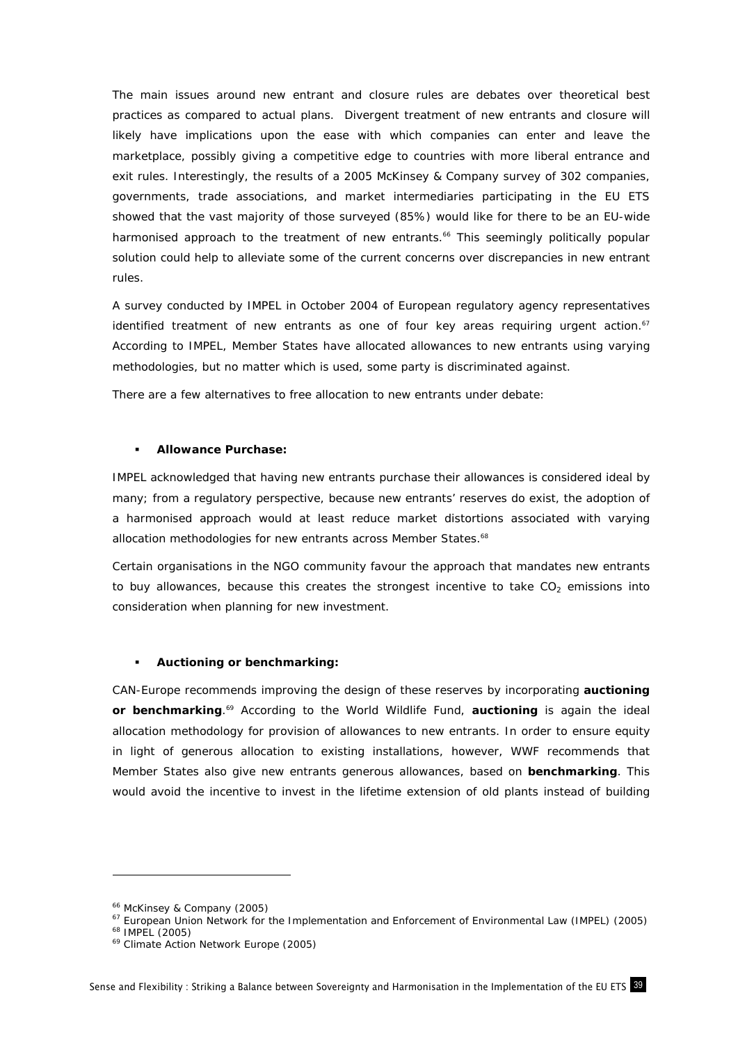The main issues around new entrant and closure rules are debates over theoretical best practices as compared to actual plans. Divergent treatment of new entrants and closure will likely have implications upon the ease with which companies can enter and leave the marketplace, possibly giving a competitive edge to countries with more liberal entrance and exit rules. Interestingly, the results of a 2005 McKinsey & Company survey of 302 companies, governments, trade associations, and market intermediaries participating in the EU ETS showed that the vast majority of those surveyed (85%) would like for there to be an EU-wide harmonised approach to the treatment of new entrants.[66] This seemingly politically popular solution could help to alleviate some of the current concerns over discrepancies in new entrant rules.

A survey conducted by IMPEL in October 2004 of European regulatory agency representatives identified treatment of new entrants as one of four key areas requiring urgent action.[67] According to IMPEL, Member States have allocated allowances to new entrants using varying methodologies, but no matter which is used, some party is discriminated against.

There are a few alternatives to free allocation to new entrants under debate:

- **Allowance Purchase:**

IMPEL acknowledged that having new entrants purchase their allowances is considered ideal by many; from a regulatory perspective, because new entrants' reserves do exist, the adoption of a harmonised approach would at least reduce market distortions associated with varying allocation methodologies for new entrants across Member States.[68]

Certain organisations in the NGO community favour the approach that mandates new entrants to buy allowances, because this creates the strongest incentive to take $CO_2$ emissions into consideration when planning for new investment.

- **Auctioning or benchmarking:**

CAN-Europe recommends improving the design of these reserves by incorporating **auctioning or benchmarking**.[69] According to the World Wildlife Fund, **auctioning** is again the ideal allocation methodology for provision of allowances to new entrants. In order to ensure equity in light of generous allocation to existing installations, however, WWF recommends that Member States also give new entrants generous allowances, based on **benchmarking**. This would avoid the incentive to invest in the lifetime extension of old plants instead of building

---

[66] McKinsey & Company (2005)

[67] European Union Network for the Implementation and Enforcement of Environmental Law (IMPEL) (2005)

[68] IMPEL (2005)

[69] Climate Action Network Europe (2005)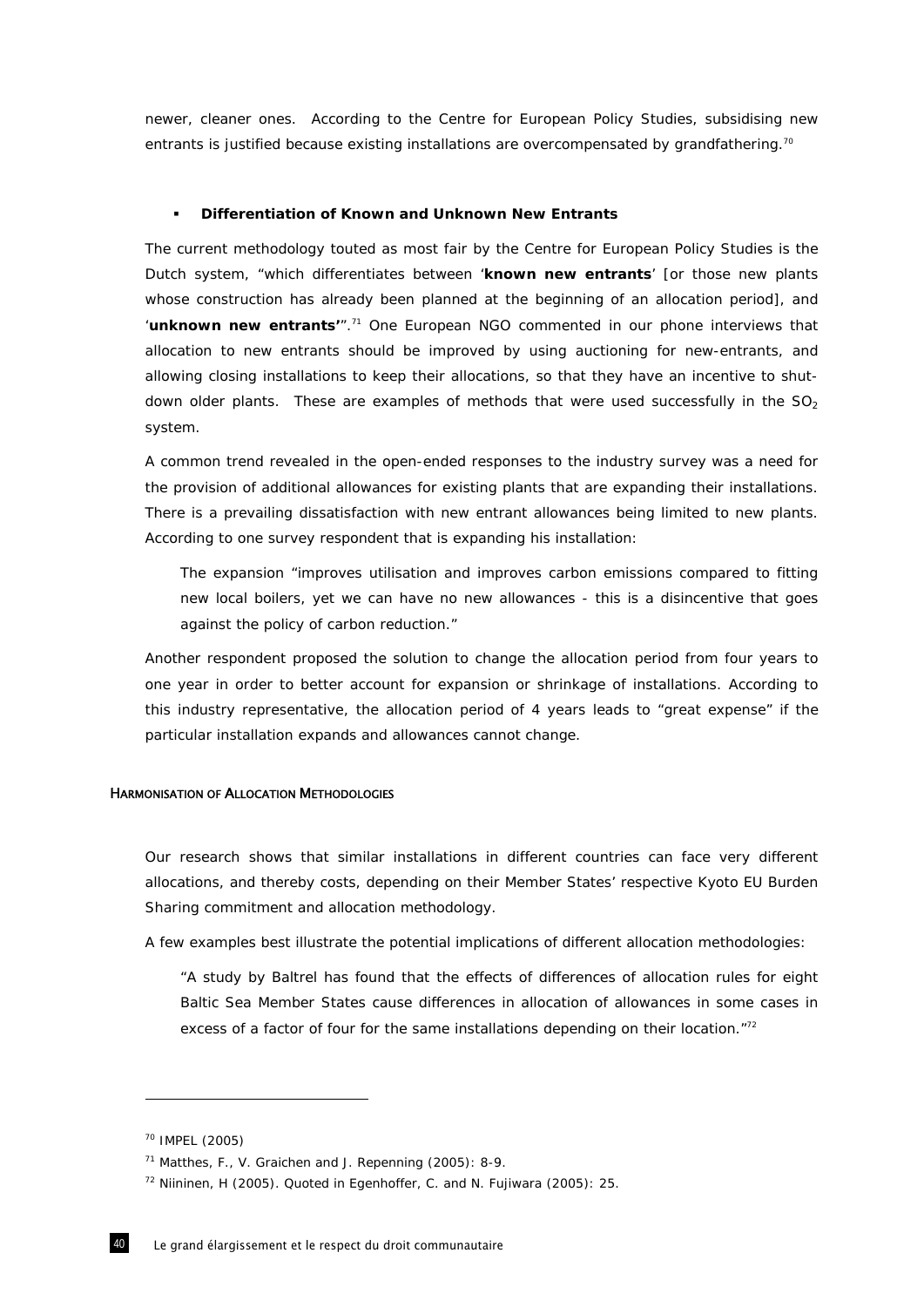newer, cleaner ones. According to the Centre for European Policy Studies, subsidising new entrants is justified because existing installations are overcompensated by grandfathering.[70]

- **Differentiation of Known and Unknown New Entrants**

The current methodology touted as most fair by the Centre for European Policy Studies is the Dutch system, "which differentiates between '**known new entrants**' [or those new plants whose construction has already been planned at the beginning of an allocation period], and '**unknown new entrants'**".[71] One European NGO commented in our phone interviews that allocation to new entrants should be improved by using auctioning for new-entrants, and allowing closing installations to keep their allocations, so that they have an incentive to shut-down older plants. These are examples of methods that were used successfully in the $SO_2$ system.

A common trend revealed in the open-ended responses to the industry survey was a need for the provision of additional allowances for existing plants that are expanding their installations. There is a prevailing dissatisfaction with new entrant allowances being limited to new plants. According to one survey respondent that is expanding his installation:

> The expansion "improves utilisation and improves carbon emissions compared to fitting new local boilers, yet we can have no new allowances - this is a disincentive that goes against the policy of carbon reduction."

Another respondent proposed the solution to change the allocation period from four years to one year in order to better account for expansion or shrinkage of installations. According to this industry representative, the allocation period of 4 years leads to "great expense" if the particular installation expands and allowances cannot change.

### HARMONISATION OF ALLOCATION METHODOLOGIES

Our research shows that similar installations in different countries can face very different allocations, and thereby costs, depending on their Member States' respective Kyoto EU Burden Sharing commitment and allocation methodology.

A few examples best illustrate the potential implications of different allocation methodologies:

> "A study by Baltrel has found that the effects of differences of allocation rules for eight Baltic Sea Member States cause differences in allocation of allowances in some cases in excess of a factor of four for the same installations depending on their location."[72]

---

[70] IMPEL (2005)

[71] Matthes, F., V. Graichen and J. Repenning (2005): 8-9.

[72] Niininen, H (2005). Quoted in Egenhoffer, C. and N. Fujiwara (2005): 25.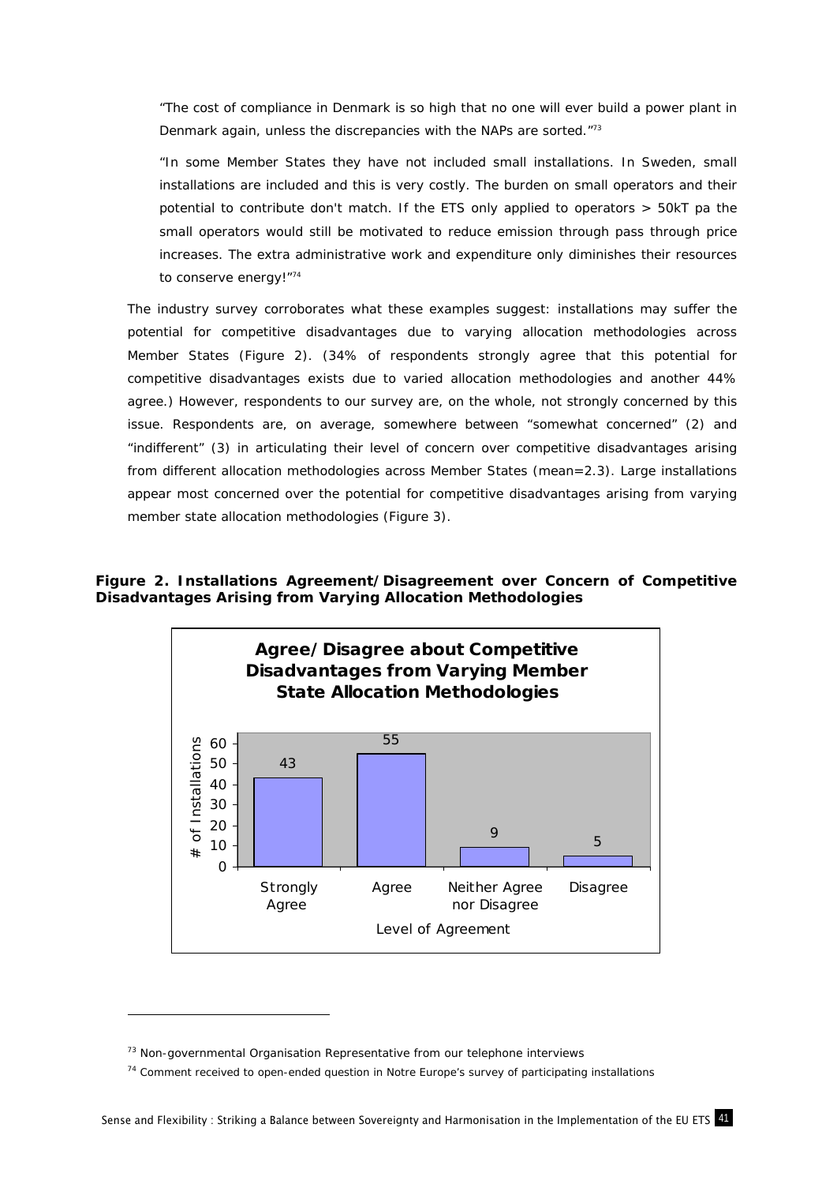> "The cost of compliance in Denmark is so high that no one will ever build a power plant in Denmark again, unless the discrepancies with the NAPs are sorted."[73]

> "In some Member States they have not included small installations. In Sweden, small installations are included and this is very costly. The burden on small operators and their potential to contribute don't match. If the ETS only applied to operators > 50kT pa the small operators would still be motivated to reduce emission through pass through price increases. The extra administrative work and expenditure only diminishes their resources to conserve energy!"[74]

The industry survey corroborates what these examples suggest: installations may suffer the potential for competitive disadvantages due to varying allocation methodologies across Member States (Figure 2). (34% of respondents strongly agree that this potential for competitive disadvantages exists due to varied allocation methodologies and another 44% agree.) However, respondents to our survey are, on the whole, not strongly concerned by this issue. Respondents are, on average, somewhere between "somewhat concerned" (2) and "indifferent" (3) in articulating their level of concern over competitive disadvantages arising from different allocation methodologies across Member States (mean=2.3). Large installations appear most concerned over the potential for competitive disadvantages arising from varying member state allocation methodologies (Figure 3).

**Figure 2. Installations Agreement/Disagreement over Concern of Competitive Disadvantages Arising from Varying Allocation Methodologies**

**Agree/Disagree about Competitive Disadvantages from Varying Member State Allocation Methodologies**

| Level of Agreement | # of Installations |
|---|---|
| Strongly Agree | 43 |
| Agree | 55 |
| Neither Agree nor Disagree | 9 |
| Disagree | 5 |

[73] Non-governmental Organisation Representative from our telephone interviews

[74] Comment received to open-ended question in Notre Europe's survey of participating installations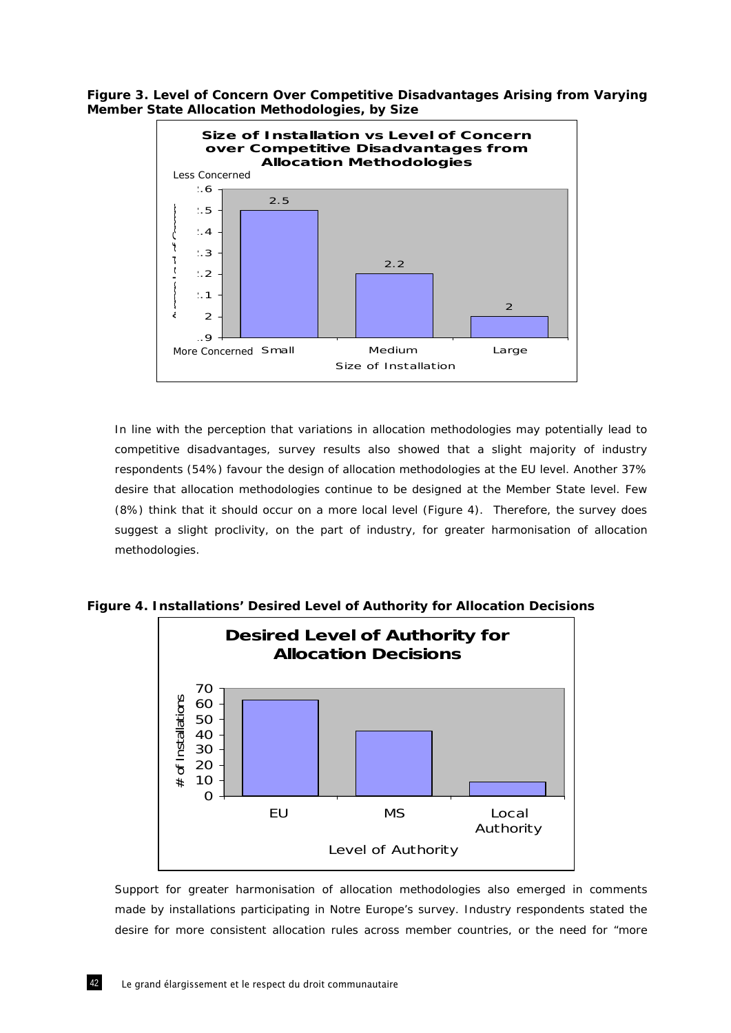**Figure 3. Level of Concern Over Competitive Disadvantages Arising from Varying Member State Allocation Methodologies, by Size**

**Size of Installation vs Level of Concern over Competitive Disadvantages from Allocation Methodologies**

| Size of Installation | Average Level of Concern |
|---|---|
| Small | 2.5 |
| Medium | 2.2 |
| Large | 2 |

(Less Concerned at top of scale; More Concerned at bottom of scale)

In line with the perception that variations in allocation methodologies may potentially lead to competitive disadvantages, survey results also showed that a slight majority of industry respondents (54%) favour the design of allocation methodologies at the EU level. Another 37% desire that allocation methodologies continue to be designed at the Member State level. Few (8%) think that it should occur on a more local level (Figure 4). Therefore, the survey does suggest a slight proclivity, on the part of industry, for greater harmonisation of allocation methodologies.

**Figure 4. Installations' Desired Level of Authority for Allocation Decisions**

**Desired Level of Authority for Allocation Decisions**

| Level of Authority | # of Installations (approx.) |
|---|---|
| EU | 62 |
| MS | 42 |
| Local Authority | 9 |

Support for greater harmonisation of allocation methodologies also emerged in comments made by installations participating in Notre Europe's survey. Industry respondents stated the desire for more consistent allocation rules across member countries, or the need for "more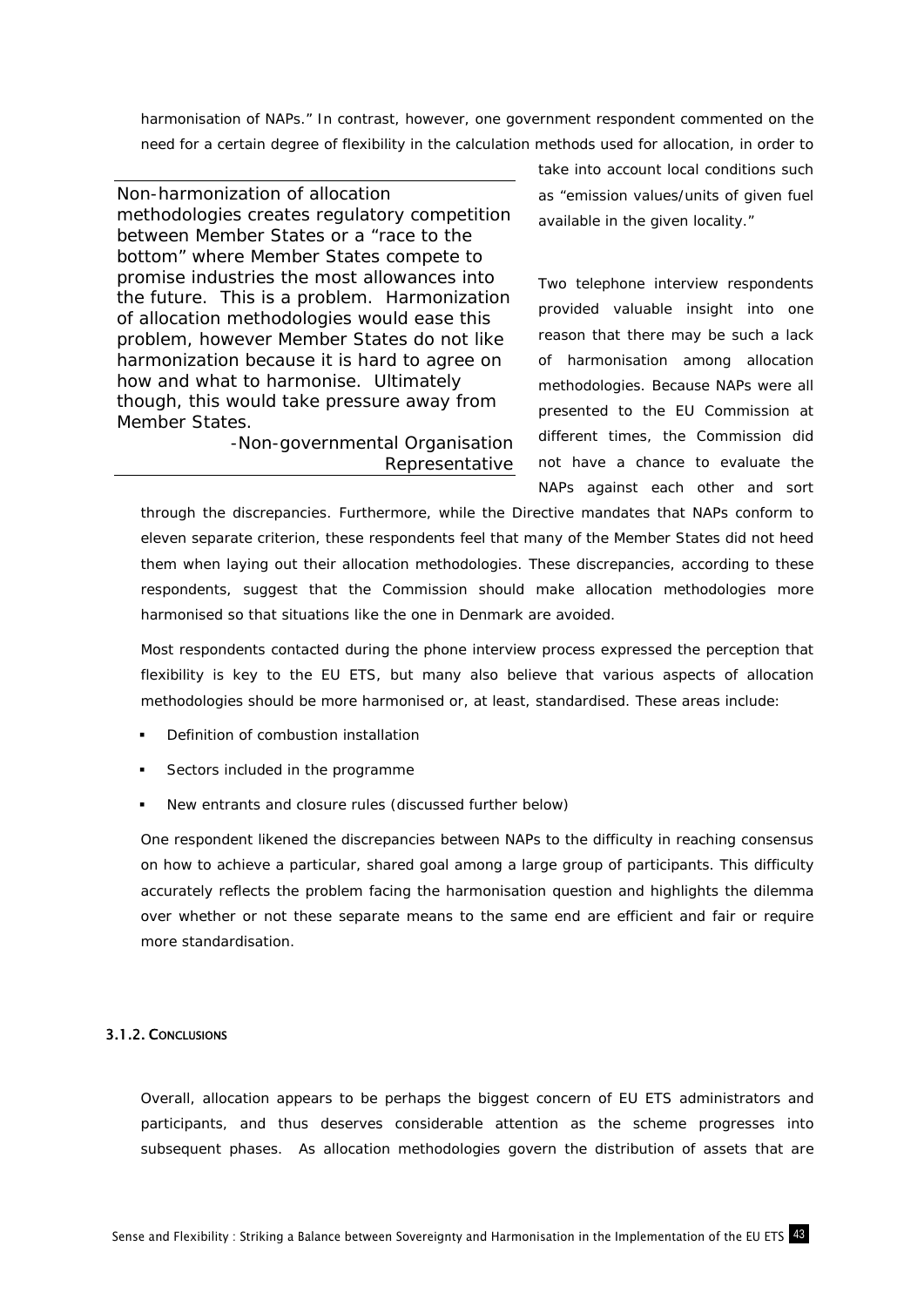harmonisation of NAPs." In contrast, however, one government respondent commented on the need for a certain degree of flexibility in the calculation methods used for allocation, in order to take into account local conditions such as "emission values/units of given fuel available in the given locality."

> Non-harmonization of allocation methodologies creates regulatory competition between Member States or a "race to the bottom" where Member States compete to promise industries the most allowances into the future. This is a problem. Harmonization of allocation methodologies would ease this problem, however Member States do not like harmonization because it is hard to agree on how and what to harmonise. Ultimately though, this would take pressure away from Member States.
>
> -Non-governmental Organisation Representative

Two telephone interview respondents provided valuable insight into one reason that there may be such a lack of harmonisation among allocation methodologies. Because NAPs were all presented to the EU Commission at different times, the Commission did not have a chance to evaluate the NAPs against each other and sort through the discrepancies. Furthermore, while the Directive mandates that NAPs conform to eleven separate criterion, these respondents feel that many of the Member States did not heed them when laying out their allocation methodologies. These discrepancies, according to these respondents, suggest that the Commission should make allocation methodologies more harmonised so that situations like the one in Denmark are avoided.

Most respondents contacted during the phone interview process expressed the perception that flexibility is key to the EU ETS, but many also believe that various aspects of allocation methodologies should be more harmonised or, at least, standardised. These areas include:

- Definition of combustion installation
- Sectors included in the programme
- New entrants and closure rules (discussed further below)

One respondent likened the discrepancies between NAPs to the difficulty in reaching consensus on how to achieve a particular, shared goal among a large group of participants. This difficulty accurately reflects the problem facing the harmonisation question and highlights the dilemma over whether or not these separate means to the same end are efficient and fair or require more standardisation.

#### 3.1.2. Conclusions

Overall, allocation appears to be perhaps the biggest concern of EU ETS administrators and participants, and thus deserves considerable attention as the scheme progresses into subsequent phases. As allocation methodologies govern the distribution of assets that are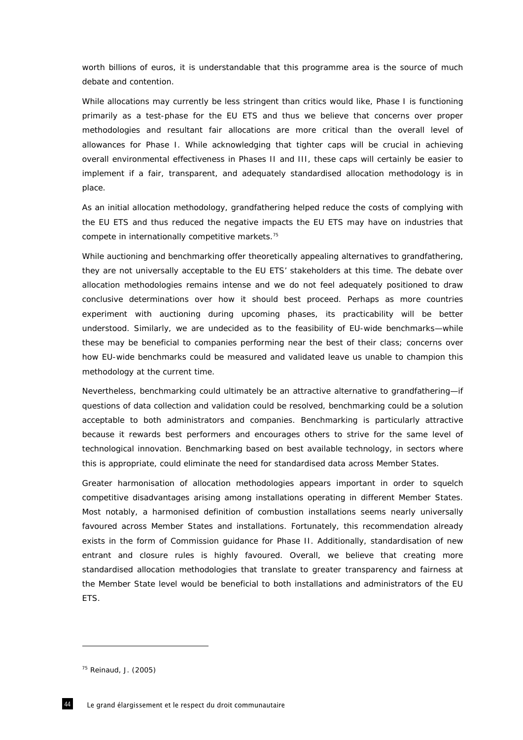worth billions of euros, it is understandable that this programme area is the source of much debate and contention.

While allocations may currently be less stringent than critics would like, Phase I is functioning primarily as a test-phase for the EU ETS and thus we believe that concerns over proper methodologies and resultant fair allocations are more critical than the overall level of allowances for Phase I. While acknowledging that tighter caps will be crucial in achieving overall environmental effectiveness in Phases II and III, these caps will certainly be easier to implement if a fair, transparent, and adequately standardised allocation methodology is in place.

As an initial allocation methodology, grandfathering helped reduce the costs of complying with the EU ETS and thus reduced the negative impacts the EU ETS may have on industries that compete in internationally competitive markets.[75]

While auctioning and benchmarking offer theoretically appealing alternatives to grandfathering, they are not universally acceptable to the EU ETS' stakeholders at this time. The debate over allocation methodologies remains intense and we do not feel adequately positioned to draw conclusive determinations over how it should best proceed. Perhaps as more countries experiment with auctioning during upcoming phases, its practicability will be better understood. Similarly, we are undecided as to the feasibility of EU-wide benchmarks—while these may be beneficial to companies performing near the best of their class; concerns over how EU-wide benchmarks could be measured and validated leave us unable to champion this methodology at the current time.

Nevertheless, benchmarking could ultimately be an attractive alternative to grandfathering—if questions of data collection and validation could be resolved, benchmarking could be a solution acceptable to both administrators and companies. Benchmarking is particularly attractive because it rewards best performers and encourages others to strive for the same level of technological innovation. Benchmarking based on best available technology, in sectors where this is appropriate, could eliminate the need for standardised data across Member States.

Greater harmonisation of allocation methodologies appears important in order to squelch competitive disadvantages arising among installations operating in different Member States. Most notably, a harmonised definition of combustion installations seems nearly universally favoured across Member States and installations. Fortunately, this recommendation already exists in the form of Commission guidance for Phase II. Additionally, standardisation of new entrant and closure rules is highly favoured. Overall, we believe that creating more standardised allocation methodologies that translate to greater transparency and fairness at the Member State level would be beneficial to both installations and administrators of the EU ETS.

---

[75] Reinaud, J. (2005)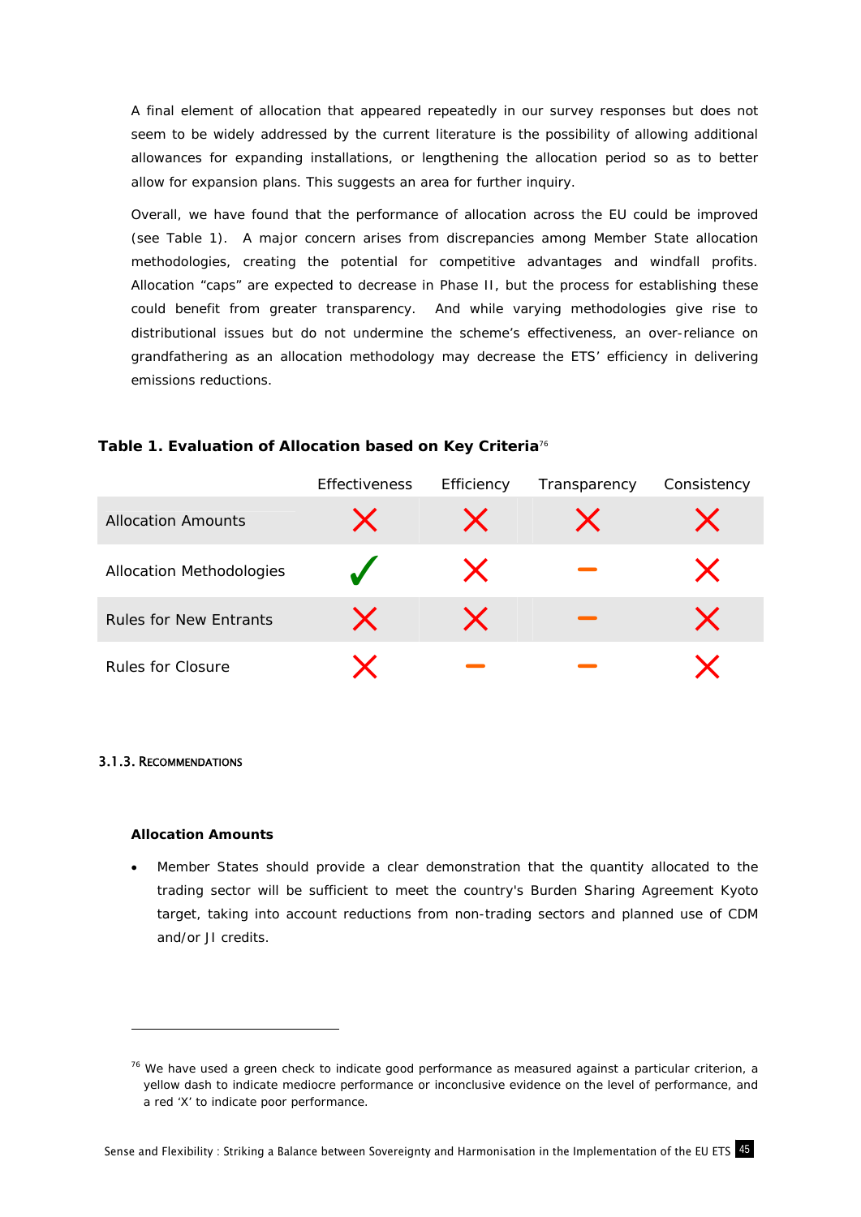A final element of allocation that appeared repeatedly in our survey responses but does not seem to be widely addressed by the current literature is the possibility of allowing additional allowances for expanding installations, or lengthening the allocation period so as to better allow for expansion plans. This suggests an area for further inquiry.

Overall, we have found that the performance of allocation across the EU could be improved (see Table 1). A major concern arises from discrepancies among Member State allocation methodologies, creating the potential for competitive advantages and windfall profits. Allocation "caps" are expected to decrease in Phase II, but the process for establishing these could benefit from greater transparency. And while varying methodologies give rise to distributional issues but do not undermine the scheme's effectiveness, an over-reliance on grandfathering as an allocation methodology may decrease the ETS' efficiency in delivering emissions reductions.

**Table 1. Evaluation of Allocation based on Key Criteria**[76]

| | Effectiveness | Efficiency | Transparency | Consistency |
|---|---|---|---|---|
| Allocation Amounts | ✗ | ✗ | ✗ | ✗ |
| Allocation Methodologies | ✓ | ✗ | – | ✗ |
| Rules for New Entrants | ✗ | ✗ | – | ✗ |
| Rules for Closure | ✗ | – | – | ✗ |

### 3.1.3. Recommendations

**Allocation Amounts**

- Member States should provide a clear demonstration that the quantity allocated to the trading sector will be sufficient to meet the country's Burden Sharing Agreement Kyoto target, taking into account reductions from non-trading sectors and planned use of CDM and/or JI credits.

---

[76] We have used a green check to indicate good performance as measured against a particular criterion, a yellow dash to indicate mediocre performance or inconclusive evidence on the level of performance, and a red 'X' to indicate poor performance.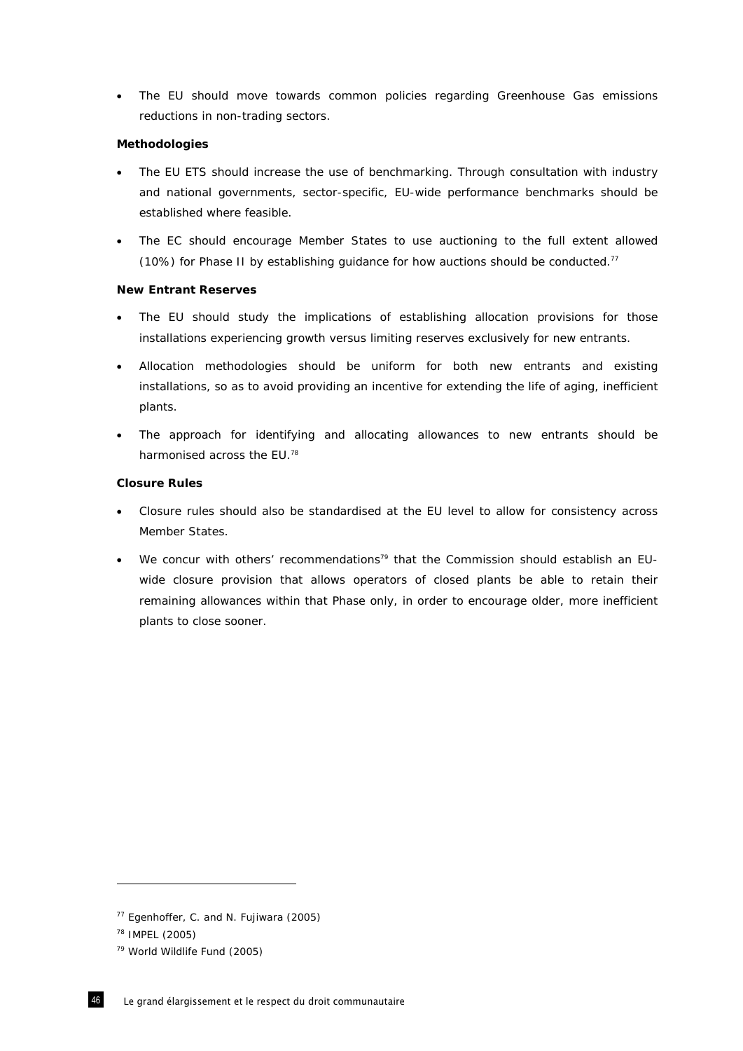- The EU should move towards common policies regarding Greenhouse Gas emissions reductions in non-trading sectors.

**Methodologies**

- The EU ETS should increase the use of benchmarking. Through consultation with industry and national governments, sector-specific, EU-wide performance benchmarks should be established where feasible.
- The EC should encourage Member States to use auctioning to the full extent allowed (10%) for Phase II by establishing guidance for how auctions should be conducted.[77]

**New Entrant Reserves**

- The EU should study the implications of establishing allocation provisions for those installations experiencing growth versus limiting reserves exclusively for new entrants.
- Allocation methodologies should be uniform for both new entrants and existing installations, so as to avoid providing an incentive for extending the life of aging, inefficient plants.
- The approach for identifying and allocating allowances to new entrants should be harmonised across the EU.[78]

**Closure Rules**

- Closure rules should also be standardised at the EU level to allow for consistency across Member States.
- We concur with others' recommendations[79] that the Commission should establish an EU-wide closure provision that allows operators of closed plants be able to retain their remaining allowances within that Phase only, in order to encourage older, more inefficient plants to close sooner.

---

[77] Egenhoffer, C. and N. Fujiwara (2005)

[78] IMPEL (2005)

[79] World Wildlife Fund (2005)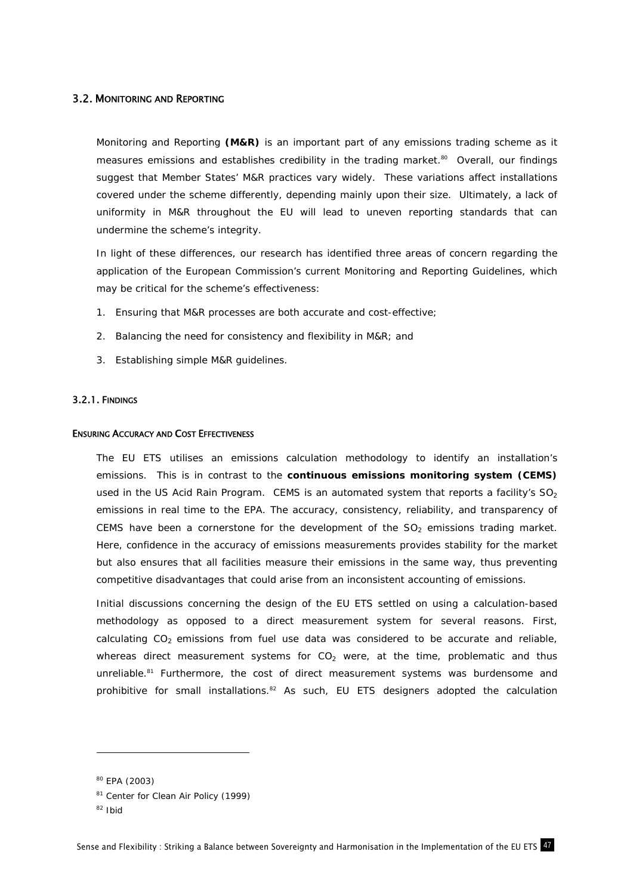## 3.2. Monitoring and Reporting

Monitoring and Reporting **(M&R)** is an important part of any emissions trading scheme as it measures emissions and establishes credibility in the trading market.[80] Overall, our findings suggest that Member States' M&R practices vary widely. These variations affect installations covered under the scheme differently, depending mainly upon their size. Ultimately, a lack of uniformity in M&R throughout the EU will lead to uneven reporting standards that can undermine the scheme's integrity.

In light of these differences, our research has identified three areas of concern regarding the application of the European Commission's current Monitoring and Reporting Guidelines, which may be critical for the scheme's effectiveness:

1. Ensuring that M&R processes are both accurate and cost-effective;
2. Balancing the need for consistency and flexibility in M&R; and
3. Establishing simple M&R guidelines.

### 3.2.1. Findings

#### Ensuring Accuracy and Cost Effectiveness

The EU ETS utilises an emissions calculation methodology to identify an installation's emissions. This is in contrast to the **continuous emissions monitoring system (CEMS)** used in the US Acid Rain Program. CEMS is an automated system that reports a facility's $SO_2$ emissions in real time to the EPA. The accuracy, consistency, reliability, and transparency of CEMS have been a cornerstone for the development of the $SO_2$ emissions trading market. Here, confidence in the accuracy of emissions measurements provides stability for the market but also ensures that all facilities measure their emissions in the same way, thus preventing competitive disadvantages that could arise from an inconsistent accounting of emissions.

Initial discussions concerning the design of the EU ETS settled on using a calculation-based methodology as opposed to a direct measurement system for several reasons. First, calculating $CO_2$ emissions from fuel use data was considered to be accurate and reliable, whereas direct measurement systems for $CO_2$ were, at the time, problematic and thus unreliable.[81] Furthermore, the cost of direct measurement systems was burdensome and prohibitive for small installations.[82] As such, EU ETS designers adopted the calculation

---

[80] EPA (2003)

[81] Center for Clean Air Policy (1999)

[82] Ibid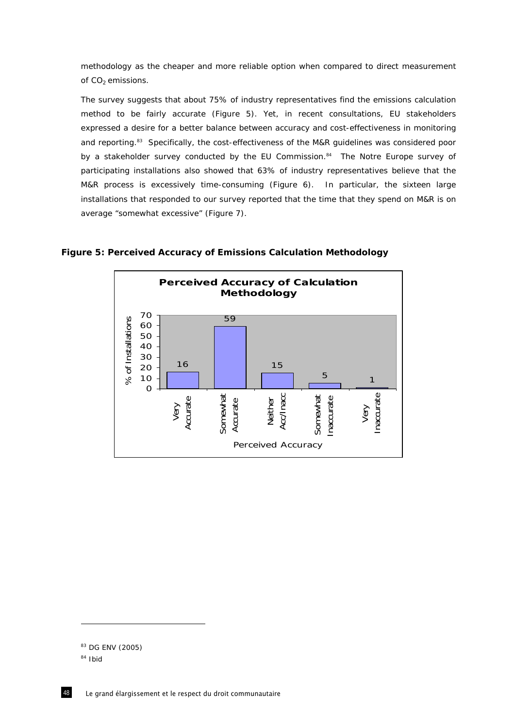methodology as the cheaper and more reliable option when compared to direct measurement of $CO_2$ emissions.

The survey suggests that about 75% of industry representatives find the emissions calculation method to be fairly accurate (Figure 5). Yet, in recent consultations, EU stakeholders expressed a desire for a better balance between accuracy and cost-effectiveness in monitoring and reporting.[83] Specifically, the cost-effectiveness of the M&R guidelines was considered poor by a stakeholder survey conducted by the EU Commission.[84] The Notre Europe survey of participating installations also showed that 63% of industry representatives believe that the M&R process is excessively time-consuming (Figure 6). In particular, the sixteen large installations that responded to our survey reported that the time that they spend on M&R is on average "somewhat excessive" (Figure 7).

**Figure 5: Perceived Accuracy of Emissions Calculation Methodology**

**Perceived Accuracy of Calculation Methodology**

| Perceived Accuracy | % of Installations |
| --- | --- |
| Very Accurate | 16 |
| Somewhat Accurate | 59 |
| Neither Acc/Inacc | 15 |
| Somewhat Inaccurate | 5 |
| Very Inaccurate | 1 |

---

[83] DG ENV (2005)

[84] Ibid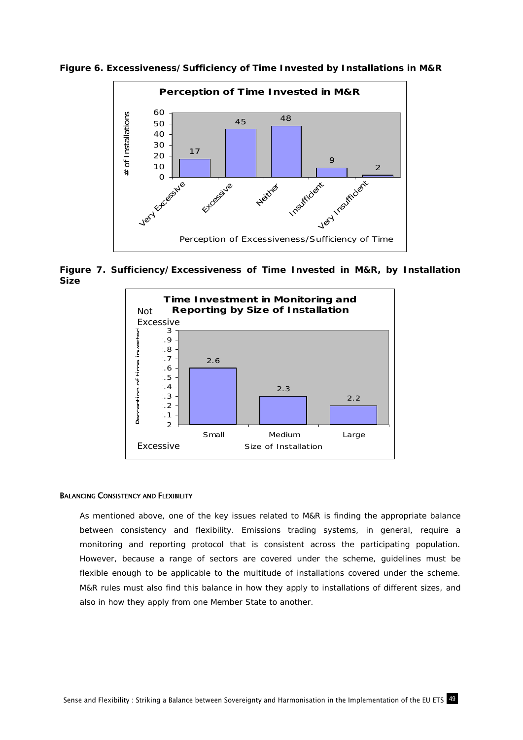**Figure 6. Excessiveness/Sufficiency of Time Invested by Installations in M&R**

**Figure 7. Sufficiency/Excessiveness of Time Invested in M&R, by Installation Size**

##### BALANCING CONSISTENCY AND FLEXIBILITY

As mentioned above, one of the key issues related to M&R is finding the appropriate balance between consistency and flexibility. Emissions trading systems, in general, require a monitoring and reporting protocol that is consistent across the participating population. However, because a range of sectors are covered under the scheme, guidelines must be flexible enough to be applicable to the multitude of installations covered under the scheme. M&R rules must also find this balance in how they apply to installations of different sizes, and also in how they apply from one Member State to another.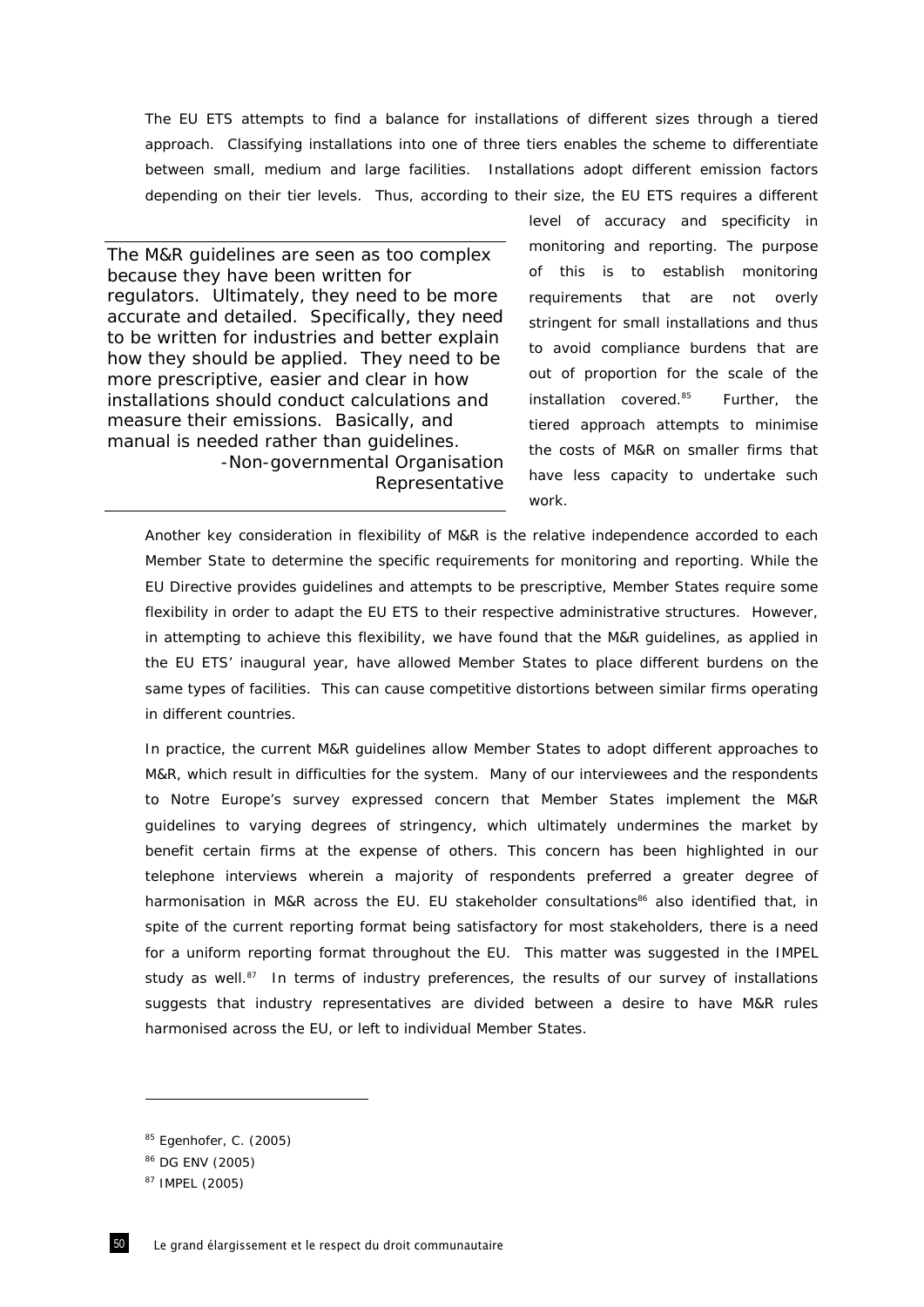The EU ETS attempts to find a balance for installations of different sizes through a tiered approach. Classifying installations into one of three tiers enables the scheme to differentiate between small, medium and large facilities. Installations adopt different emission factors depending on their tier levels. Thus, according to their size, the EU ETS requires a different level of accuracy and specificity in monitoring and reporting. The purpose of this is to establish monitoring requirements that are not overly stringent for small installations and thus to avoid compliance burdens that are out of proportion for the scale of the installation covered.[85] Further, the tiered approach attempts to minimise the costs of M&R on smaller firms that have less capacity to undertake such work.

> The M&R guidelines are seen as too complex because they have been written for regulators. Ultimately, they need to be more accurate and detailed. Specifically, they need to be written for industries and better explain how they should be applied. They need to be more prescriptive, easier and clear in how installations should conduct calculations and measure their emissions. Basically, and manual is needed rather than guidelines.
>
> -Non-governmental Organisation Representative

Another key consideration in flexibility of M&R is the relative independence accorded to each Member State to determine the specific requirements for monitoring and reporting. While the EU Directive provides guidelines and attempts to be prescriptive, Member States require some flexibility in order to adapt the EU ETS to their respective administrative structures. However, in attempting to achieve this flexibility, we have found that the M&R guidelines, as applied in the EU ETS' inaugural year, have allowed Member States to place different burdens on the same types of facilities. This can cause competitive distortions between similar firms operating in different countries.

In practice, the current M&R guidelines allow Member States to adopt different approaches to M&R, which result in difficulties for the system. Many of our interviewees and the respondents to Notre Europe's survey expressed concern that Member States implement the M&R guidelines to varying degrees of stringency, which ultimately undermines the market by benefit certain firms at the expense of others. This concern has been highlighted in our telephone interviews wherein a majority of respondents preferred a greater degree of harmonisation in M&R across the EU. EU stakeholder consultations[86] also identified that, in spite of the current reporting format being satisfactory for most stakeholders, there is a need for a uniform reporting format throughout the EU. This matter was suggested in the IMPEL study as well.[87] In terms of industry preferences, the results of our survey of installations suggests that industry representatives are divided between a desire to have M&R rules harmonised across the EU, or left to individual Member States.

---

[85] Egenhofer, C. (2005)

[86] DG ENV (2005)

[87] IMPEL (2005)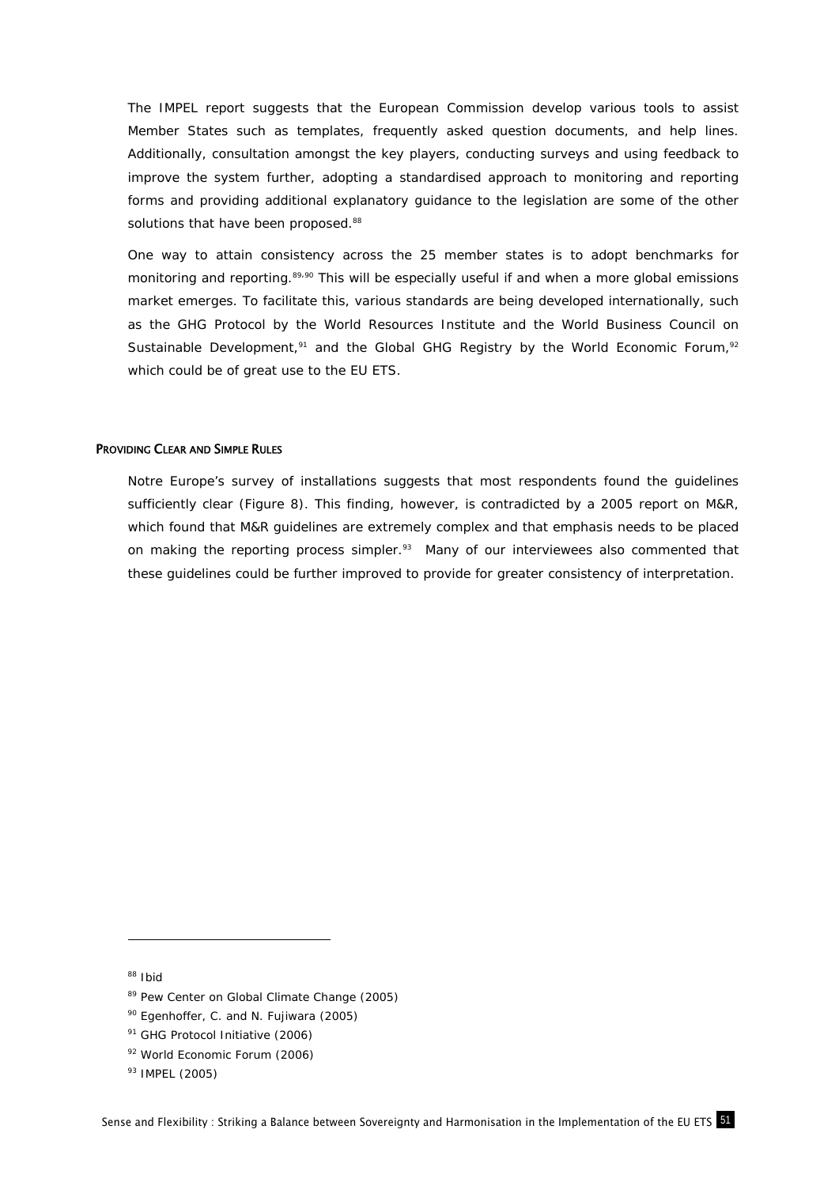The IMPEL report suggests that the European Commission develop various tools to assist Member States such as templates, frequently asked question documents, and help lines. Additionally, consultation amongst the key players, conducting surveys and using feedback to improve the system further, adopting a standardised approach to monitoring and reporting forms and providing additional explanatory guidance to the legislation are some of the other solutions that have been proposed.[88]

One way to attain consistency across the 25 member states is to adopt benchmarks for monitoring and reporting.[89,90] This will be especially useful if and when a more global emissions market emerges. To facilitate this, various standards are being developed internationally, such as the GHG Protocol by the World Resources Institute and the World Business Council on Sustainable Development,[91] and the Global GHG Registry by the World Economic Forum,[92] which could be of great use to the EU ETS.

#### PROVIDING CLEAR AND SIMPLE RULES

Notre Europe's survey of installations suggests that most respondents found the guidelines sufficiently clear (Figure 8). This finding, however, is contradicted by a 2005 report on M&R, which found that M&R guidelines are extremely complex and that emphasis needs to be placed on making the reporting process simpler.[93] Many of our interviewees also commented that these guidelines could be further improved to provide for greater consistency of interpretation.

---

[88] Ibid

[89] Pew Center on Global Climate Change (2005)

[90] Egenhoffer, C. and N. Fujiwara (2005)

[91] GHG Protocol Initiative (2006)

[92] World Economic Forum (2006)

[93] IMPEL (2005)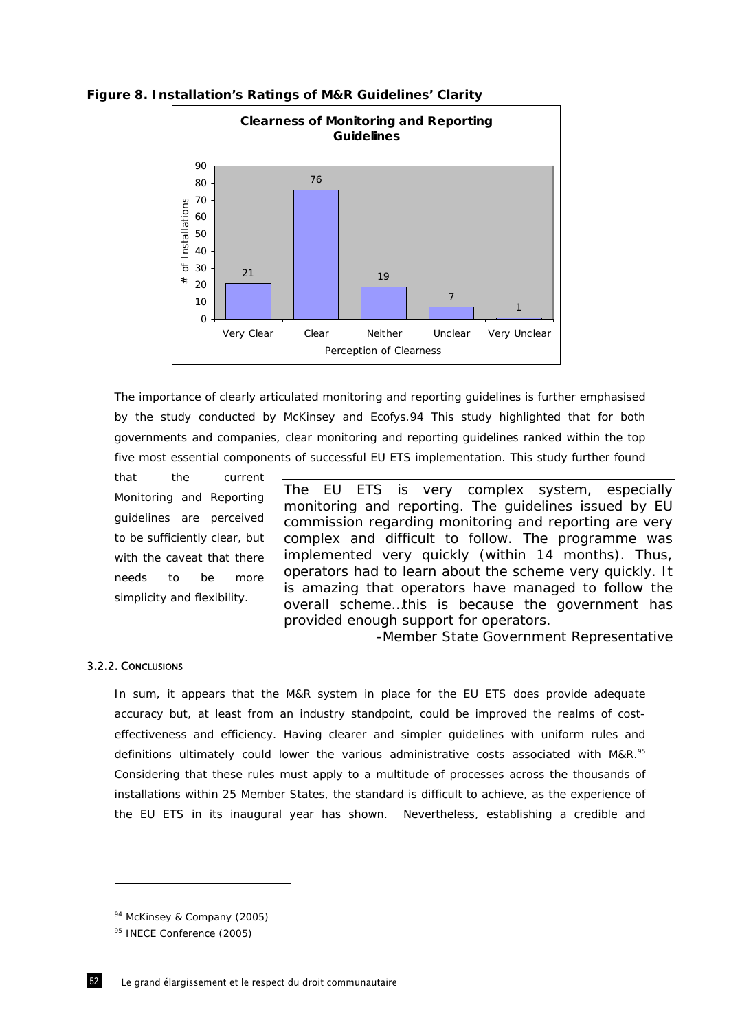**Figure 8. Installation's Ratings of M&R Guidelines' Clarity**

| Perception of Clearness | # of Installations |
|---|---|
| Very Clear | 21 |
| Clear | 76 |
| Neither | 19 |
| Unclear | 7 |
| Very Unclear | 1 |

The importance of clearly articulated monitoring and reporting guidelines is further emphasised by the study conducted by McKinsey and Ecofys.94 This study highlighted that for both governments and companies, clear monitoring and reporting guidelines ranked within the top five most essential components of successful EU ETS implementation. This study further found that the current Monitoring and Reporting guidelines are perceived to be sufficiently clear, but with the caveat that there needs to be more simplicity and flexibility.

> The EU ETS is very complex system, especially monitoring and reporting. The guidelines issued by EU commission regarding monitoring and reporting are very complex and difficult to follow. The programme was implemented very quickly (within 14 months). Thus, operators had to learn about the scheme very quickly. It is amazing that operators have managed to follow the overall scheme…this is because the government has provided enough support for operators.
>
> -Member State Government Representative

### 3.2.2. Conclusions

In sum, it appears that the M&R system in place for the EU ETS does provide adequate accuracy but, at least from an industry standpoint, could be improved the realms of cost-effectiveness and efficiency. Having clearer and simpler guidelines with uniform rules and definitions ultimately could lower the various administrative costs associated with M&R.[95] Considering that these rules must apply to a multitude of processes across the thousands of installations within 25 Member States, the standard is difficult to achieve, as the experience of the EU ETS in its inaugural year has shown. Nevertheless, establishing a credible and

---

[94] McKinsey & Company (2005)

[95] INECE Conference (2005)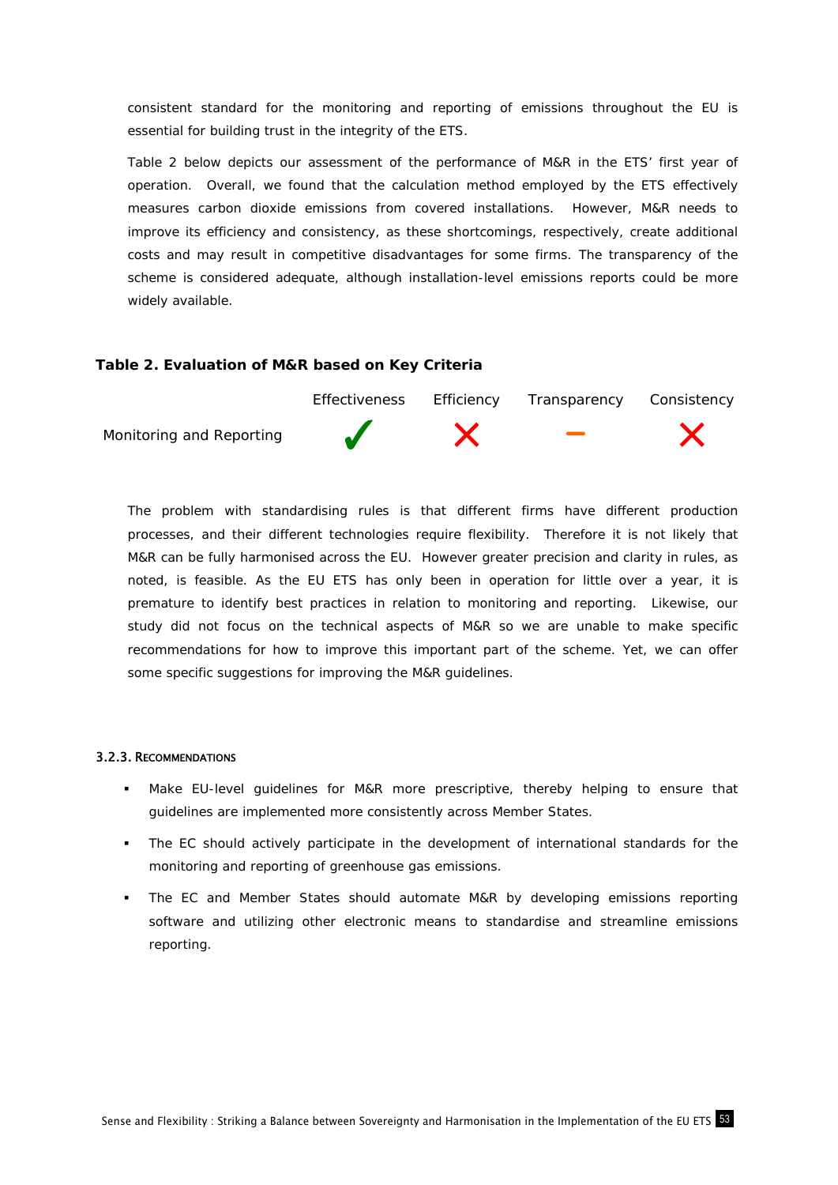consistent standard for the monitoring and reporting of emissions throughout the EU is essential for building trust in the integrity of the ETS.

Table 2 below depicts our assessment of the performance of M&R in the ETS' first year of operation. Overall, we found that the calculation method employed by the ETS effectively measures carbon dioxide emissions from covered installations. However, M&R needs to improve its efficiency and consistency, as these shortcomings, respectively, create additional costs and may result in competitive disadvantages for some firms. The transparency of the scheme is considered adequate, although installation-level emissions reports could be more widely available.

**Table 2. Evaluation of M&R based on Key Criteria**

| | Effectiveness | Efficiency | Transparency | Consistency |
|---|---|---|---|---|
| Monitoring and Reporting | ✓ | ✗ | – | ✗ |

The problem with standardising rules is that different firms have different production processes, and their different technologies require flexibility. Therefore it is not likely that M&R can be fully harmonised across the EU. However greater precision and clarity in rules, as noted, is feasible. As the EU ETS has only been in operation for little over a year, it is premature to identify best practices in relation to monitoring and reporting. Likewise, our study did not focus on the technical aspects of M&R so we are unable to make specific recommendations for how to improve this important part of the scheme. Yet, we can offer some specific suggestions for improving the M&R guidelines.

#### 3.2.3. Recommendations

- Make EU-level guidelines for M&R more prescriptive, thereby helping to ensure that guidelines are implemented more consistently across Member States.
- The EC should actively participate in the development of international standards for the monitoring and reporting of greenhouse gas emissions.
- The EC and Member States should automate M&R by developing emissions reporting software and utilizing other electronic means to standardise and streamline emissions reporting.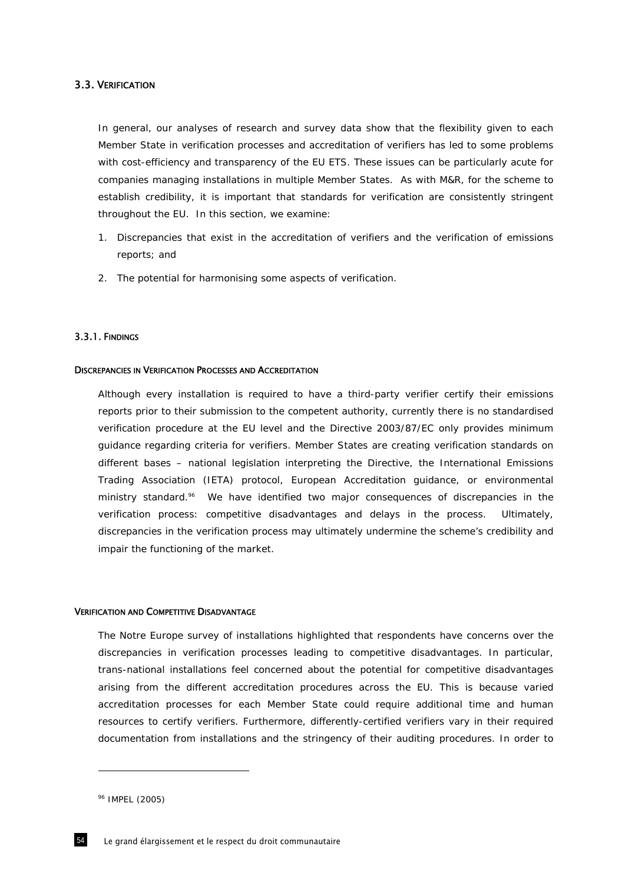## 3.3. VERIFICATION

In general, our analyses of research and survey data show that the flexibility given to each Member State in verification processes and accreditation of verifiers has led to some problems with cost-efficiency and transparency of the EU ETS. These issues can be particularly acute for companies managing installations in multiple Member States. As with M&R, for the scheme to establish credibility, it is important that standards for verification are consistently stringent throughout the EU. In this section, we examine:

1. Discrepancies that exist in the accreditation of verifiers and the verification of emissions reports; and
2. The potential for harmonising some aspects of verification.

### 3.3.1. FINDINGS

#### DISCREPANCIES IN VERIFICATION PROCESSES AND ACCREDITATION

Although every installation is required to have a third-party verifier certify their emissions reports prior to their submission to the competent authority, currently there is no standardised verification procedure at the EU level and the Directive 2003/87/EC only provides minimum guidance regarding criteria for verifiers. Member States are creating verification standards on different bases – national legislation interpreting the Directive, the International Emissions Trading Association (IETA) protocol, European Accreditation guidance, or environmental ministry standard.[96] We have identified two major consequences of discrepancies in the verification process: competitive disadvantages and delays in the process. Ultimately, discrepancies in the verification process may ultimately undermine the scheme's credibility and impair the functioning of the market.

#### VERIFICATION AND COMPETITIVE DISADVANTAGE

The Notre Europe survey of installations highlighted that respondents have concerns over the discrepancies in verification processes leading to competitive disadvantages. In particular, trans-national installations feel concerned about the potential for competitive disadvantages arising from the different accreditation procedures across the EU. This is because varied accreditation processes for each Member State could require additional time and human resources to certify verifiers. Furthermore, differently-certified verifiers vary in their required documentation from installations and the stringency of their auditing procedures. In order to

---

[96] IMPEL (2005)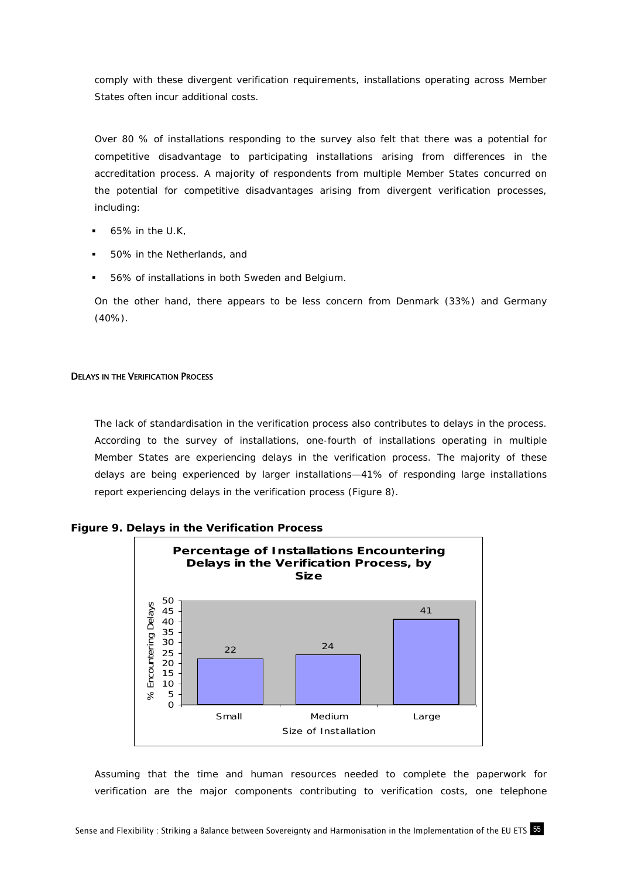comply with these divergent verification requirements, installations operating across Member States often incur additional costs.

Over 80 % of installations responding to the survey also felt that there was a potential for competitive disadvantage to participating installations arising from differences in the accreditation process. A majority of respondents from multiple Member States concurred on the potential for competitive disadvantages arising from divergent verification processes, including:

- 65% in the U.K,
- 50% in the Netherlands, and
- 56% of installations in both Sweden and Belgium.

On the other hand, there appears to be less concern from Denmark (33%) and Germany (40%).

### Delays in the Verification Process

The lack of standardisation in the verification process also contributes to delays in the process. According to the survey of installations, one-fourth of installations operating in multiple Member States are experiencing delays in the verification process. The majority of these delays are being experienced by larger installations—41% of responding large installations report experiencing delays in the verification process (Figure 8).

**Figure 9. Delays in the Verification Process**

**Percentage of Installations Encountering Delays in the Verification Process, by Size**

| Size of Installation | % Encountering Delays |
|---|---|
| Small | 22 |
| Medium | 24 |
| Large | 41 |

Assuming that the time and human resources needed to complete the paperwork for verification are the major components contributing to verification costs, one telephone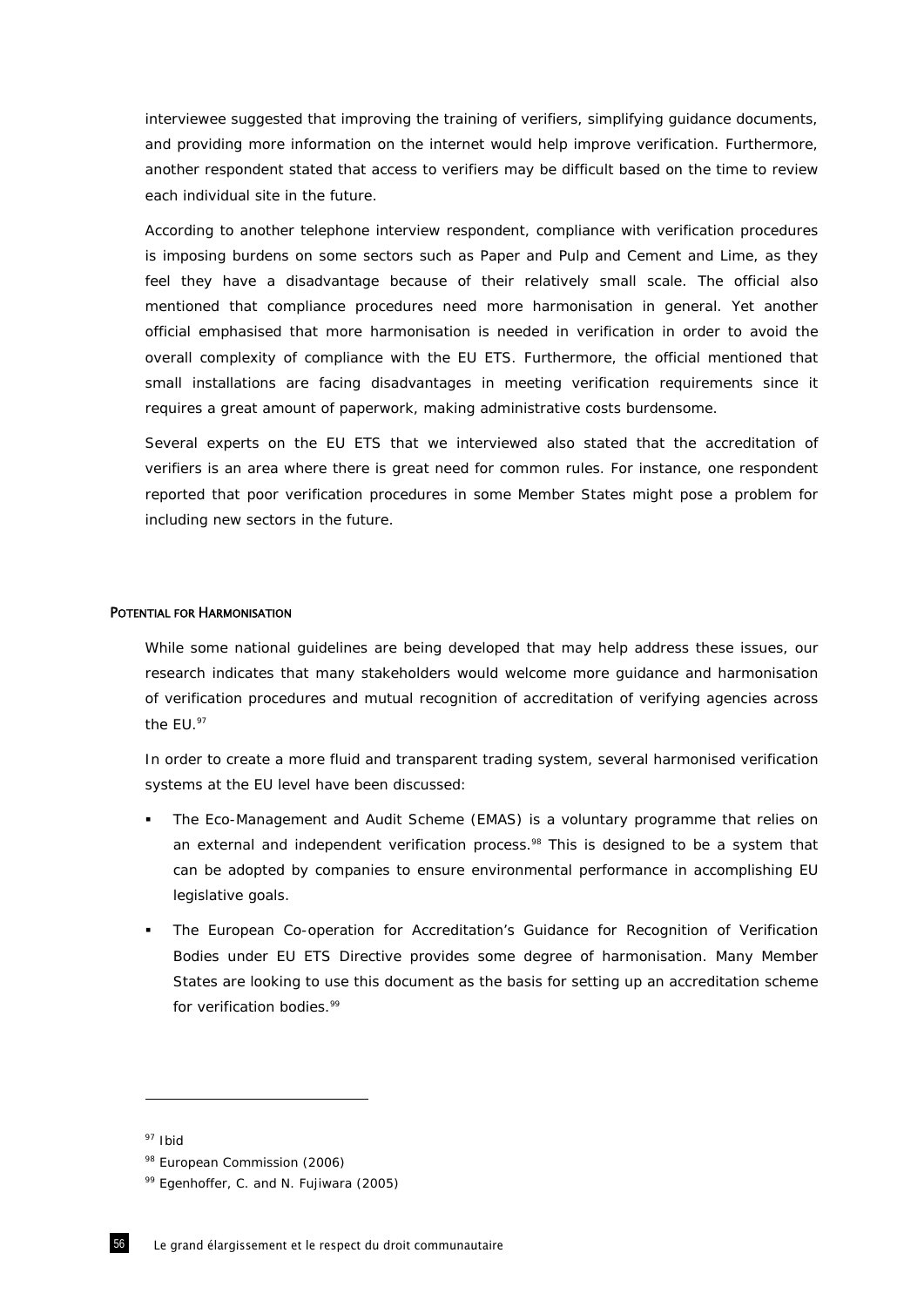interviewee suggested that improving the training of verifiers, simplifying guidance documents, and providing more information on the internet would help improve verification. Furthermore, another respondent stated that access to verifiers may be difficult based on the time to review each individual site in the future.

According to another telephone interview respondent, compliance with verification procedures is imposing burdens on some sectors such as Paper and Pulp and Cement and Lime, as they feel they have a disadvantage because of their relatively small scale. The official also mentioned that compliance procedures need more harmonisation in general. Yet another official emphasised that more harmonisation is needed in verification in order to avoid the overall complexity of compliance with the EU ETS. Furthermore, the official mentioned that small installations are facing disadvantages in meeting verification requirements since it requires a great amount of paperwork, making administrative costs burdensome.

Several experts on the EU ETS that we interviewed also stated that the accreditation of verifiers is an area where there is great need for common rules. For instance, one respondent reported that poor verification procedures in some Member States might pose a problem for including new sectors in the future.

#### POTENTIAL FOR HARMONISATION

While some national guidelines are being developed that may help address these issues, our research indicates that many stakeholders would welcome more guidance and harmonisation of verification procedures and mutual recognition of accreditation of verifying agencies across the EU.[97]

In order to create a more fluid and transparent trading system, several harmonised verification systems at the EU level have been discussed:

- The Eco-Management and Audit Scheme (EMAS) is a voluntary programme that relies on an external and independent verification process.[98] This is designed to be a system that can be adopted by companies to ensure environmental performance in accomplishing EU legislative goals.
- The European Co-operation for Accreditation's Guidance for Recognition of Verification Bodies under EU ETS Directive provides some degree of harmonisation. Many Member States are looking to use this document as the basis for setting up an accreditation scheme for verification bodies.[99]

---

[97] Ibid

[98] European Commission (2006)

[99] Egenhoffer, C. and N. Fujiwara (2005)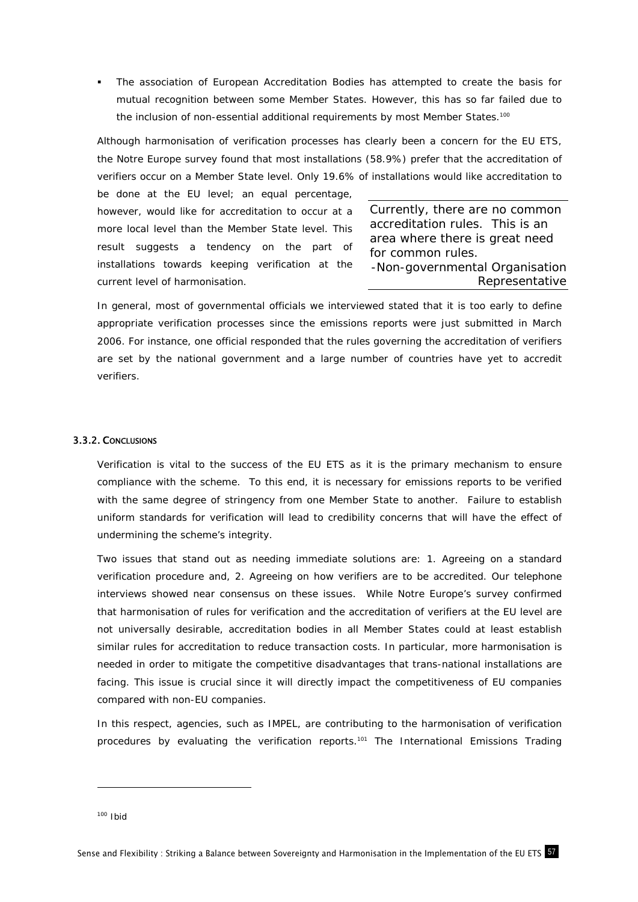- The association of European Accreditation Bodies has attempted to create the basis for mutual recognition between some Member States. However, this has so far failed due to the inclusion of non-essential additional requirements by most Member States.[100]

Although harmonisation of verification processes has clearly been a concern for the EU ETS, the Notre Europe survey found that most installations (58.9%) prefer that the accreditation of verifiers occur on a Member State level. Only 19.6% of installations would like accreditation to be done at the EU level; an equal percentage, however, would like for accreditation to occur at a more local level than the Member State level. This result suggests a tendency on the part of installations towards keeping verification at the current level of harmonisation.

> Currently, there are no common accreditation rules. This is an area where there is great need for common rules.
>
> -Non-governmental Organisation Representative

In general, most of governmental officials we interviewed stated that it is too early to define appropriate verification processes since the emissions reports were just submitted in March 2006. For instance, one official responded that the rules governing the accreditation of verifiers are set by the national government and a large number of countries have yet to accredit verifiers.

#### 3.3.2. Conclusions

Verification is vital to the success of the EU ETS as it is the primary mechanism to ensure compliance with the scheme. To this end, it is necessary for emissions reports to be verified with the same degree of stringency from one Member State to another. Failure to establish uniform standards for verification will lead to credibility concerns that will have the effect of undermining the scheme's integrity.

Two issues that stand out as needing immediate solutions are: 1. Agreeing on a standard verification procedure and, 2. Agreeing on how verifiers are to be accredited. Our telephone interviews showed near consensus on these issues. While Notre Europe's survey confirmed that harmonisation of rules for verification and the accreditation of verifiers at the EU level are not universally desirable, accreditation bodies in all Member States could at least establish similar rules for accreditation to reduce transaction costs. In particular, more harmonisation is needed in order to mitigate the competitive disadvantages that trans-national installations are facing. This issue is crucial since it will directly impact the competitiveness of EU companies compared with non-EU companies.

In this respect, agencies, such as IMPEL, are contributing to the harmonisation of verification procedures by evaluating the verification reports.[101] The International Emissions Trading

---

[100] Ibid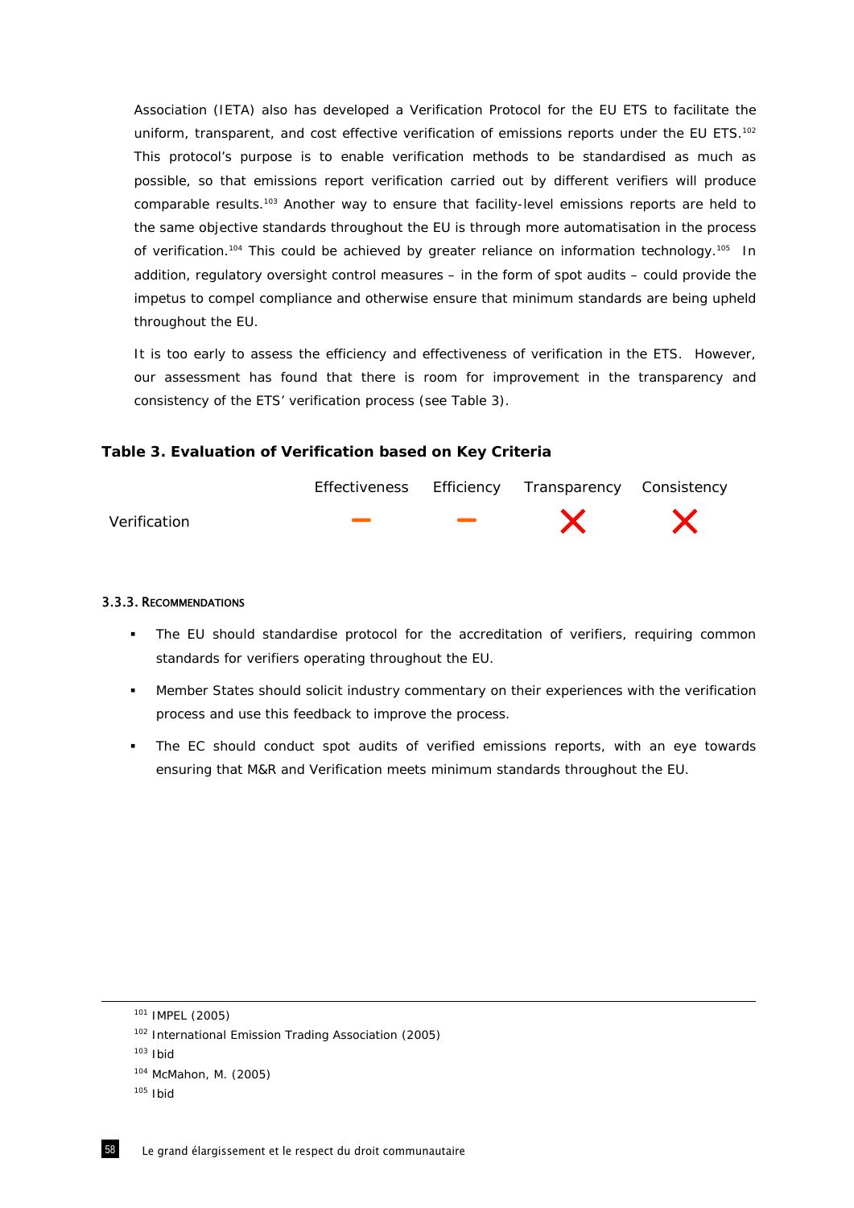Association (IETA) also has developed a Verification Protocol for the EU ETS to facilitate the uniform, transparent, and cost effective verification of emissions reports under the EU ETS.[102] This protocol's purpose is to enable verification methods to be standardised as much as possible, so that emissions report verification carried out by different verifiers will produce comparable results.[103] Another way to ensure that facility-level emissions reports are held to the same objective standards throughout the EU is through more automatisation in the process of verification.[104] This could be achieved by greater reliance on information technology.[105] In addition, regulatory oversight control measures – in the form of spot audits – could provide the impetus to compel compliance and otherwise ensure that minimum standards are being upheld throughout the EU.

It is too early to assess the efficiency and effectiveness of verification in the ETS. However, our assessment has found that there is room for improvement in the transparency and consistency of the ETS' verification process (see Table 3).

**Table 3. Evaluation of Verification based on Key Criteria**

| | Effectiveness | Efficiency | Transparency | Consistency |
|---|---|---|---|---|
| Verification | – | – | ✗ | ✗ |

#### 3.3.3. Recommendations

- The EU should standardise protocol for the accreditation of verifiers, requiring common standards for verifiers operating throughout the EU.
- Member States should solicit industry commentary on their experiences with the verification process and use this feedback to improve the process.
- The EC should conduct spot audits of verified emissions reports, with an eye towards ensuring that M&R and Verification meets minimum standards throughout the EU.

---

[101] IMPEL (2005)

[102] International Emission Trading Association (2005)

[103] Ibid

[104] McMahon, M. (2005)

[105] Ibid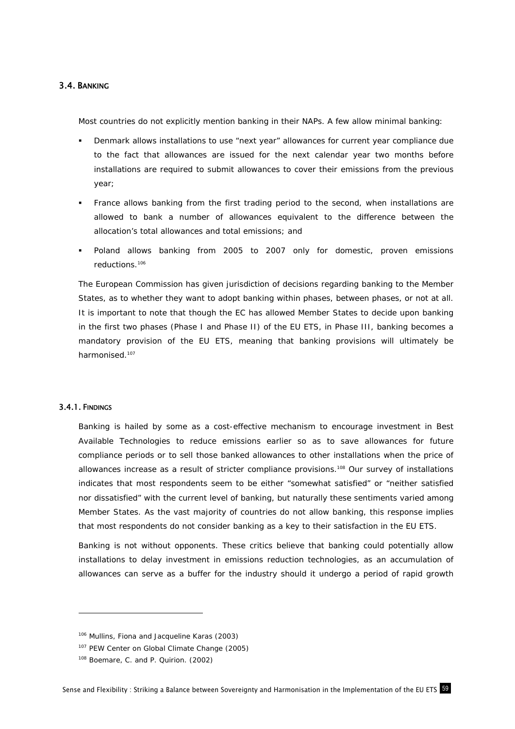### 3.4. Banking

Most countries do not explicitly mention banking in their NAPs. A few allow minimal banking:

- Denmark allows installations to use "next year" allowances for current year compliance due to the fact that allowances are issued for the next calendar year two months before installations are required to submit allowances to cover their emissions from the previous year;
- France allows banking from the first trading period to the second, when installations are allowed to bank a number of allowances equivalent to the difference between the allocation's total allowances and total emissions; and
- Poland allows banking from 2005 to 2007 only for domestic, proven emissions reductions.[106]

The European Commission has given jurisdiction of decisions regarding banking to the Member States, as to whether they want to adopt banking within phases, between phases, or not at all. It is important to note that though the EC has allowed Member States to decide upon banking in the first two phases (Phase I and Phase II) of the EU ETS, in Phase III, banking becomes a mandatory provision of the EU ETS, meaning that banking provisions will ultimately be harmonised.[107]

#### 3.4.1. Findings

Banking is hailed by some as a cost-effective mechanism to encourage investment in Best Available Technologies to reduce emissions earlier so as to save allowances for future compliance periods or to sell those banked allowances to other installations when the price of allowances increase as a result of stricter compliance provisions.[108] Our survey of installations indicates that most respondents seem to be either "somewhat satisfied" or "neither satisfied nor dissatisfied" with the current level of banking, but naturally these sentiments varied among Member States. As the vast majority of countries do not allow banking, this response implies that most respondents do not consider banking as a key to their satisfaction in the EU ETS.

Banking is not without opponents. These critics believe that banking could potentially allow installations to delay investment in emissions reduction technologies, as an accumulation of allowances can serve as a buffer for the industry should it undergo a period of rapid growth

---

[106] Mullins, Fiona and Jacqueline Karas (2003)

[107] PEW Center on Global Climate Change (2005)

[108] Boemare, C. and P. Quirion. (2002)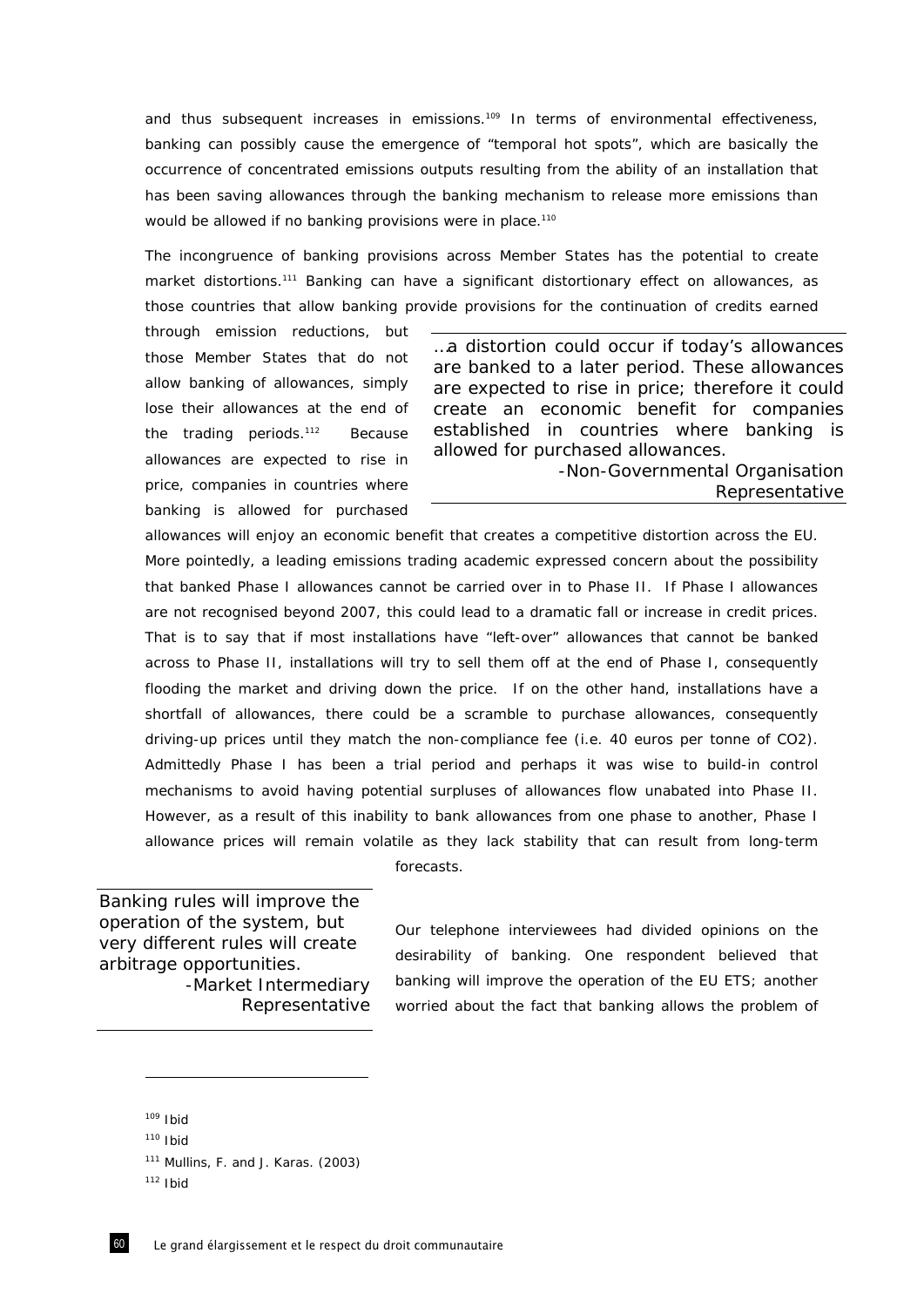and thus subsequent increases in emissions.[109] In terms of environmental effectiveness, banking can possibly cause the emergence of "temporal hot spots", which are basically the occurrence of concentrated emissions outputs resulting from the ability of an installation that has been saving allowances through the banking mechanism to release more emissions than would be allowed if no banking provisions were in place.[110]

The incongruence of banking provisions across Member States has the potential to create market distortions.[111] Banking can have a significant distortionary effect on allowances, as those countries that allow banking provide provisions for the continuation of credits earned through emission reductions, but those Member States that do not allow banking of allowances, simply lose their allowances at the end of the trading periods.[112] Because allowances are expected to rise in price, companies in countries where banking is allowed for purchased allowances will enjoy an economic benefit that creates a competitive distortion across the EU. More pointedly, a leading emissions trading academic expressed concern about the possibility that banked Phase I allowances cannot be carried over in to Phase II. If Phase I allowances are not recognised beyond 2007, this could lead to a dramatic fall or increase in credit prices. That is to say that if most installations have "left-over" allowances that cannot be banked across to Phase II, installations will try to sell them off at the end of Phase I, consequently flooding the market and driving down the price. If on the other hand, installations have a shortfall of allowances, there could be a scramble to purchase allowances, consequently driving-up prices until they match the non-compliance fee (i.e. 40 euros per tonne of $CO_2$). Admittedly Phase I has been a trial period and perhaps it was wise to build-in control mechanisms to avoid having potential surpluses of allowances flow unabated into Phase II. However, as a result of this inability to bank allowances from one phase to another, Phase I allowance prices will remain volatile as they lack stability that can result from long-term forecasts.

> …a distortion could occur if today's allowances are banked to a later period. These allowances are expected to rise in price; therefore it could create an economic benefit for companies established in countries where banking is allowed for purchased allowances.
>
> -Non-Governmental Organisation Representative

> Banking rules will improve the operation of the system, but very different rules will create arbitrage opportunities.
>
> -Market Intermediary Representative

Our telephone interviewees had divided opinions on the desirability of banking. One respondent believed that banking will improve the operation of the EU ETS; another worried about the fact that banking allows the problem of

---

[109] Ibid

[110] Ibid

[111] Mullins, F. and J. Karas. (2003)

[112] Ibid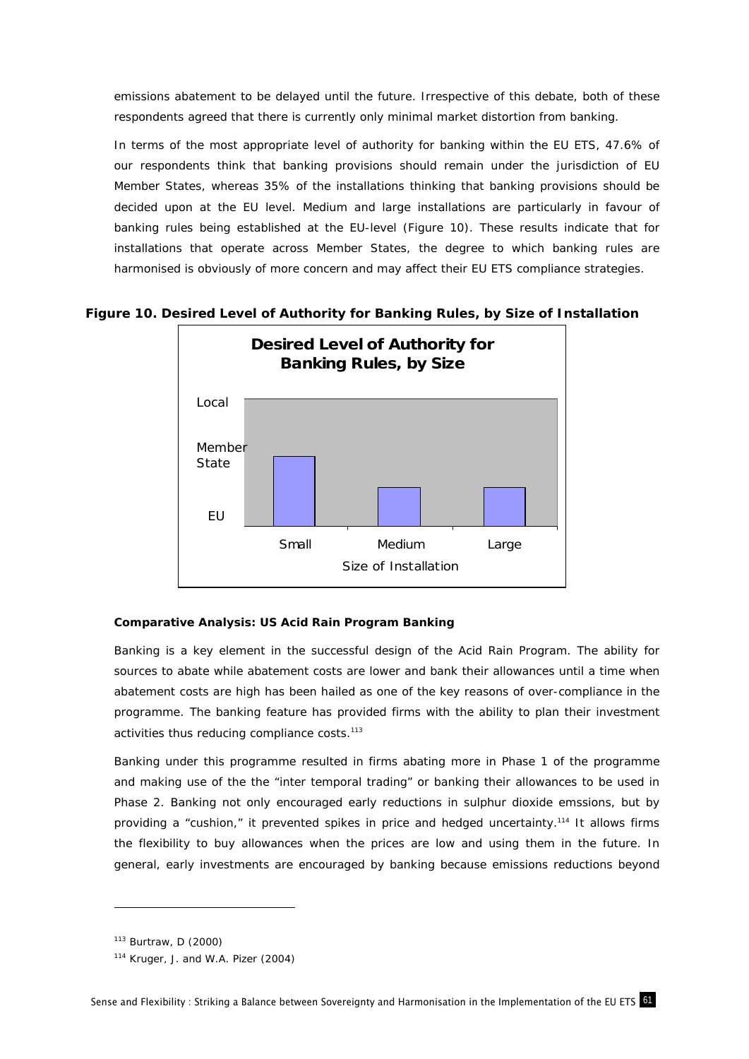emissions abatement to be delayed until the future. Irrespective of this debate, both of these respondents agreed that there is currently only minimal market distortion from banking.

In terms of the most appropriate level of authority for banking within the EU ETS, 47.6% of our respondents think that banking provisions should remain under the jurisdiction of EU Member States, whereas 35% of the installations thinking that banking provisions should be decided upon at the EU level. Medium and large installations are particularly in favour of banking rules being established at the EU-level (Figure 10). These results indicate that for installations that operate across Member States, the degree to which banking rules are harmonised is obviously of more concern and may affect their EU ETS compliance strategies.

**Figure 10. Desired Level of Authority for Banking Rules, by Size of Installation**

**Comparative Analysis: US Acid Rain Program Banking**

Banking is a key element in the successful design of the Acid Rain Program. The ability for sources to abate while abatement costs are lower and bank their allowances until a time when abatement costs are high has been hailed as one of the key reasons of over-compliance in the programme. The banking feature has provided firms with the ability to plan their investment activities thus reducing compliance costs.[113]

Banking under this programme resulted in firms abating more in Phase 1 of the programme and making use of the the "inter temporal trading" or banking their allowances to be used in Phase 2. Banking not only encouraged early reductions in sulphur dioxide emssions, but by providing a "cushion," it prevented spikes in price and hedged uncertainty.[114] It allows firms the flexibility to buy allowances when the prices are low and using them in the future. In general, early investments are encouraged by banking because emissions reductions beyond

[113] Burtraw, D (2000)

[114] Kruger, J. and W.A. Pizer (2004)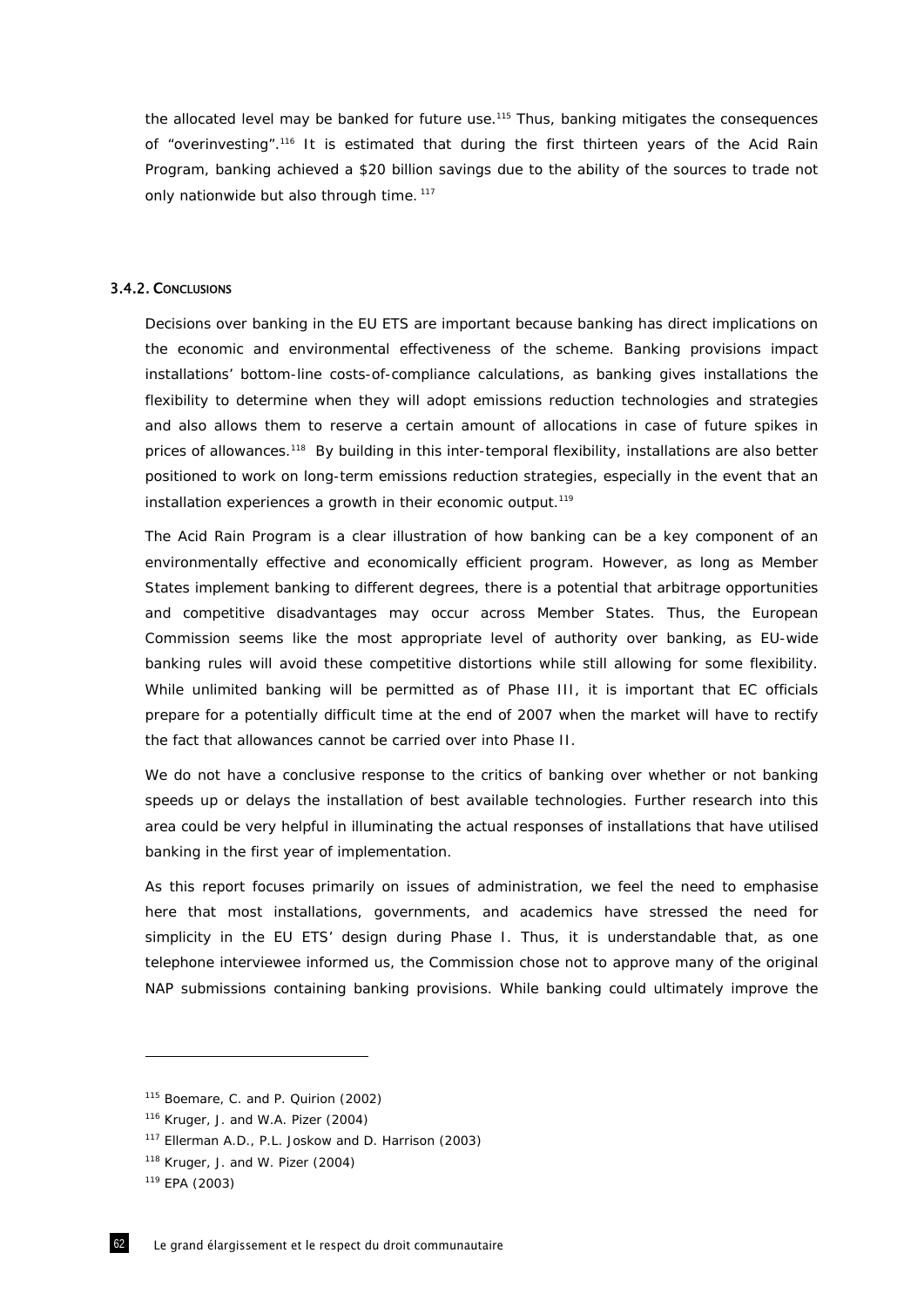the allocated level may be banked for future use.[115] Thus, banking mitigates the consequences of "overinvesting".[116] It is estimated that during the first thirteen years of the Acid Rain Program, banking achieved a $20 billion savings due to the ability of the sources to trade not only nationwide but also through time. [117]

### 3.4.2. Conclusions

Decisions over banking in the EU ETS are important because banking has direct implications on the economic and environmental effectiveness of the scheme. Banking provisions impact installations' bottom-line costs-of-compliance calculations, as banking gives installations the flexibility to determine when they will adopt emissions reduction technologies and strategies and also allows them to reserve a certain amount of allocations in case of future spikes in prices of allowances.[118] By building in this inter-temporal flexibility, installations are also better positioned to work on long-term emissions reduction strategies, especially in the event that an installation experiences a growth in their economic output.[119]

The Acid Rain Program is a clear illustration of how banking can be a key component of an environmentally effective and economically efficient program. However, as long as Member States implement banking to different degrees, there is a potential that arbitrage opportunities and competitive disadvantages may occur across Member States. Thus, the European Commission seems like the most appropriate level of authority over banking, as EU-wide banking rules will avoid these competitive distortions while still allowing for some flexibility. While unlimited banking will be permitted as of Phase III, it is important that EC officials prepare for a potentially difficult time at the end of 2007 when the market will have to rectify the fact that allowances cannot be carried over into Phase II.

We do not have a conclusive response to the critics of banking over whether or not banking speeds up or delays the installation of best available technologies. Further research into this area could be very helpful in illuminating the actual responses of installations that have utilised banking in the first year of implementation.

As this report focuses primarily on issues of administration, we feel the need to emphasise here that most installations, governments, and academics have stressed the need for simplicity in the EU ETS' design during Phase I. Thus, it is understandable that, as one telephone interviewee informed us, the Commission chose not to approve many of the original NAP submissions containing banking provisions. While banking could ultimately improve the

---

[115] Boemare, C. and P. Quirion (2002)

[116] Kruger, J. and W.A. Pizer (2004)

[117] Ellerman A.D., P.L. Joskow and D. Harrison (2003)

[118] Kruger, J. and W. Pizer (2004)

[119] EPA (2003)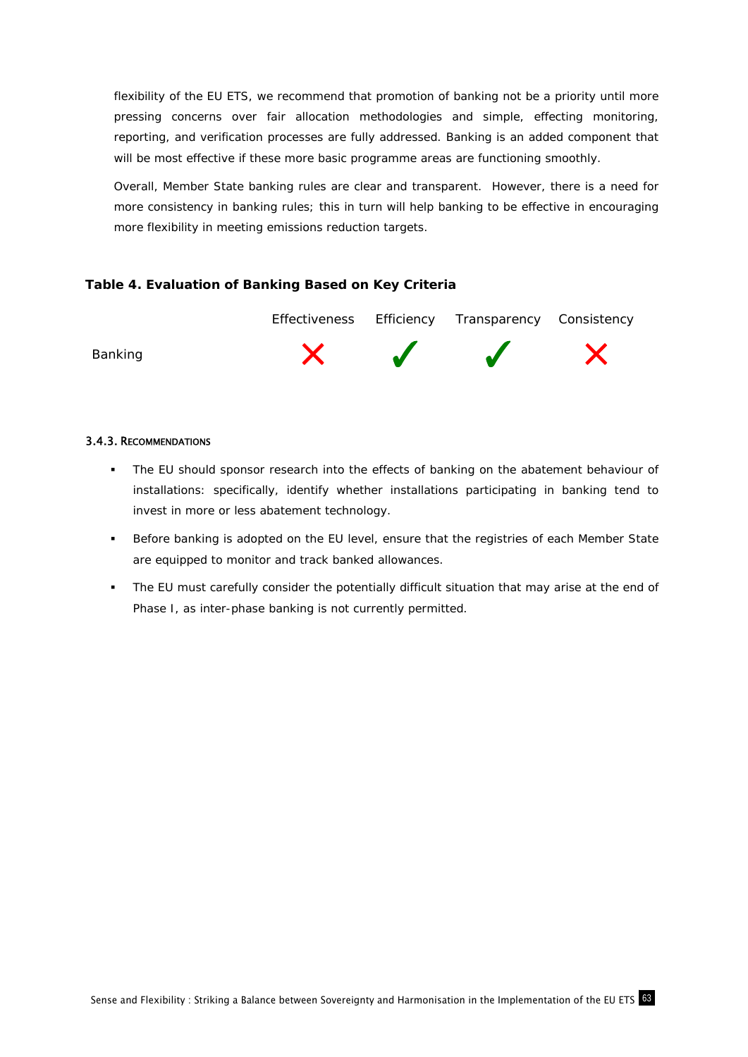flexibility of the EU ETS, we recommend that promotion of banking not be a priority until more pressing concerns over fair allocation methodologies and simple, effecting monitoring, reporting, and verification processes are fully addressed. Banking is an added component that will be most effective if these more basic programme areas are functioning smoothly.

Overall, Member State banking rules are clear and transparent. However, there is a need for more consistency in banking rules; this in turn will help banking to be effective in encouraging more flexibility in meeting emissions reduction targets.

**Table 4. Evaluation of Banking Based on Key Criteria**

| | Effectiveness | Efficiency | Transparency | Consistency |
|---|---|---|---|---|
| Banking | ✗ | ✓ | ✓ | ✗ |

#### 3.4.3. Recommendations

- The EU should sponsor research into the effects of banking on the abatement behaviour of installations: specifically, identify whether installations participating in banking tend to invest in more or less abatement technology.
- Before banking is adopted on the EU level, ensure that the registries of each Member State are equipped to monitor and track banked allowances.
- The EU must carefully consider the potentially difficult situation that may arise at the end of Phase I, as inter-phase banking is not currently permitted.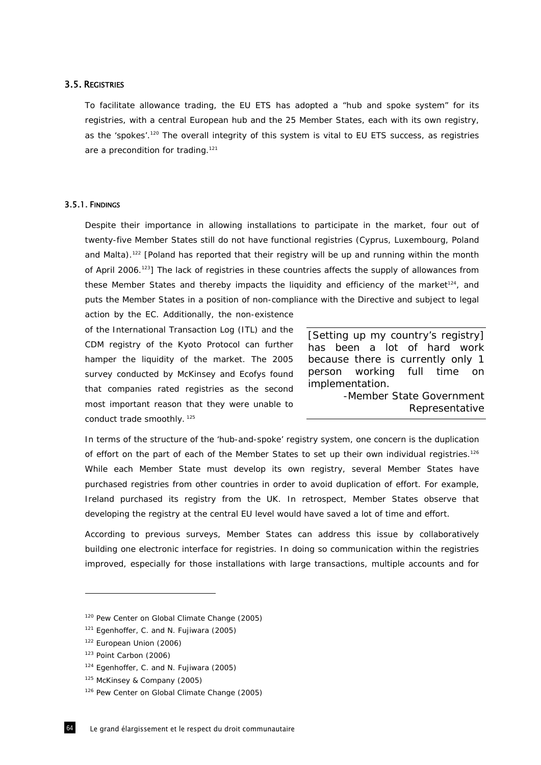## 3.5. REGISTRIES

To facilitate allowance trading, the EU ETS has adopted a "hub and spoke system" for its registries, with a central European hub and the 25 Member States, each with its own registry, as the 'spokes'.[120] The overall integrity of this system is vital to EU ETS success, as registries are a precondition for trading.[121]

### 3.5.1. FINDINGS

Despite their importance in allowing installations to participate in the market, four out of twenty-five Member States still do not have functional registries (Cyprus, Luxembourg, Poland and Malta).[122] [Poland has reported that their registry will be up and running within the month of April 2006.[123]] The lack of registries in these countries affects the supply of allowances from these Member States and thereby impacts the liquidity and efficiency of the market[124], and puts the Member States in a position of non-compliance with the Directive and subject to legal action by the EC. Additionally, the non-existence of the International Transaction Log (ITL) and the CDM registry of the Kyoto Protocol can further hamper the liquidity of the market. The 2005 survey conducted by McKinsey and Ecofys found that companies rated registries as the second most important reason that they were unable to conduct trade smoothly. [125]

> [Setting up my country's registry] has been a lot of hard work because there is currently only 1 person working full time on implementation.
>
> -Member State Government Representative

In terms of the structure of the 'hub-and-spoke' registry system, one concern is the duplication of effort on the part of each of the Member States to set up their own individual registries.[126] While each Member State must develop its own registry, several Member States have purchased registries from other countries in order to avoid duplication of effort. For example, Ireland purchased its registry from the UK. In retrospect, Member States observe that developing the registry at the central EU level would have saved a lot of time and effort.

According to previous surveys, Member States can address this issue by collaboratively building one electronic interface for registries. In doing so communication within the registries improved, especially for those installations with large transactions, multiple accounts and for

---

[120] Pew Center on Global Climate Change (2005)

[121] Egenhoffer, C. and N. Fujiwara (2005)

[122] European Union (2006)

[123] Point Carbon (2006)

[124] Egenhoffer, C. and N. Fujiwara (2005)

[125] McKinsey & Company (2005)

[126] Pew Center on Global Climate Change (2005)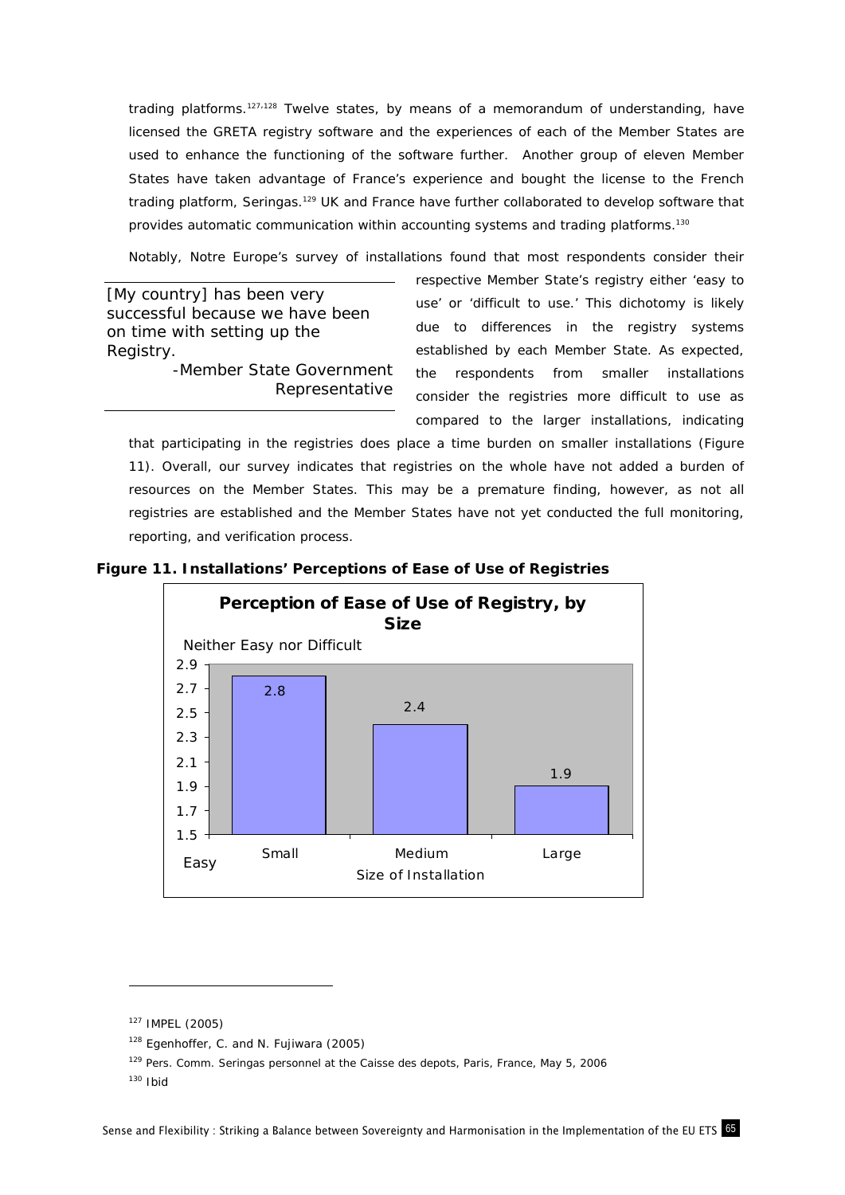trading platforms.[127,128] Twelve states, by means of a memorandum of understanding, have licensed the GRETA registry software and the experiences of each of the Member States are used to enhance the functioning of the software further. Another group of eleven Member States have taken advantage of France's experience and bought the license to the French trading platform, Seringas.[129] UK and France have further collaborated to develop software that provides automatic communication within accounting systems and trading platforms.[130]

Notably, Notre Europe's survey of installations found that most respondents consider their respective Member State's registry either 'easy to use' or 'difficult to use.' This dichotomy is likely due to differences in the registry systems established by each Member State. As expected, the respondents from smaller installations consider the registries more difficult to use as compared to the larger installations, indicating that participating in the registries does place a time burden on smaller installations (Figure 11). Overall, our survey indicates that registries on the whole have not added a burden of resources on the Member States. This may be a premature finding, however, as not all registries are established and the Member States have not yet conducted the full monitoring, reporting, and verification process.

> [My country] has been very successful because we have been on time with setting up the Registry.
>
> -Member State Government Representative

**Figure 11. Installations' Perceptions of Ease of Use of Registries**

**Perception of Ease of Use of Registry, by Size**

| Size of Installation | Score (1.5 = Easy; 2.9 = Neither Easy nor Difficult) |
|---|---|
| Small | 2.8 |
| Medium | 2.4 |
| Large | 1.9 |

---

[127] IMPEL (2005)

[128] Egenhoffer, C. and N. Fujiwara (2005)

[129] Pers. Comm. Seringas personnel at the Caisse des depots, Paris, France, May 5, 2006

[130] Ibid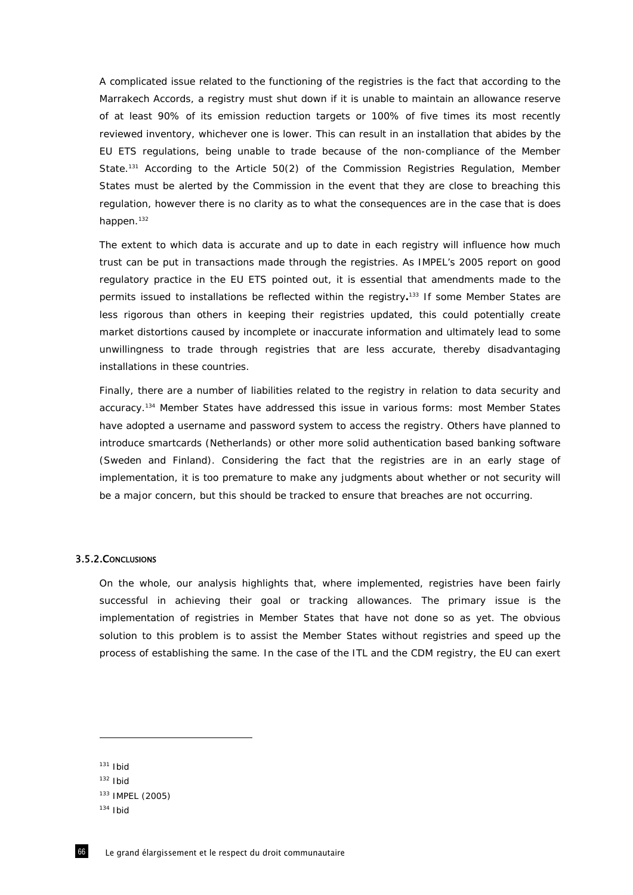A complicated issue related to the functioning of the registries is the fact that according to the Marrakech Accords, a registry must shut down if it is unable to maintain an allowance reserve of at least 90% of its emission reduction targets or 100% of five times its most recently reviewed inventory, whichever one is lower. This can result in an installation that abides by the EU ETS regulations, being unable to trade because of the non-compliance of the Member State.[131] According to the Article 50(2) of the Commission Registries Regulation, Member States must be alerted by the Commission in the event that they are close to breaching this regulation, however there is no clarity as to what the consequences are in the case that is does happen.[132]

The extent to which data is accurate and up to date in each registry will influence how much trust can be put in transactions made through the registries. As IMPEL's 2005 report on good regulatory practice in the EU ETS pointed out, it is essential that amendments made to the permits issued to installations be reflected within the registry**.**[133] If some Member States are less rigorous than others in keeping their registries updated, this could potentially create market distortions caused by incomplete or inaccurate information and ultimately lead to some unwillingness to trade through registries that are less accurate, thereby disadvantaging installations in these countries.

Finally, there are a number of liabilities related to the registry in relation to data security and accuracy.[134] Member States have addressed this issue in various forms: most Member States have adopted a username and password system to access the registry. Others have planned to introduce smartcards (Netherlands) or other more solid authentication based banking software (Sweden and Finland). Considering the fact that the registries are in an early stage of implementation, it is too premature to make any judgments about whether or not security will be a major concern, but this should be tracked to ensure that breaches are not occurring.

### 3.5.2. Conclusions

On the whole, our analysis highlights that, where implemented, registries have been fairly successful in achieving their goal or tracking allowances. The primary issue is the implementation of registries in Member States that have not done so as yet. The obvious solution to this problem is to assist the Member States without registries and speed up the process of establishing the same. In the case of the ITL and the CDM registry, the EU can exert

---

[131] Ibid

[132] Ibid

[133] IMPEL (2005)

[134] Ibid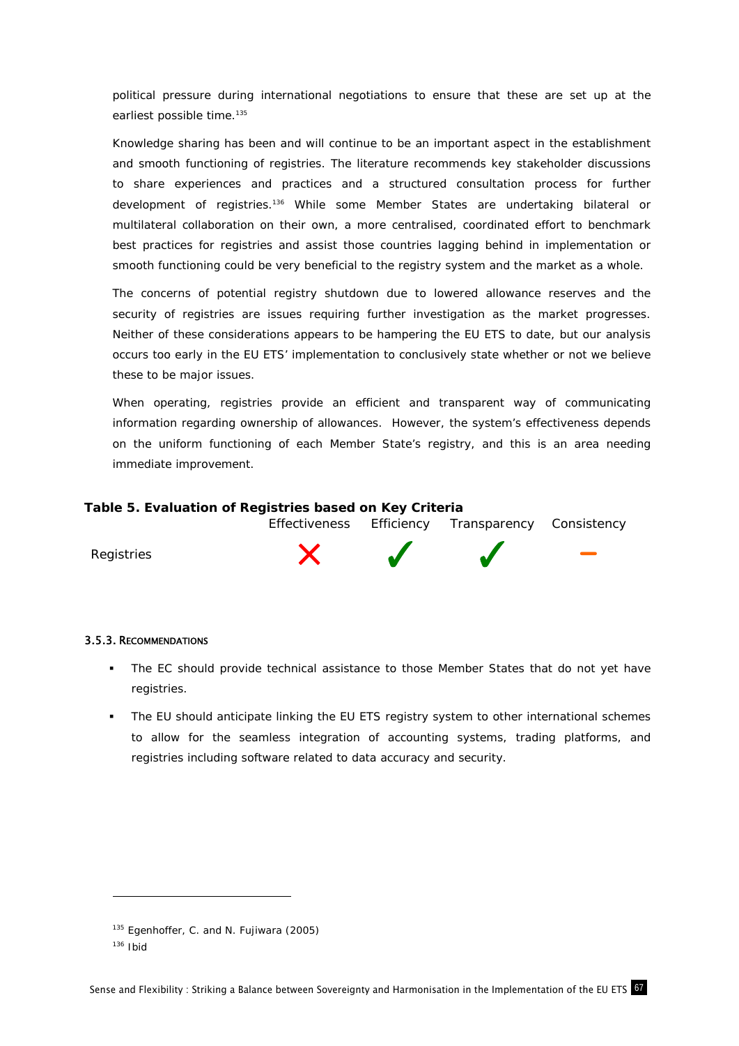political pressure during international negotiations to ensure that these are set up at the earliest possible time.[135]

Knowledge sharing has been and will continue to be an important aspect in the establishment and smooth functioning of registries. The literature recommends key stakeholder discussions to share experiences and practices and a structured consultation process for further development of registries.[136] While some Member States are undertaking bilateral or multilateral collaboration on their own, a more centralised, coordinated effort to benchmark best practices for registries and assist those countries lagging behind in implementation or smooth functioning could be very beneficial to the registry system and the market as a whole.

The concerns of potential registry shutdown due to lowered allowance reserves and the security of registries are issues requiring further investigation as the market progresses. Neither of these considerations appears to be hampering the EU ETS to date, but our analysis occurs too early in the EU ETS' implementation to conclusively state whether or not we believe these to be major issues.

When operating, registries provide an efficient and transparent way of communicating information regarding ownership of allowances. However, the system's effectiveness depends on the uniform functioning of each Member State's registry, and this is an area needing immediate improvement.

**Table 5. Evaluation of Registries based on Key Criteria**

| | Effectiveness | Efficiency | Transparency | Consistency |
|---|---|---|---|---|
| Registries | ✗ | ✓ | ✓ | – |

#### 3.5.3. Recommendations

- The EC should provide technical assistance to those Member States that do not yet have registries.
- The EU should anticipate linking the EU ETS registry system to other international schemes to allow for the seamless integration of accounting systems, trading platforms, and registries including software related to data accuracy and security.

---

[135] Egenhoffer, C. and N. Fujiwara (2005)

[136] Ibid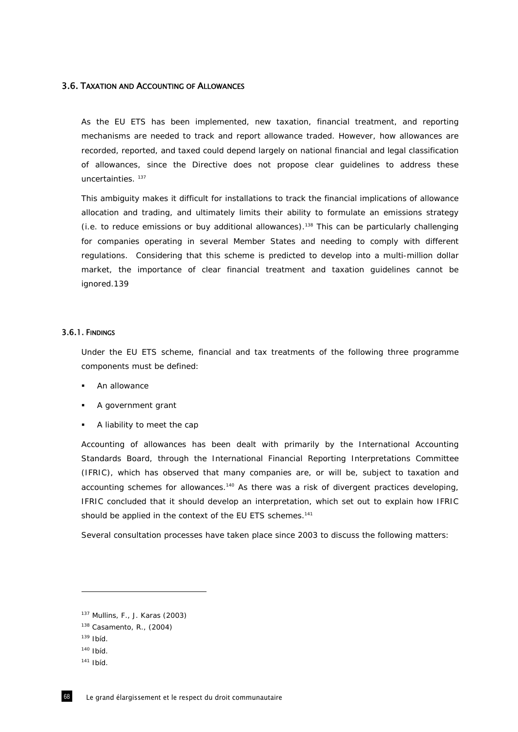## 3.6. Taxation and Accounting of Allowances

As the EU ETS has been implemented, new taxation, financial treatment, and reporting mechanisms are needed to track and report allowance traded. However, how allowances are recorded, reported, and taxed could depend largely on national financial and legal classification of allowances, since the Directive does not propose clear guidelines to address these uncertainties. [137]

This ambiguity makes it difficult for installations to track the financial implications of allowance allocation and trading, and ultimately limits their ability to formulate an emissions strategy (i.e. to reduce emissions or buy additional allowances).[138] This can be particularly challenging for companies operating in several Member States and needing to comply with different regulations. Considering that this scheme is predicted to develop into a multi-million dollar market, the importance of clear financial treatment and taxation guidelines cannot be ignored.139

### 3.6.1. Findings

Under the EU ETS scheme, financial and tax treatments of the following three programme components must be defined:

- An allowance
- A government grant
- A liability to meet the cap

Accounting of allowances has been dealt with primarily by the International Accounting Standards Board, through the International Financial Reporting Interpretations Committee (IFRIC), which has observed that many companies are, or will be, subject to taxation and accounting schemes for allowances.[140] As there was a risk of divergent practices developing, IFRIC concluded that it should develop an interpretation, which set out to explain how IFRIC should be applied in the context of the EU ETS schemes.[141]

Several consultation processes have taken place since 2003 to discuss the following matters:

---

[137] Mullins, F., J. Karas (2003)

[138] Casamento, R., (2004)

[139] Ibíd.

[140] Ibíd.

[141] Ibíd.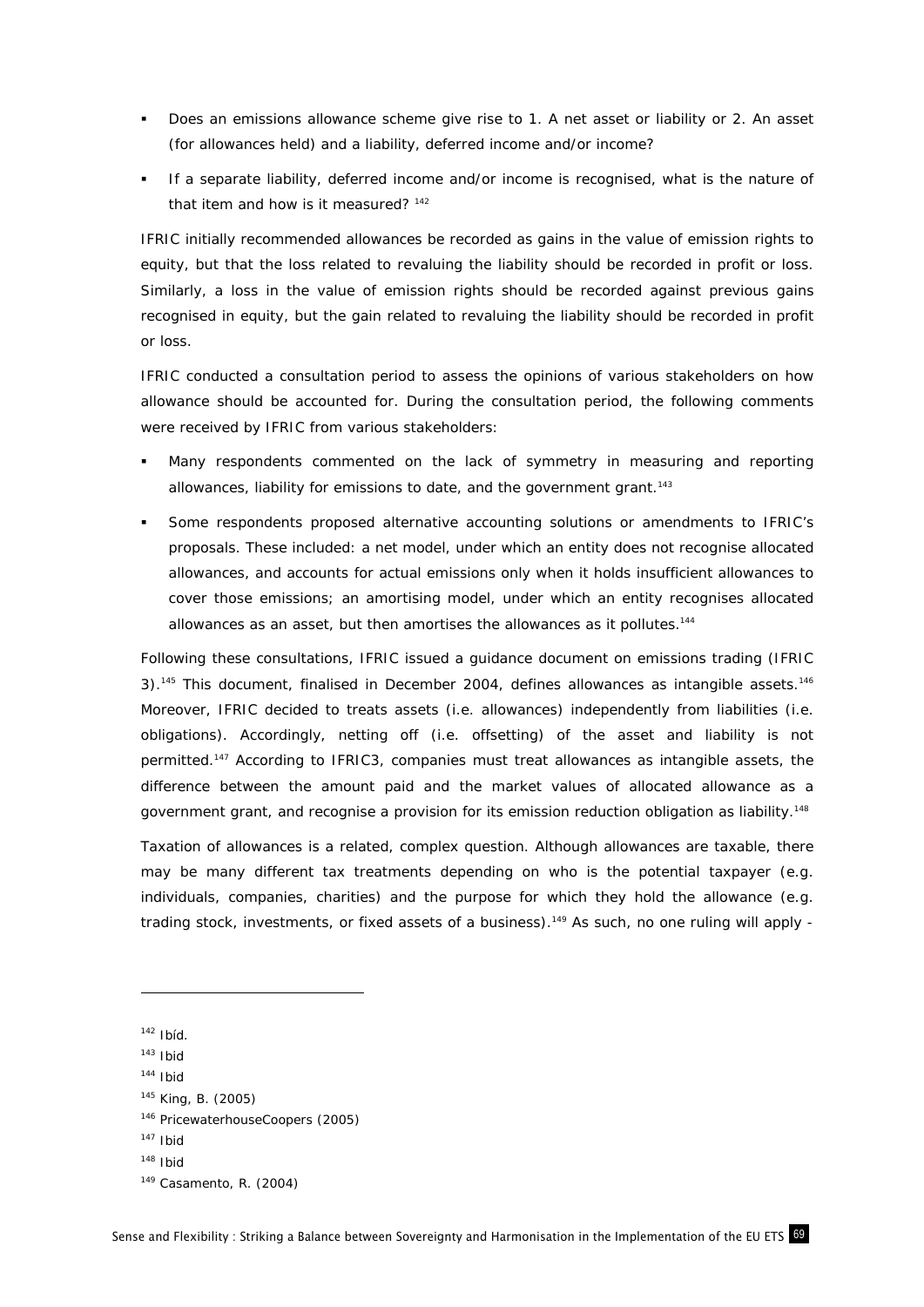- Does an emissions allowance scheme give rise to 1. A net asset or liability or 2. An asset (for allowances held) and a liability, deferred income and/or income?
- If a separate liability, deferred income and/or income is recognised, what is the nature of that item and how is it measured? [142]

IFRIC initially recommended allowances be recorded as gains in the value of emission rights to equity, but that the loss related to revaluing the liability should be recorded in profit or loss. Similarly, a loss in the value of emission rights should be recorded against previous gains recognised in equity, but the gain related to revaluing the liability should be recorded in profit or loss.

IFRIC conducted a consultation period to assess the opinions of various stakeholders on how allowance should be accounted for. During the consultation period, the following comments were received by IFRIC from various stakeholders:

- Many respondents commented on the lack of symmetry in measuring and reporting allowances, liability for emissions to date, and the government grant.[143]
- Some respondents proposed alternative accounting solutions or amendments to IFRIC's proposals. These included: a net model, under which an entity does not recognise allocated allowances, and accounts for actual emissions only when it holds insufficient allowances to cover those emissions; an amortising model, under which an entity recognises allocated allowances as an asset, but then amortises the allowances as it pollutes.[144]

Following these consultations, IFRIC issued a guidance document on emissions trading (IFRIC 3).[145] This document, finalised in December 2004, defines allowances as intangible assets.[146] Moreover, IFRIC decided to treats assets (i.e. allowances) independently from liabilities (i.e. obligations). Accordingly, netting off (i.e. offsetting) of the asset and liability is not permitted.[147] According to IFRIC3, companies must treat allowances as intangible assets, the difference between the amount paid and the market values of allocated allowance as a government grant, and recognise a provision for its emission reduction obligation as liability.[148]

Taxation of allowances is a related, complex question. Although allowances are taxable, there may be many different tax treatments depending on who is the potential taxpayer (e.g. individuals, companies, charities) and the purpose for which they hold the allowance (e.g. trading stock, investments, or fixed assets of a business).[149] As such, no one ruling will apply -

---

[142] Ibíd.

[143] Ibid

[144] Ibid

[145] King, B. (2005)

[146] PricewaterhouseCoopers (2005)

[147] Ibid

[148] Ibid

[149] Casamento, R. (2004)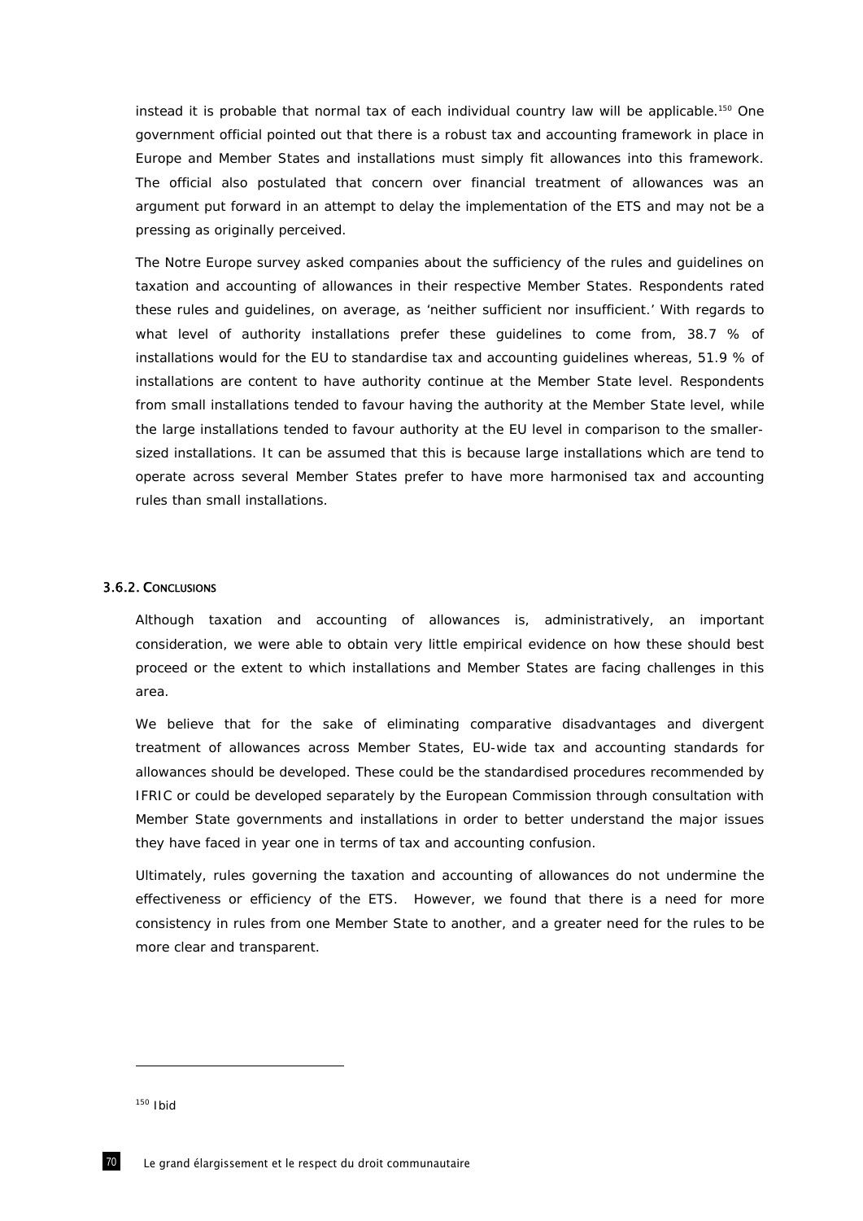instead it is probable that normal tax of each individual country law will be applicable.[150] One government official pointed out that there is a robust tax and accounting framework in place in Europe and Member States and installations must simply fit allowances into this framework. The official also postulated that concern over financial treatment of allowances was an argument put forward in an attempt to delay the implementation of the ETS and may not be a pressing as originally perceived.

The Notre Europe survey asked companies about the sufficiency of the rules and guidelines on taxation and accounting of allowances in their respective Member States. Respondents rated these rules and guidelines, on average, as 'neither sufficient nor insufficient.' With regards to what level of authority installations prefer these guidelines to come from, 38.7 % of installations would for the EU to standardise tax and accounting guidelines whereas, 51.9 % of installations are content to have authority continue at the Member State level. Respondents from small installations tended to favour having the authority at the Member State level, while the large installations tended to favour authority at the EU level in comparison to the smaller-sized installations. It can be assumed that this is because large installations which are tend to operate across several Member States prefer to have more harmonised tax and accounting rules than small installations.

### 3.6.2. Conclusions

Although taxation and accounting of allowances is, administratively, an important consideration, we were able to obtain very little empirical evidence on how these should best proceed or the extent to which installations and Member States are facing challenges in this area.

We believe that for the sake of eliminating comparative disadvantages and divergent treatment of allowances across Member States, EU-wide tax and accounting standards for allowances should be developed. These could be the standardised procedures recommended by IFRIC or could be developed separately by the European Commission through consultation with Member State governments and installations in order to better understand the major issues they have faced in year one in terms of tax and accounting confusion.

Ultimately, rules governing the taxation and accounting of allowances do not undermine the effectiveness or efficiency of the ETS. However, we found that there is a need for more consistency in rules from one Member State to another, and a greater need for the rules to be more clear and transparent.

---

[150] Ibid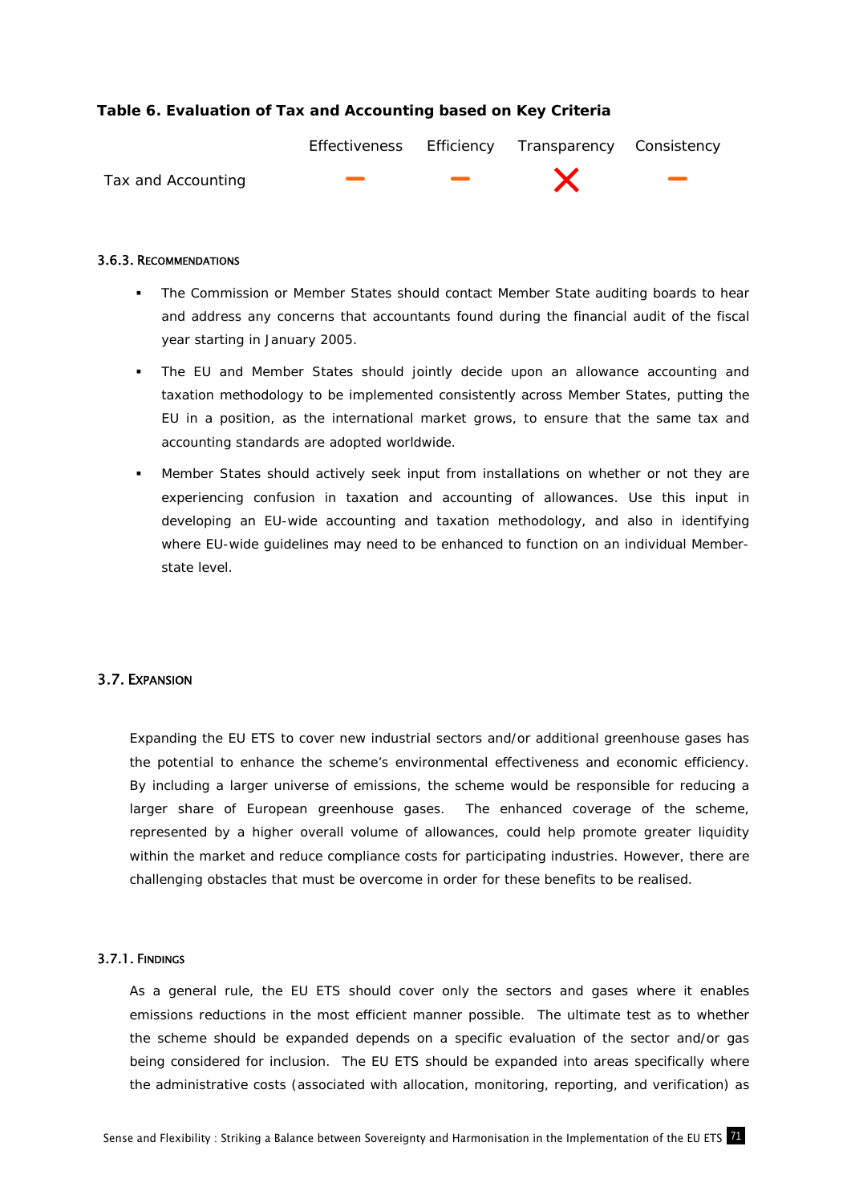**Table 6. Evaluation of Tax and Accounting based on Key Criteria**

| | Effectiveness | Efficiency | Transparency | Consistency |
|---|---|---|---|---|
| Tax and Accounting | – | – | ✗ | – |

### 3.6.3. Recommendations

- The Commission or Member States should contact Member State auditing boards to hear and address any concerns that accountants found during the financial audit of the fiscal year starting in January 2005.
- The EU and Member States should jointly decide upon an allowance accounting and taxation methodology to be implemented consistently across Member States, putting the EU in a position, as the international market grows, to ensure that the same tax and accounting standards are adopted worldwide.
- Member States should actively seek input from installations on whether or not they are experiencing confusion in taxation and accounting of allowances. Use this input in developing an EU-wide accounting and taxation methodology, and also in identifying where EU-wide guidelines may need to be enhanced to function on an individual Member-state level.

## 3.7. Expansion

Expanding the EU ETS to cover new industrial sectors and/or additional greenhouse gases has the potential to enhance the scheme's environmental effectiveness and economic efficiency. By including a larger universe of emissions, the scheme would be responsible for reducing a larger share of European greenhouse gases. The enhanced coverage of the scheme, represented by a higher overall volume of allowances, could help promote greater liquidity within the market and reduce compliance costs for participating industries. However, there are challenging obstacles that must be overcome in order for these benefits to be realised.

### 3.7.1. Findings

As a general rule, the EU ETS should cover only the sectors and gases where it enables emissions reductions in the most efficient manner possible. The ultimate test as to whether the scheme should be expanded depends on a specific evaluation of the sector and/or gas being considered for inclusion. The EU ETS should be expanded into areas specifically where the administrative costs (associated with allocation, monitoring, reporting, and verification) as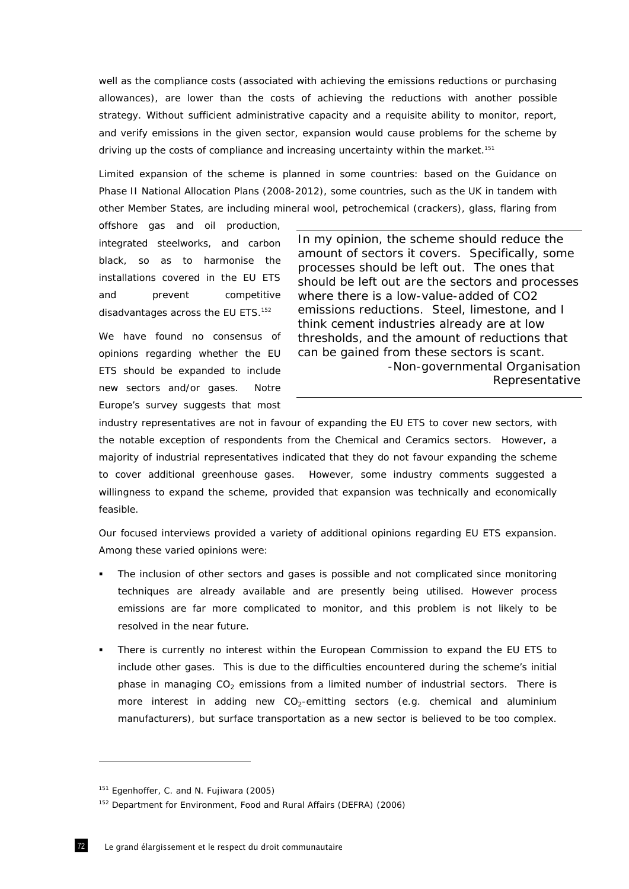well as the compliance costs (associated with achieving the emissions reductions or purchasing allowances), are lower than the costs of achieving the reductions with another possible strategy. Without sufficient administrative capacity and a requisite ability to monitor, report, and verify emissions in the given sector, expansion would cause problems for the scheme by driving up the costs of compliance and increasing uncertainty within the market.[151]

Limited expansion of the scheme is planned in some countries: based on the Guidance on Phase II National Allocation Plans (2008-2012), some countries, such as the UK in tandem with other Member States, are including mineral wool, petrochemical (crackers), glass, flaring from offshore gas and oil production, integrated steelworks, and carbon black, so as to harmonise the installations covered in the EU ETS and prevent competitive disadvantages across the EU ETS.[152]

> In my opinion, the scheme should reduce the amount of sectors it covers. Specifically, some processes should be left out. The ones that should be left out are the sectors and processes where there is a low-value-added of CO2 emissions reductions. Steel, limestone, and I think cement industries already are at low thresholds, and the amount of reductions that can be gained from these sectors is scant.
>
> -Non-governmental Organisation Representative

We have found no consensus of opinions regarding whether the EU ETS should be expanded to include new sectors and/or gases. Notre Europe's survey suggests that most industry representatives are not in favour of expanding the EU ETS to cover new sectors, with the notable exception of respondents from the Chemical and Ceramics sectors. However, a majority of industrial representatives indicated that they do not favour expanding the scheme to cover additional greenhouse gases. However, some industry comments suggested a willingness to expand the scheme, provided that expansion was technically and economically feasible.

Our focused interviews provided a variety of additional opinions regarding EU ETS expansion. Among these varied opinions were:

- The inclusion of other sectors and gases is possible and not complicated since monitoring techniques are already available and are presently being utilised. However process emissions are far more complicated to monitor, and this problem is not likely to be resolved in the near future.
- There is currently no interest within the European Commission to expand the EU ETS to include other gases. This is due to the difficulties encountered during the scheme's initial phase in managing $CO_2$ emissions from a limited number of industrial sectors. There is more interest in adding new $CO_2$-emitting sectors (e.g. chemical and aluminium manufacturers), but surface transportation as a new sector is believed to be too complex.

[151] Egenhoffer, C. and N. Fujiwara (2005)

[152] Department for Environment, Food and Rural Affairs (DEFRA) (2006)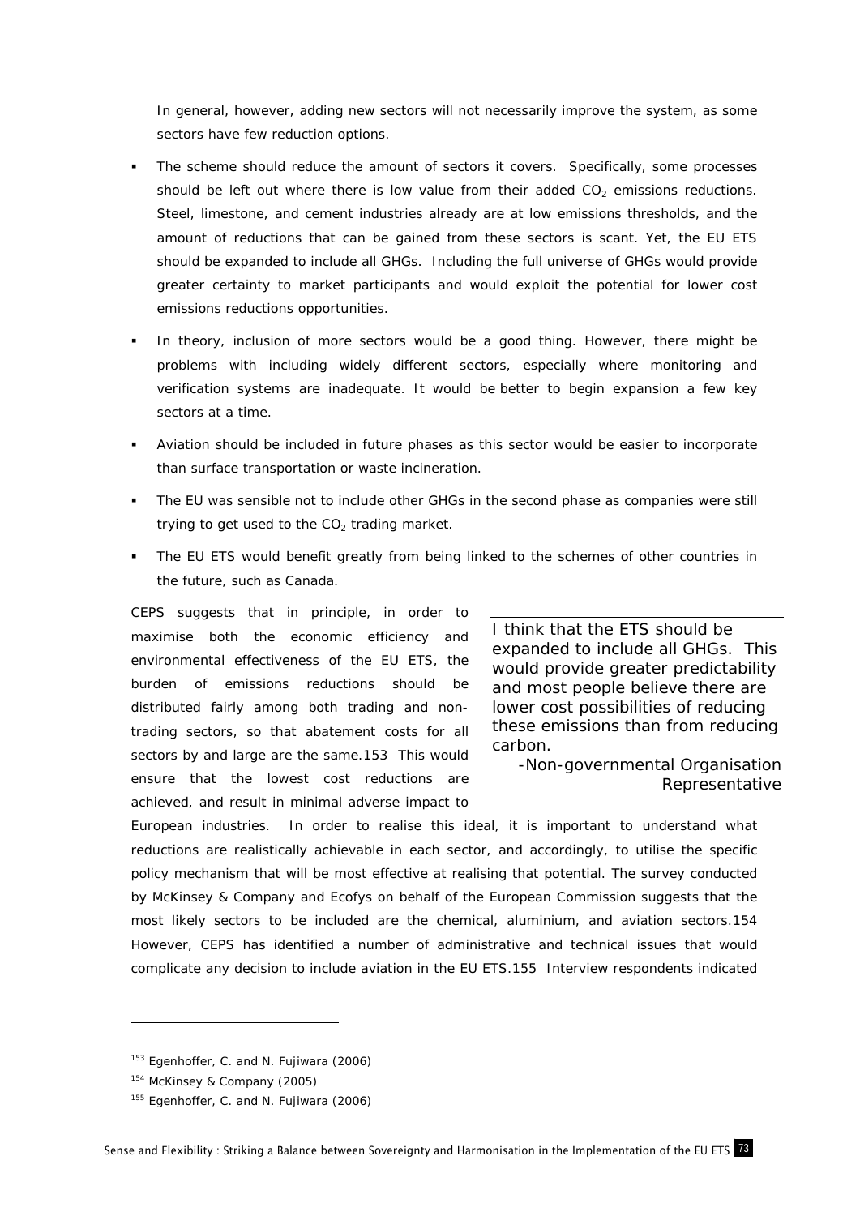In general, however, adding new sectors will not necessarily improve the system, as some sectors have few reduction options.

- The scheme should reduce the amount of sectors it covers. Specifically, some processes should be left out where there is low value from their added $CO_2$ emissions reductions. Steel, limestone, and cement industries already are at low emissions thresholds, and the amount of reductions that can be gained from these sectors is scant. Yet, the EU ETS should be expanded to include all GHGs. Including the full universe of GHGs would provide greater certainty to market participants and would exploit the potential for lower cost emissions reductions opportunities.
- In theory, inclusion of more sectors would be a good thing. However, there might be problems with including widely different sectors, especially where monitoring and verification systems are inadequate. It would be better to begin expansion a few key sectors at a time.
- Aviation should be included in future phases as this sector would be easier to incorporate than surface transportation or waste incineration.
- The EU was sensible not to include other GHGs in the second phase as companies were still trying to get used to the $CO_2$ trading market.
- The EU ETS would benefit greatly from being linked to the schemes of other countries in the future, such as Canada.

> I think that the ETS should be expanded to include all GHGs. This would provide greater predictability and most people believe there are lower cost possibilities of reducing these emissions than from reducing carbon.
>
> -Non-governmental Organisation Representative

CEPS suggests that in principle, in order to maximise both the economic efficiency and environmental effectiveness of the EU ETS, the burden of emissions reductions should be distributed fairly among both trading and non-trading sectors, so that abatement costs for all sectors by and large are the same.[153] This would ensure that the lowest cost reductions are achieved, and result in minimal adverse impact to European industries. In order to realise this ideal, it is important to understand what reductions are realistically achievable in each sector, and accordingly, to utilise the specific policy mechanism that will be most effective at realising that potential. The survey conducted by McKinsey & Company and Ecofys on behalf of the European Commission suggests that the most likely sectors to be included are the chemical, aluminium, and aviation sectors.[154] However, CEPS has identified a number of administrative and technical issues that would complicate any decision to include aviation in the EU ETS.[155] Interview respondents indicated

---

[153] Egenhoffer, C. and N. Fujiwara (2006)

[154] McKinsey & Company (2005)

[155] Egenhoffer, C. and N. Fujiwara (2006)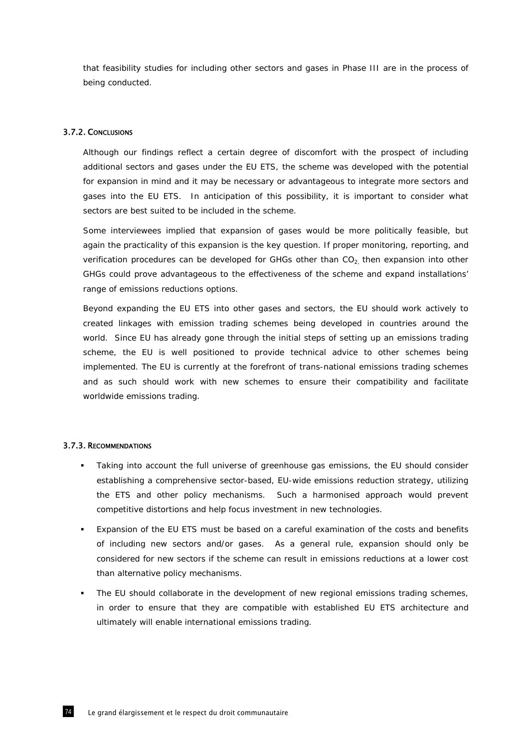that feasibility studies for including other sectors and gases in Phase III are in the process of being conducted.

### 3.7.2. Conclusions

Although our findings reflect a certain degree of discomfort with the prospect of including additional sectors and gases under the EU ETS, the scheme was developed with the potential for expansion in mind and it may be necessary or advantageous to integrate more sectors and gases into the EU ETS. In anticipation of this possibility, it is important to consider what sectors are best suited to be included in the scheme.

Some interviewees implied that expansion of gases would be more politically feasible, but again the practicality of this expansion is the key question. If proper monitoring, reporting, and verification procedures can be developed for GHGs other than $CO_2$, then expansion into other GHGs could prove advantageous to the effectiveness of the scheme and expand installations' range of emissions reductions options.

Beyond expanding the EU ETS into other gases and sectors, the EU should work actively to created linkages with emission trading schemes being developed in countries around the world. Since EU has already gone through the initial steps of setting up an emissions trading scheme, the EU is well positioned to provide technical advice to other schemes being implemented. The EU is currently at the forefront of trans-national emissions trading schemes and as such should work with new schemes to ensure their compatibility and facilitate worldwide emissions trading.

### 3.7.3. Recommendations

- Taking into account the full universe of greenhouse gas emissions, the EU should consider establishing a comprehensive sector-based, EU-wide emissions reduction strategy, utilizing the ETS and other policy mechanisms. Such a harmonised approach would prevent competitive distortions and help focus investment in new technologies.
- Expansion of the EU ETS must be based on a careful examination of the costs and benefits of including new sectors and/or gases. As a general rule, expansion should only be considered for new sectors if the scheme can result in emissions reductions at a lower cost than alternative policy mechanisms.
- The EU should collaborate in the development of new regional emissions trading schemes, in order to ensure that they are compatible with established EU ETS architecture and ultimately will enable international emissions trading.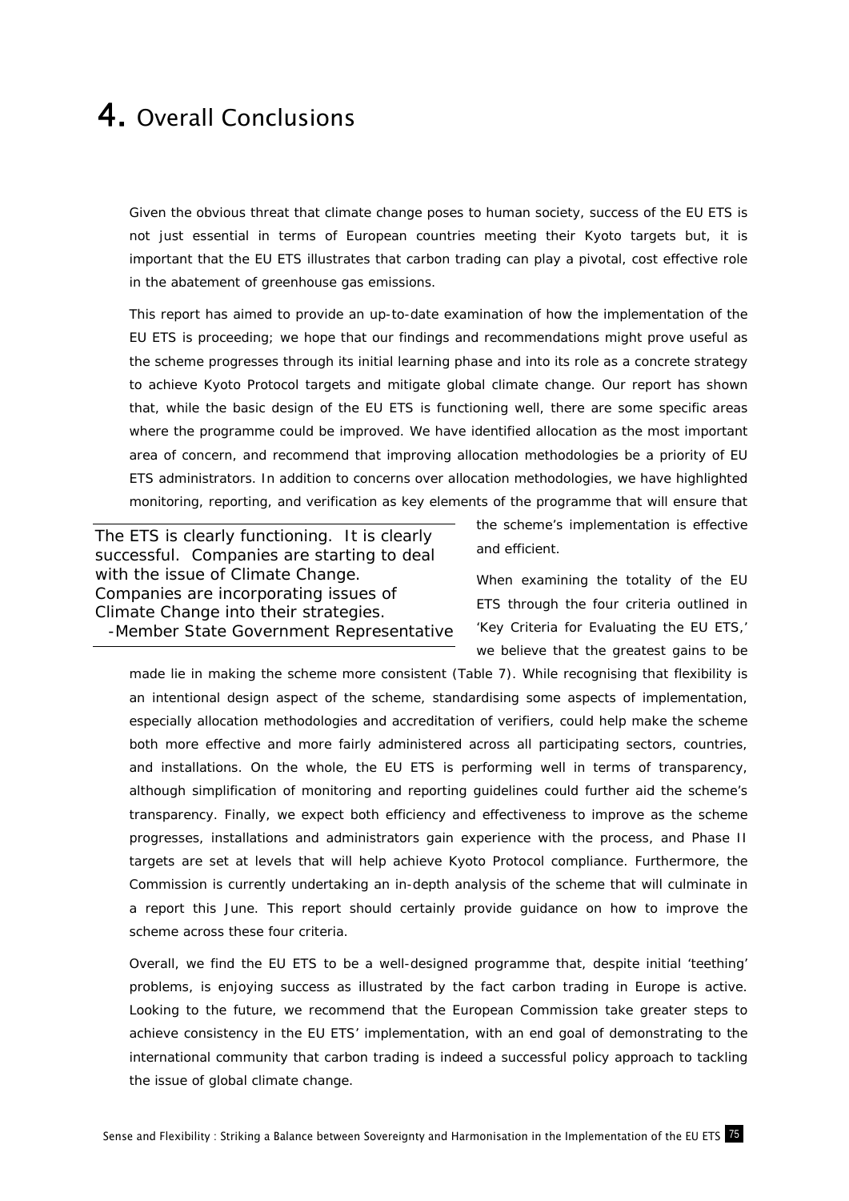# 4. Overall Conclusions

Given the obvious threat that climate change poses to human society, success of the EU ETS is not just essential in terms of European countries meeting their Kyoto targets but, it is important that the EU ETS illustrates that carbon trading can play a pivotal, cost effective role in the abatement of greenhouse gas emissions.

This report has aimed to provide an up-to-date examination of how the implementation of the EU ETS is proceeding; we hope that our findings and recommendations might prove useful as the scheme progresses through its initial learning phase and into its role as a concrete strategy to achieve Kyoto Protocol targets and mitigate global climate change. Our report has shown that, while the basic design of the EU ETS is functioning well, there are some specific areas where the programme could be improved. We have identified allocation as the most important area of concern, and recommend that improving allocation methodologies be a priority of EU ETS administrators. In addition to concerns over allocation methodologies, we have highlighted monitoring, reporting, and verification as key elements of the programme that will ensure that the scheme's implementation is effective and efficient.

> The ETS is clearly functioning. It is clearly successful. Companies are starting to deal with the issue of Climate Change. Companies are incorporating issues of Climate Change into their strategies.
> -Member State Government Representative

When examining the totality of the EU ETS through the four criteria outlined in 'Key Criteria for Evaluating the EU ETS,' we believe that the greatest gains to be made lie in making the scheme more consistent (Table 7). While recognising that flexibility is an intentional design aspect of the scheme, standardising some aspects of implementation, especially allocation methodologies and accreditation of verifiers, could help make the scheme both more effective and more fairly administered across all participating sectors, countries, and installations. On the whole, the EU ETS is performing well in terms of transparency, although simplification of monitoring and reporting guidelines could further aid the scheme's transparency. Finally, we expect both efficiency and effectiveness to improve as the scheme progresses, installations and administrators gain experience with the process, and Phase II targets are set at levels that will help achieve Kyoto Protocol compliance. Furthermore, the Commission is currently undertaking an in-depth analysis of the scheme that will culminate in a report this June. This report should certainly provide guidance on how to improve the scheme across these four criteria.

Overall, we find the EU ETS to be a well-designed programme that, despite initial 'teething' problems, is enjoying success as illustrated by the fact carbon trading in Europe is active. Looking to the future, we recommend that the European Commission take greater steps to achieve consistency in the EU ETS' implementation, with an end goal of demonstrating to the international community that carbon trading is indeed a successful policy approach to tackling the issue of global climate change.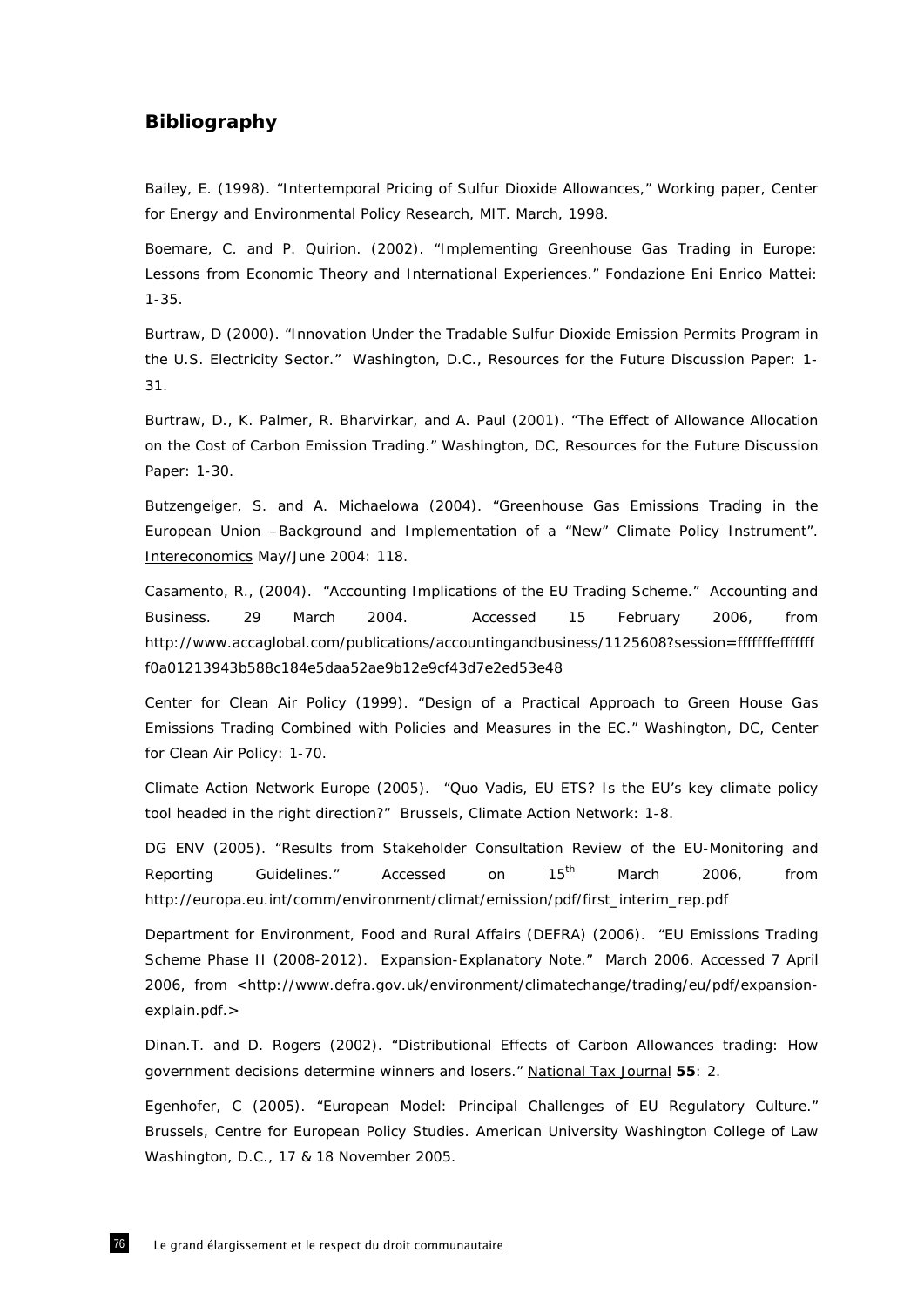## Bibliography

Bailey, E. (1998). "Intertemporal Pricing of Sulfur Dioxide Allowances," Working paper, Center for Energy and Environmental Policy Research, MIT. March, 1998.

Boemare, C. and P. Quirion. (2002). "Implementing Greenhouse Gas Trading in Europe: Lessons from Economic Theory and International Experiences." Fondazione Eni Enrico Mattei: 1-35.

Burtraw, D (2000). "Innovation Under the Tradable Sulfur Dioxide Emission Permits Program in the U.S. Electricity Sector." Washington, D.C., Resources for the Future Discussion Paper: 1-31.

Burtraw, D., K. Palmer, R. Bharvirkar, and A. Paul (2001). "The Effect of Allowance Allocation on the Cost of Carbon Emission Trading." Washington, DC, Resources for the Future Discussion Paper: 1-30.

Butzengeiger, S. and A. Michaelowa (2004). "Greenhouse Gas Emissions Trading in the European Union –Background and Implementation of a "New" Climate Policy Instrument". Intereconomics May/June 2004: 118.

Casamento, R., (2004). "Accounting Implications of the EU Trading Scheme." Accounting and Business. 29 March 2004. Accessed 15 February 2006, from http://www.accaglobal.com/publications/accountingandbusiness/1125608?session=fffffffefffffff f0a01213943b588c184e5daa52ae9b12e9cf43d7e2ed53e48

Center for Clean Air Policy (1999). "Design of a Practical Approach to Green House Gas Emissions Trading Combined with Policies and Measures in the EC." Washington, DC, Center for Clean Air Policy: 1-70.

Climate Action Network Europe (2005). "Quo Vadis, EU ETS? Is the EU's key climate policy tool headed in the right direction?" Brussels, Climate Action Network: 1-8.

DG ENV (2005). "Results from Stakeholder Consultation Review of the EU-Monitoring and Reporting Guidelines." Accessed on 15th March 2006, from http://europa.eu.int/comm/environment/climat/emission/pdf/first_interim_rep.pdf

Department for Environment, Food and Rural Affairs (DEFRA) (2006). "EU Emissions Trading Scheme Phase II (2008-2012). Expansion-Explanatory Note." March 2006. Accessed 7 April 2006, from <http://www.defra.gov.uk/environment/climatechange/trading/eu/pdf/expansion-explain.pdf.>

Dinan.T. and D. Rogers (2002). "Distributional Effects of Carbon Allowances trading: How government decisions determine winners and losers." National Tax Journal **55**: 2.

Egenhofer, C (2005). "European Model: Principal Challenges of EU Regulatory Culture." Brussels, Centre for European Policy Studies. American University Washington College of Law Washington, D.C., 17 & 18 November 2005.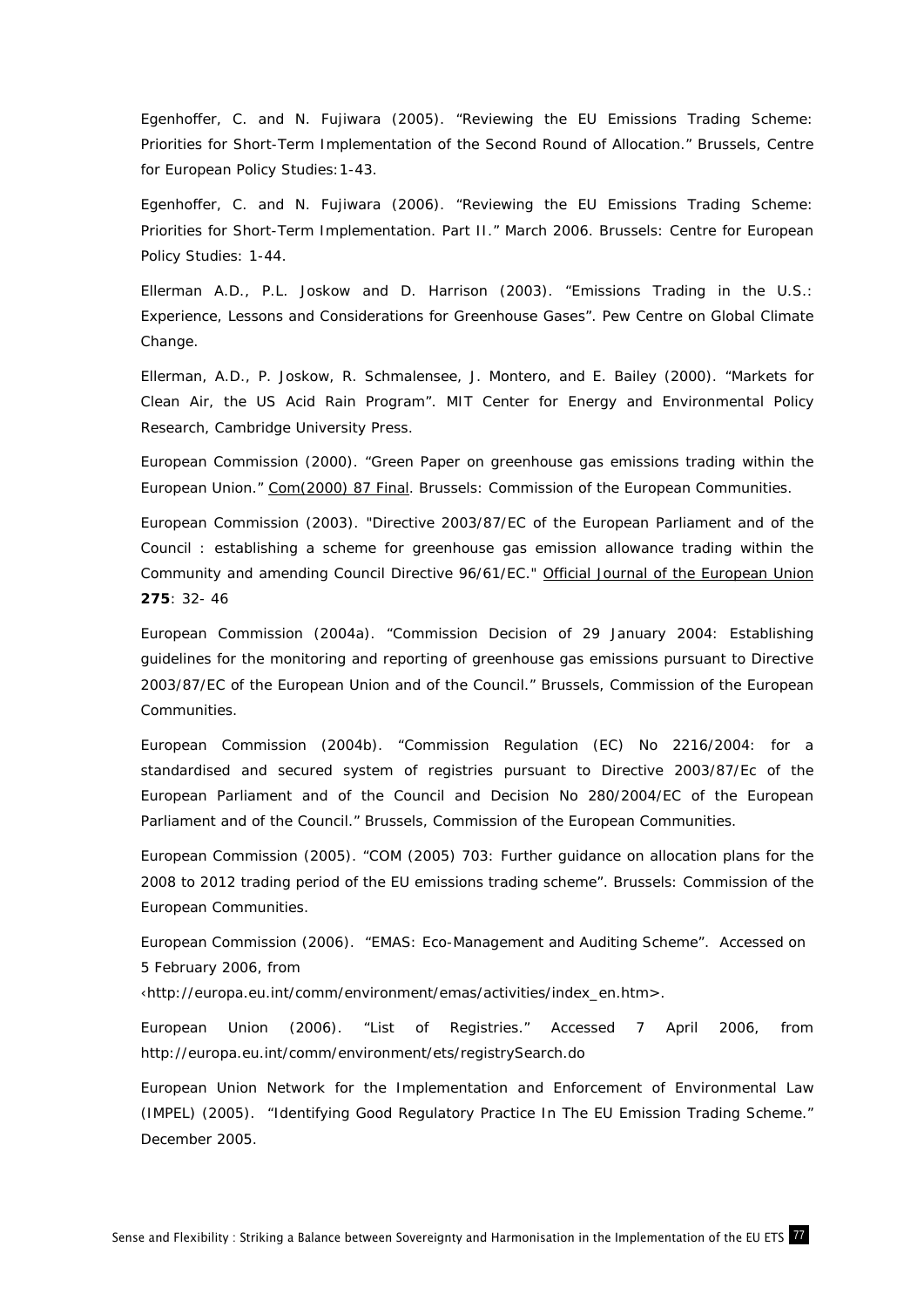Egenhoffer, C. and N. Fujiwara (2005). "Reviewing the EU Emissions Trading Scheme: Priorities for Short-Term Implementation of the Second Round of Allocation." Brussels, Centre for European Policy Studies:1-43.

Egenhoffer, C. and N. Fujiwara (2006). "Reviewing the EU Emissions Trading Scheme: Priorities for Short-Term Implementation. Part II." March 2006. Brussels: Centre for European Policy Studies: 1-44.

Ellerman A.D., P.L. Joskow and D. Harrison (2003). "Emissions Trading in the U.S.: Experience, Lessons and Considerations for Greenhouse Gases". Pew Centre on Global Climate Change.

Ellerman, A.D., P. Joskow, R. Schmalensee, J. Montero, and E. Bailey (2000). "Markets for Clean Air, the US Acid Rain Program". MIT Center for Energy and Environmental Policy Research, Cambridge University Press.

European Commission (2000). "Green Paper on greenhouse gas emissions trading within the European Union." Com(2000) 87 Final. Brussels: Commission of the European Communities.

European Commission (2003). "Directive 2003/87/EC of the European Parliament and of the Council : establishing a scheme for greenhouse gas emission allowance trading within the Community and amending Council Directive 96/61/EC." Official Journal of the European Union **275**: 32- 46

European Commission (2004a). "Commission Decision of 29 January 2004: Establishing guidelines for the monitoring and reporting of greenhouse gas emissions pursuant to Directive 2003/87/EC of the European Union and of the Council." Brussels, Commission of the European Communities.

European Commission (2004b). "Commission Regulation (EC) No 2216/2004: for a standardised and secured system of registries pursuant to Directive 2003/87/Ec of the European Parliament and of the Council and Decision No 280/2004/EC of the European Parliament and of the Council." Brussels, Commission of the European Communities.

European Commission (2005). "COM (2005) 703: Further guidance on allocation plans for the 2008 to 2012 trading period of the EU emissions trading scheme". Brussels: Commission of the European Communities.

European Commission (2006). "EMAS: Eco-Management and Auditing Scheme". Accessed on 5 February 2006, from ‹http://europa.eu.int/comm/environment/emas/activities/index_en.htm>.

European Union (2006). "List of Registries." Accessed 7 April 2006, from http://europa.eu.int/comm/environment/ets/registrySearch.do

European Union Network for the Implementation and Enforcement of Environmental Law (IMPEL) (2005). "Identifying Good Regulatory Practice In The EU Emission Trading Scheme." December 2005.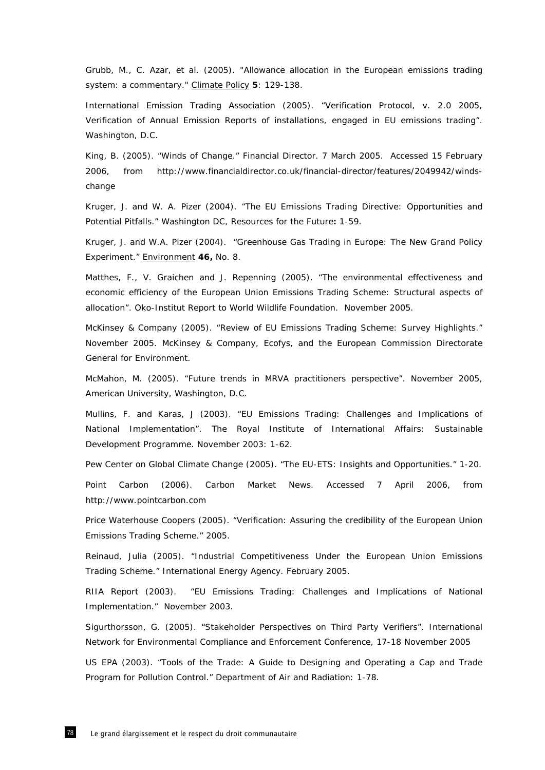Grubb, M., C. Azar, et al. (2005). "Allowance allocation in the European emissions trading system: a commentary." Climate Policy **5**: 129-138.

International Emission Trading Association (2005). "Verification Protocol, v. 2.0 2005, Verification of Annual Emission Reports of installations, engaged in EU emissions trading". Washington, D.C.

King, B. (2005). "Winds of Change." Financial Director. 7 March 2005. Accessed 15 February 2006, from http://www.financialdirector.co.uk/financial-director/features/2049942/winds-change

Kruger, J. and W. A. Pizer (2004). "The EU Emissions Trading Directive: Opportunities and Potential Pitfalls." Washington DC, Resources for the Future**:** 1-59.

Kruger, J. and W.A. Pizer (2004). "Greenhouse Gas Trading in Europe: The New Grand Policy Experiment." Environment **46,** No. 8.

Matthes, F., V. Graichen and J. Repenning (2005). "The environmental effectiveness and economic efficiency of the European Union Emissions Trading Scheme: Structural aspects of allocation". Oko-Institut Report to World Wildlife Foundation. November 2005.

McKinsey & Company (2005). "Review of EU Emissions Trading Scheme: Survey Highlights." November 2005. McKinsey & Company, Ecofys, and the European Commission Directorate General for Environment.

McMahon, M. (2005). "Future trends in MRVA practitioners perspective". November 2005, American University, Washington, D.C.

Mullins, F. and Karas, J (2003). "EU Emissions Trading: Challenges and Implications of National Implementation". The Royal Institute of International Affairs: Sustainable Development Programme. November 2003: 1-62.

Pew Center on Global Climate Change (2005). "The EU-ETS: Insights and Opportunities." 1-20.

Point Carbon (2006). Carbon Market News. Accessed 7 April 2006, from http://www.pointcarbon.com

Price Waterhouse Coopers (2005). "Verification: Assuring the credibility of the European Union Emissions Trading Scheme." 2005.

Reinaud, Julia (2005). "Industrial Competitiveness Under the European Union Emissions Trading Scheme." International Energy Agency. February 2005.

RIIA Report (2003). "EU Emissions Trading: Challenges and Implications of National Implementation." November 2003.

Sigurthorsson, G. (2005). "Stakeholder Perspectives on Third Party Verifiers". International Network for Environmental Compliance and Enforcement Conference, 17-18 November 2005

US EPA (2003). "Tools of the Trade: A Guide to Designing and Operating a Cap and Trade Program for Pollution Control." Department of Air and Radiation: 1-78.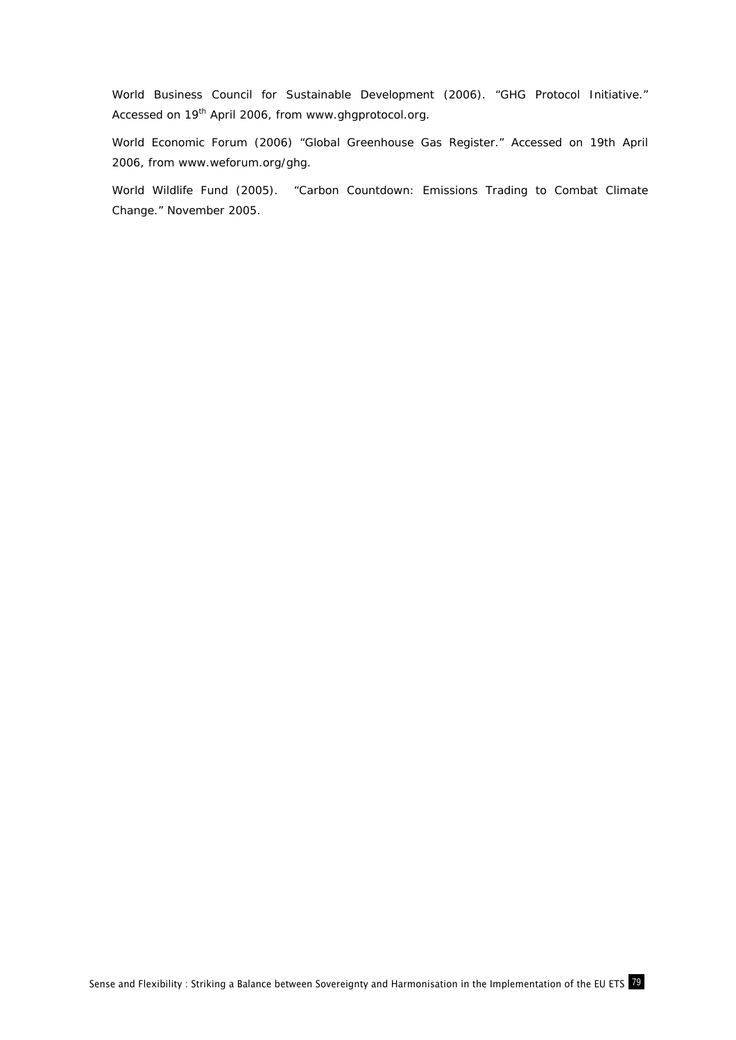World Business Council for Sustainable Development (2006). "GHG Protocol Initiative." Accessed on 19th April 2006, from www.ghgprotocol.org.

World Economic Forum (2006) "Global Greenhouse Gas Register." Accessed on 19th April 2006, from www.weforum.org/ghg.

World Wildlife Fund (2005). "Carbon Countdown: Emissions Trading to Combat Climate Change." November 2005.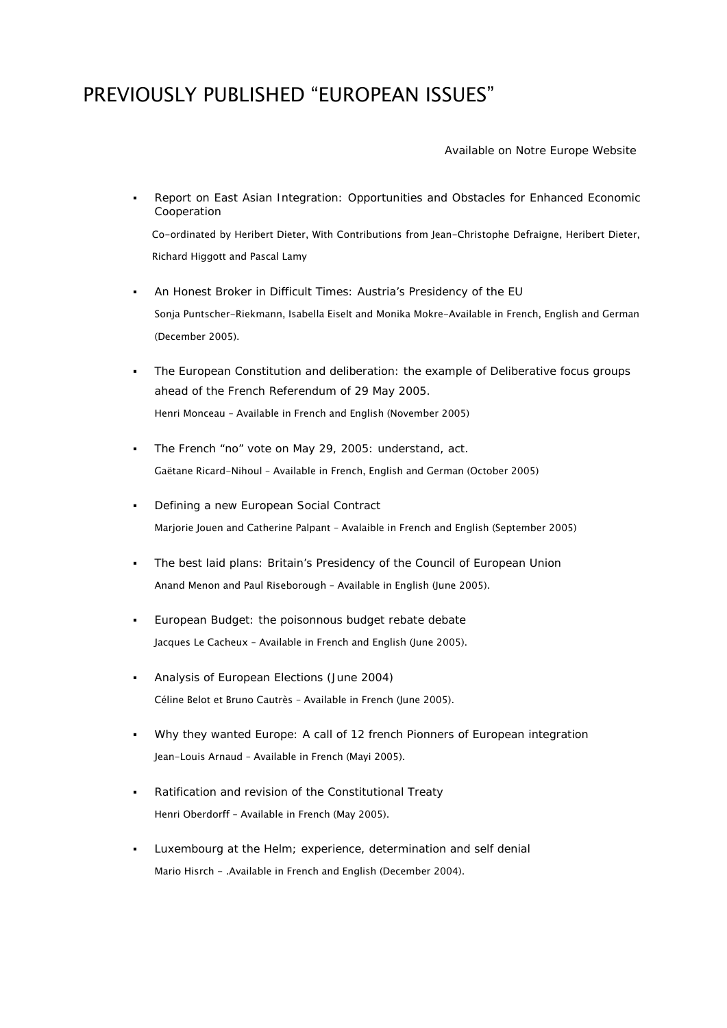# PREVIOUSLY PUBLISHED "EUROPEAN ISSUES"

Available on Notre Europe Website

- Report on East Asian Integration: Opportunities and Obstacles for Enhanced Economic Cooperation
  Co-ordinated by Heribert Dieter, With Contributions from Jean-Christophe Defraigne, Heribert Dieter, Richard Higgott and Pascal Lamy

- An Honest Broker in Difficult Times: Austria's Presidency of the EU
  Sonja Puntscher-Riekmann, Isabella Eiselt and Monika Mokre-Available in French, English and German (December 2005).

- The European Constitution and deliberation: the example of Deliberative focus groups ahead of the French Referendum of 29 May 2005.
  Henri Monceau – Available in French and English (November 2005)

- The French "no" vote on May 29, 2005: understand, act.
  Gaëtane Ricard-Nihoul – Available in French, English and German (October 2005)

- Defining a new European Social Contract
  Marjorie Jouen and Catherine Palpant – Avalaible in French and English (September 2005)

- The best laid plans: Britain's Presidency of the Council of European Union
  Anand Menon and Paul Riseborough – Available in English (June 2005).

- European Budget: the poisonnous budget rebate debate
  Jacques Le Cacheux – Available in French and English (June 2005).

- Analysis of European Elections (June 2004)
  Céline Belot et Bruno Cautrès – Available in French (June 2005).

- Why they wanted Europe: A call of 12 french Pionners of European integration
  Jean-Louis Arnaud – Available in French (Mayi 2005).

- Ratification and revision of the Constitutional Treaty
  Henri Oberdorff – Available in French (May 2005).

- Luxembourg at the Helm; experience, determination and self denial
  Mario Hisrch - .Available in French and English (December 2004).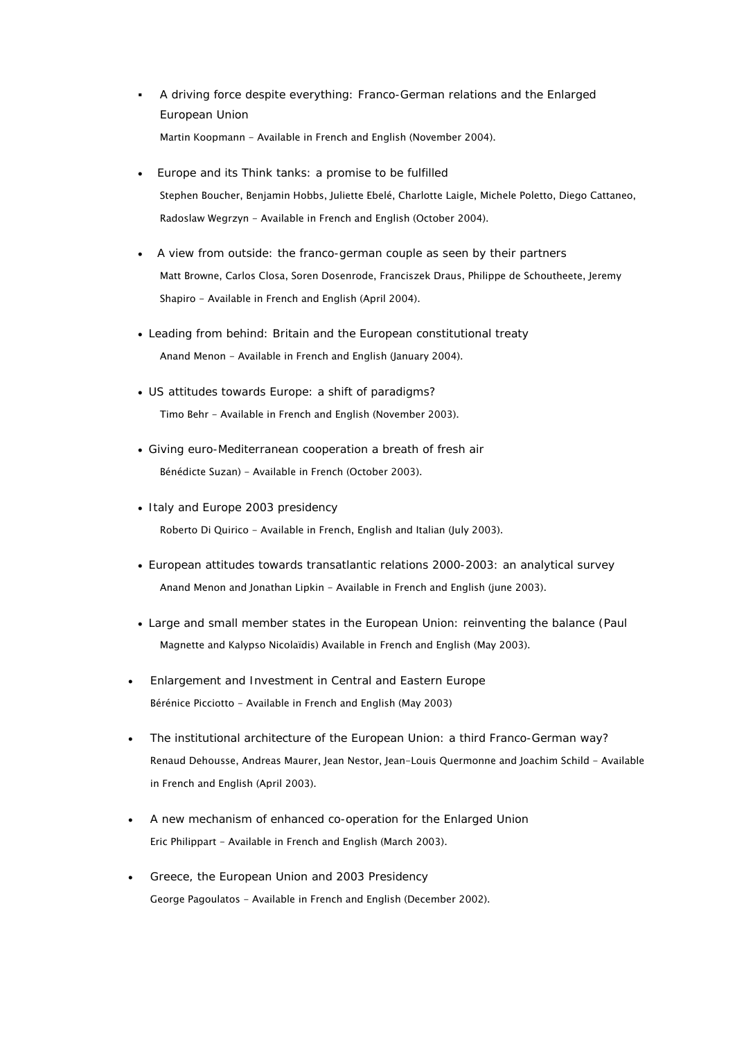- A driving force despite everything: Franco-German relations and the Enlarged European Union

  Martin Koopmann - Available in French and English (November 2004).

- Europe and its Think tanks: a promise to be fulfilled

  Stephen Boucher, Benjamin Hobbs, Juliette Ebelé, Charlotte Laigle, Michele Poletto, Diego Cattaneo, Radoslaw Wegrzyn - Available in French and English (October 2004).

- A view from outside: the franco-german couple as seen by their partners

  Matt Browne, Carlos Closa, Soren Dosenrode, Franciszek Draus, Philippe de Schoutheete, Jeremy Shapiro - Available in French and English (April 2004).

- Leading from behind: Britain and the European constitutional treaty

  Anand Menon - Available in French and English (January 2004).

- US attitudes towards Europe: a shift of paradigms?

  Timo Behr - Available in French and English (November 2003).

- Giving euro-Mediterranean cooperation a breath of fresh air

  Bénédicte Suzan) - Available in French (October 2003).

- Italy and Europe 2003 presidency

  Roberto Di Quirico - Available in French, English and Italian (July 2003).

- European attitudes towards transatlantic relations 2000-2003: an analytical survey

  Anand Menon and Jonathan Lipkin - Available in French and English (june 2003).

- Large and small member states in the European Union: reinventing the balance (Paul Magnette and Kalypso Nicolaïdis) Available in French and English (May 2003).

- Enlargement and Investment in Central and Eastern Europe

  Bérénice Picciotto - Available in French and English (May 2003)

- The institutional architecture of the European Union: a third Franco-German way?

  Renaud Dehousse, Andreas Maurer, Jean Nestor, Jean-Louis Quermonne and Joachim Schild - Available in French and English (April 2003).

- A new mechanism of enhanced co-operation for the Enlarged Union

  Eric Philippart - Available in French and English (March 2003).

- Greece, the European Union and 2003 Presidency

  George Pagoulatos - Available in French and English (December 2002).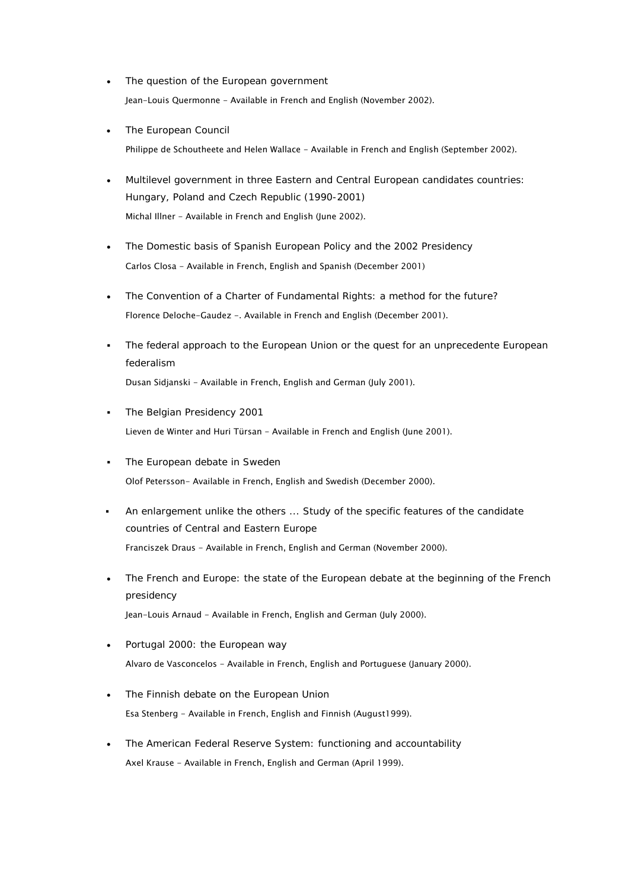- The question of the European government

  Jean-Louis Quermonne - Available in French and English (November 2002).

- The European Council

  Philippe de Schoutheete and Helen Wallace - Available in French and English (September 2002).

- Multilevel government in three Eastern and Central European candidates countries: Hungary, Poland and Czech Republic (1990-2001)

  Michal Illner - Available in French and English (June 2002).

- The Domestic basis of Spanish European Policy and the 2002 Presidency

  Carlos Closa - Available in French, English and Spanish (December 2001)

- The Convention of a Charter of Fundamental Rights: a method for the future?

  Florence Deloche-Gaudez -. Available in French and English (December 2001).

- The federal approach to the European Union or the quest for an unprecedente European federalism

  Dusan Sidjanski - Available in French, English and German (July 2001).

- The Belgian Presidency 2001

  Lieven de Winter and Huri Türsan - Available in French and English (June 2001).

- The European debate in Sweden

  Olof Petersson- Available in French, English and Swedish (December 2000).

- An enlargement unlike the others ... Study of the specific features of the candidate countries of Central and Eastern Europe

  Franciszek Draus - Available in French, English and German (November 2000).

- The French and Europe: the state of the European debate at the beginning of the French presidency

  Jean-Louis Arnaud - Available in French, English and German (July 2000).

- Portugal 2000: the European way

  Alvaro de Vasconcelos - Available in French, English and Portuguese (January 2000).

- The Finnish debate on the European Union

  Esa Stenberg - Available in French, English and Finnish (August1999).

- The American Federal Reserve System: functioning and accountability

  Axel Krause - Available in French, English and German (April 1999).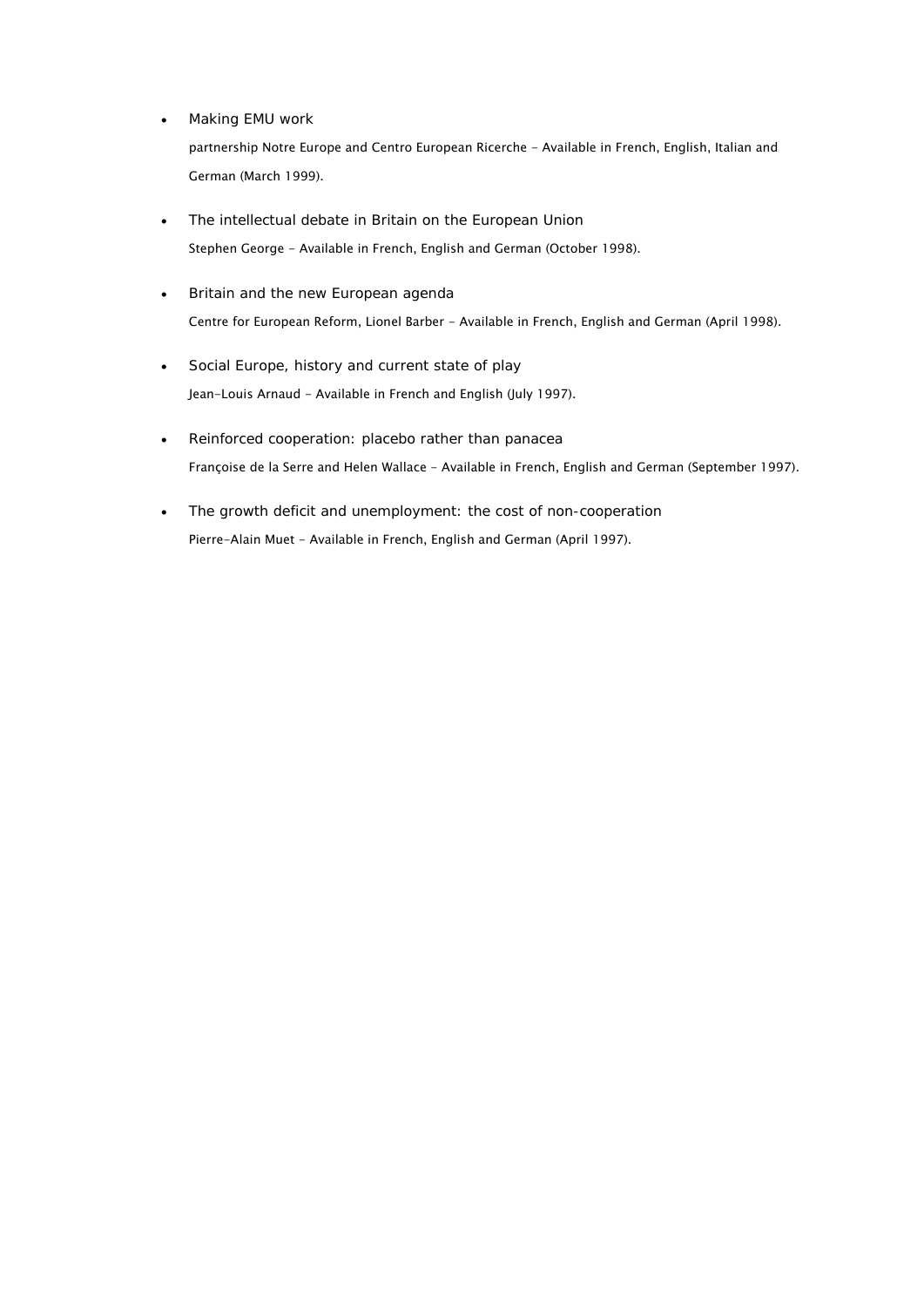- Making EMU work

  partnership Notre Europe and Centro European Ricerche - Available in French, English, Italian and German (March 1999).

- The intellectual debate in Britain on the European Union

  Stephen George - Available in French, English and German (October 1998).

- Britain and the new European agenda

  Centre for European Reform, Lionel Barber - Available in French, English and German (April 1998).

- Social Europe, history and current state of play

  Jean-Louis Arnaud - Available in French and English (July 1997).

- Reinforced cooperation: placebo rather than panacea

  Françoise de la Serre and Helen Wallace - Available in French, English and German (September 1997).

- The growth deficit and unemployment: the cost of non-cooperation

  Pierre-Alain Muet - Available in French, English and German (April 1997).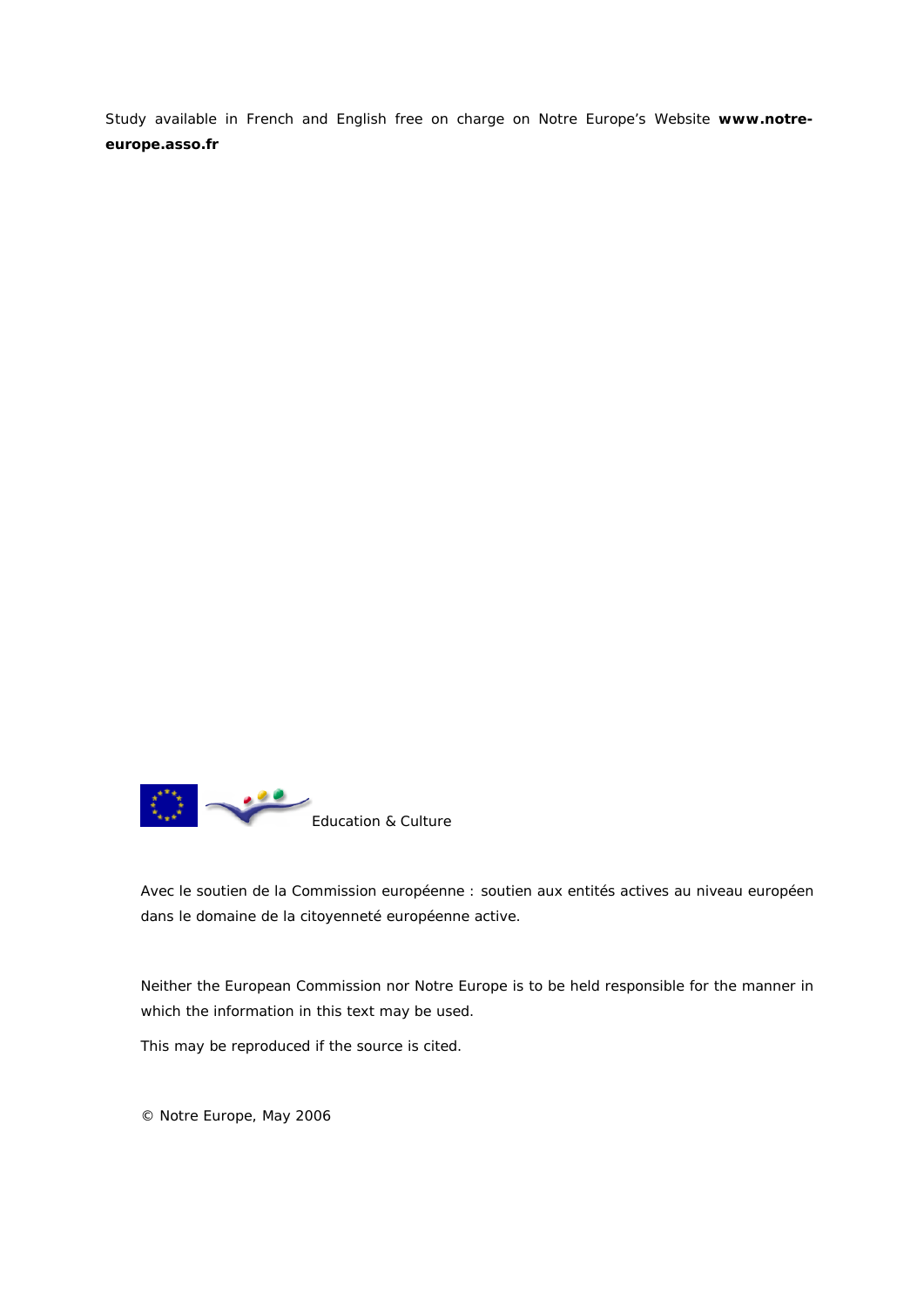Study available in French and English free on charge on Notre Europe's Website **www.notre-europe.asso.fr**

Education & Culture

Avec le soutien de la Commission européenne : soutien aux entités actives au niveau européen dans le domaine de la citoyenneté européenne active.

Neither the European Commission nor Notre Europe is to be held responsible for the manner in which the information in this text may be used.

This may be reproduced if the source is cited.

© Notre Europe, May 2006